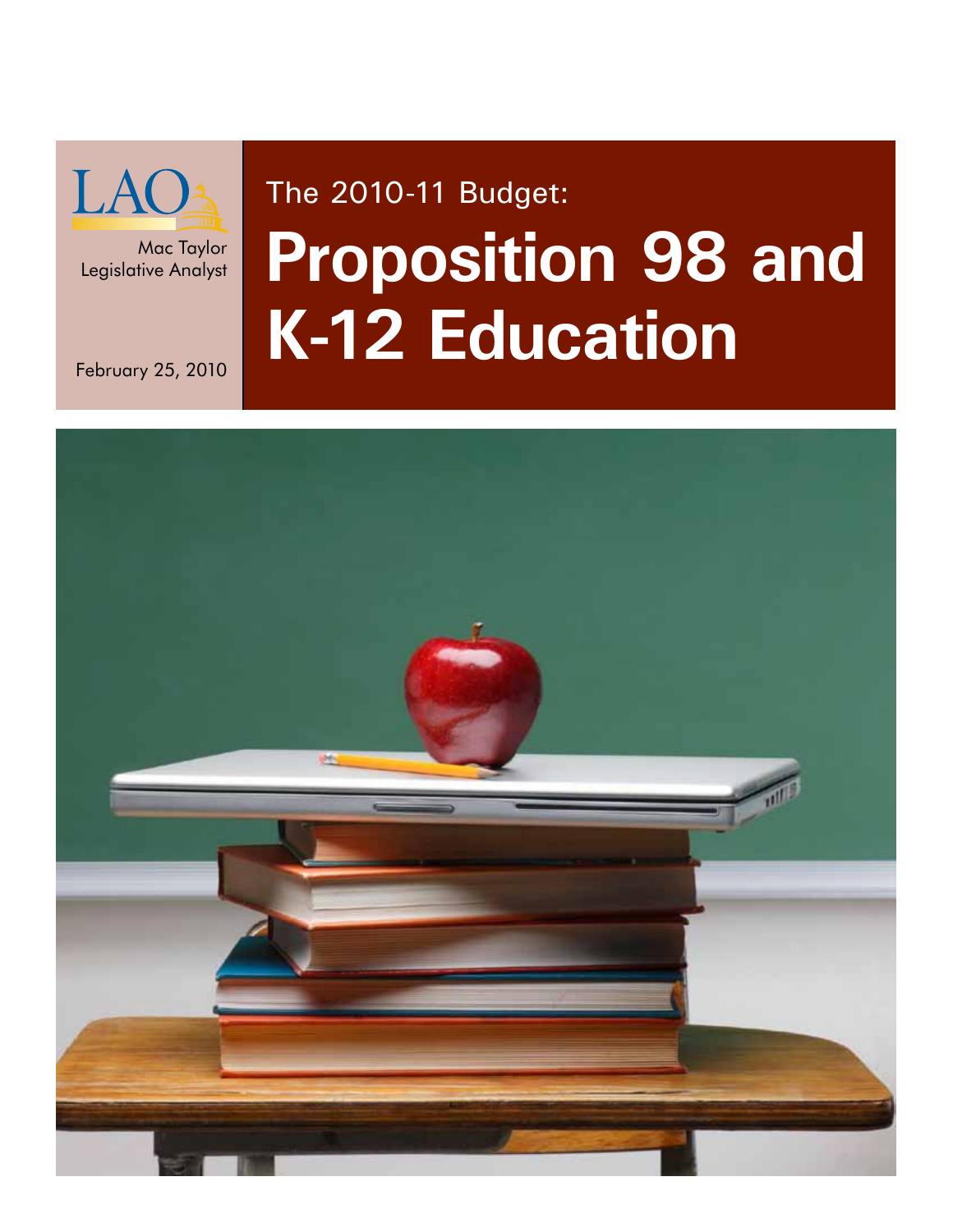LAO

Mac Taylor
Legislative Analyst

February 25, 2010

The 2010-11 Budget:

# Proposition 98 and K-12 Education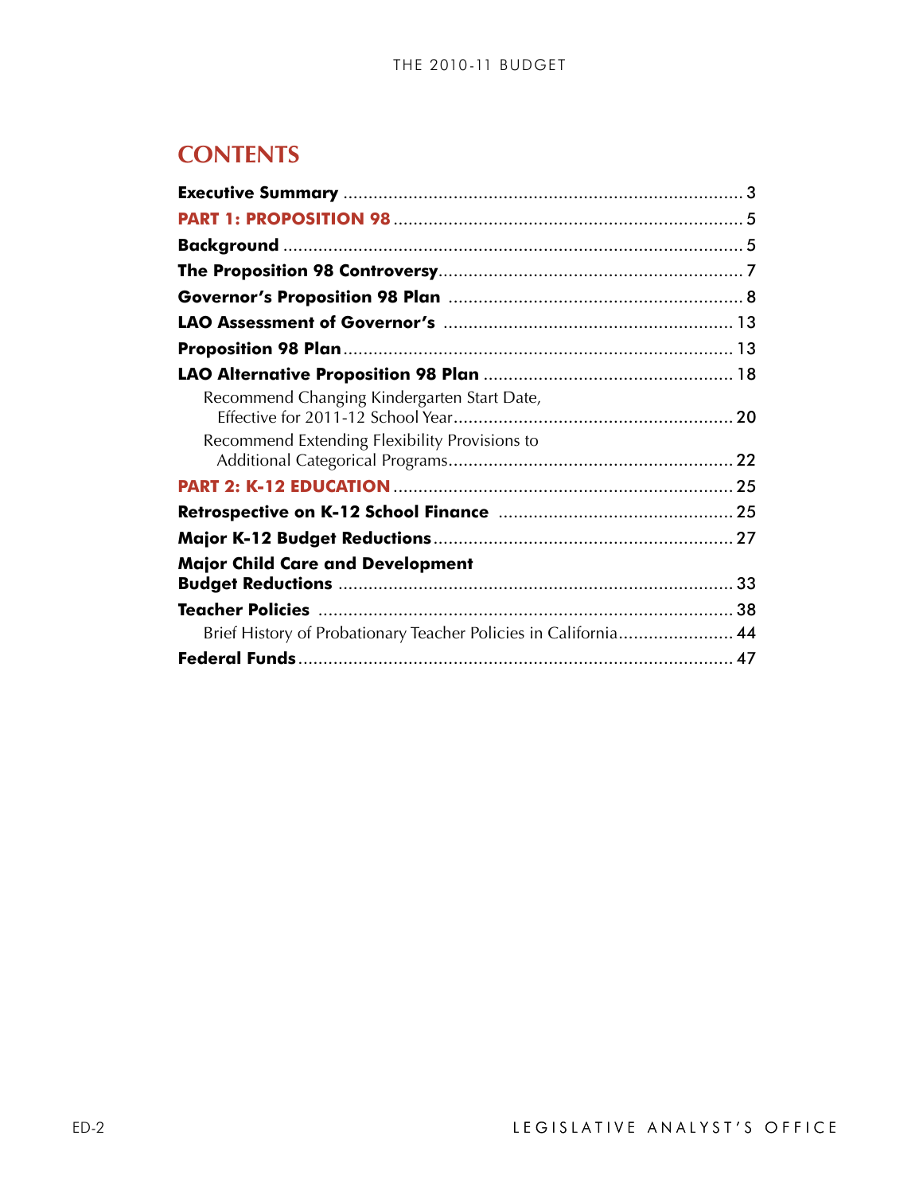## CONTENTS

**Executive Summary** ........................................................................ 3

**PART 1: PROPOSITION 98** ............................................................. 5

**Background** .................................................................................... 5

**The Proposition 98 Controversy** ..................................................... 7

**Governor's Proposition 98 Plan** ..................................................... 8

**LAO Assessment of Governor's** ..................................................... 13

**Proposition 98 Plan** ....................................................................... 13

**LAO Alternative Proposition 98 Plan** ............................................. 18

- Recommend Changing Kindergarten Start Date, Effective for 2011-12 School Year ......................................................... 20
- Recommend Extending Flexibility Provisions to Additional Categorical Programs ......................................................... 22

**PART 2: K-12 EDUCATION** ........................................................... 25

**Retrospective on K-12 School Finance** .......................................... 25

**Major K-12 Budget Reductions** ..................................................... 27

**Major Child Care and Development Budget Reductions** ................. 33

**Teacher Policies** ............................................................................ 38

- Brief History of Probationary Teacher Policies in California ....................... 44

**Federal Funds** ............................................................................... 47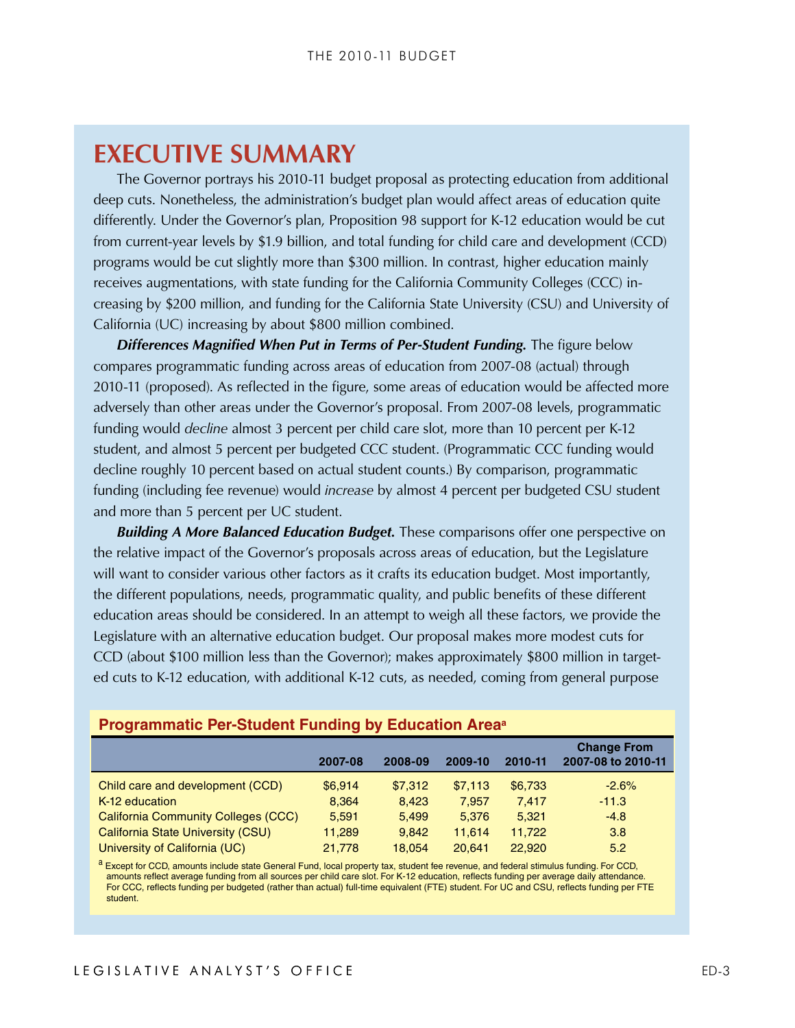# EXECUTIVE SUMMARY

The Governor portrays his 2010-11 budget proposal as protecting education from additional deep cuts. Nonetheless, the administration's budget plan would affect areas of education quite differently. Under the Governor's plan, Proposition 98 support for K-12 education would be cut from current-year levels by $1.9 billion, and total funding for child care and development (CCD) programs would be cut slightly more than $300 million. In contrast, higher education mainly receives augmentations, with state funding for the California Community Colleges (CCC) increasing by $200 million, and funding for the California State University (CSU) and University of California (UC) increasing by about $800 million combined.

***Differences Magnified When Put in Terms of Per-Student Funding.*** The figure below compares programmatic funding across areas of education from 2007-08 (actual) through 2010-11 (proposed). As reflected in the figure, some areas of education would be affected more adversely than other areas under the Governor's proposal. From 2007-08 levels, programmatic funding would *decline* almost 3 percent per child care slot, more than 10 percent per K-12 student, and almost 5 percent per budgeted CCC student. (Programmatic CCC funding would decline roughly 10 percent based on actual student counts.) By comparison, programmatic funding (including fee revenue) would *increase* by almost 4 percent per budgeted CSU student and more than 5 percent per UC student.

***Building A More Balanced Education Budget.*** These comparisons offer one perspective on the relative impact of the Governor's proposals across areas of education, but the Legislature will want to consider various other factors as it crafts its education budget. Most importantly, the different populations, needs, programmatic quality, and public benefits of these different education areas should be considered. In an attempt to weigh all these factors, we provide the Legislature with an alternative education budget. Our proposal makes more modest cuts for CCD (about $100 million less than the Governor); makes approximately $800 million in targeted cuts to K-12 education, with additional K-12 cuts, as needed, coming from general purpose

**Programmatic Per-Student Funding by Education Area[a]**

| | 2007-08 | 2008-09 | 2009-10 | 2010-11 | Change From 2007-08 to 2010-11 |
|---|---|---|---|---|---|
| Child care and development (CCD) | $6,914 | $7,312 | $7,113 | $6,733 | -2.6% |
| K-12 education | 8,364 | 8,423 | 7,957 | 7,417 | -11.3 |
| California Community Colleges (CCC) | 5,591 | 5,499 | 5,376 | 5,321 | -4.8 |
| California State University (CSU) | 11,289 | 9,842 | 11,614 | 11,722 | 3.8 |
| University of California (UC) | 21,778 | 18,054 | 20,641 | 22,920 | 5.2 |

[a] Except for CCD, amounts include state General Fund, local property tax, student fee revenue, and federal stimulus funding. For CCD, amounts reflect average funding from all sources per child care slot. For K-12 education, reflects funding per average daily attendance. For CCC, reflects funding per budgeted (rather than actual) full-time equivalent (FTE) student. For UC and CSU, reflects funding per FTE student.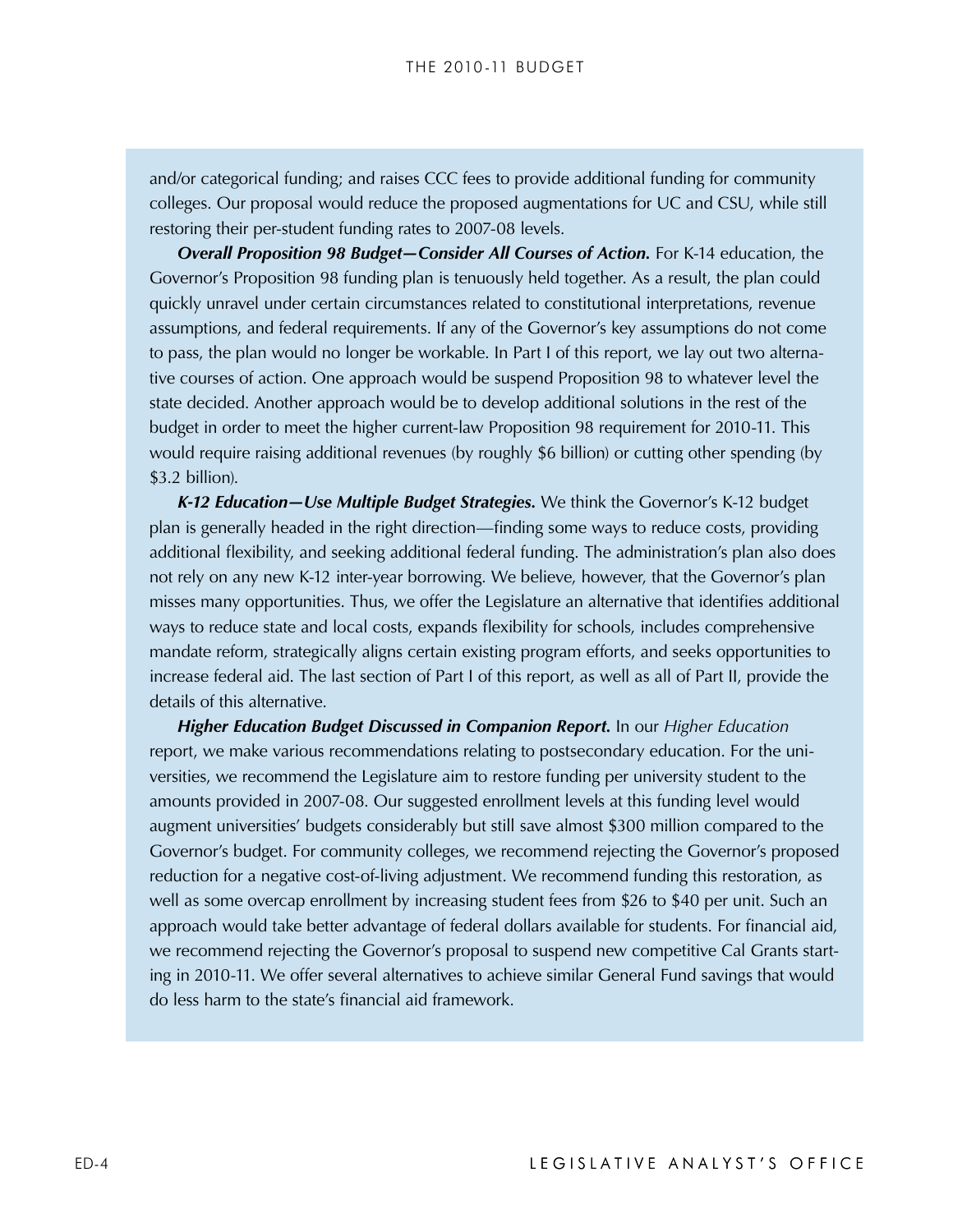and/or categorical funding; and raises CCC fees to provide additional funding for community colleges. Our proposal would reduce the proposed augmentations for UC and CSU, while still restoring their per-student funding rates to 2007-08 levels.

***Overall Proposition 98 Budget—Consider All Courses of Action.*** For K-14 education, the Governor's Proposition 98 funding plan is tenuously held together. As a result, the plan could quickly unravel under certain circumstances related to constitutional interpretations, revenue assumptions, and federal requirements. If any of the Governor's key assumptions do not come to pass, the plan would no longer be workable. In Part I of this report, we lay out two alternative courses of action. One approach would be suspend Proposition 98 to whatever level the state decided. Another approach would be to develop additional solutions in the rest of the budget in order to meet the higher current-law Proposition 98 requirement for 2010-11. This would require raising additional revenues (by roughly $6 billion) or cutting other spending (by $3.2 billion).

***K-12 Education—Use Multiple Budget Strategies.*** We think the Governor's K-12 budget plan is generally headed in the right direction—finding some ways to reduce costs, providing additional flexibility, and seeking additional federal funding. The administration's plan also does not rely on any new K-12 inter-year borrowing. We believe, however, that the Governor's plan misses many opportunities. Thus, we offer the Legislature an alternative that identifies additional ways to reduce state and local costs, expands flexibility for schools, includes comprehensive mandate reform, strategically aligns certain existing program efforts, and seeks opportunities to increase federal aid. The last section of Part I of this report, as well as all of Part II, provide the details of this alternative.

***Higher Education Budget Discussed in Companion Report.*** In our *Higher Education* report, we make various recommendations relating to postsecondary education. For the universities, we recommend the Legislature aim to restore funding per university student to the amounts provided in 2007-08. Our suggested enrollment levels at this funding level would augment universities' budgets considerably but still save almost $300 million compared to the Governor's budget. For community colleges, we recommend rejecting the Governor's proposed reduction for a negative cost-of-living adjustment. We recommend funding this restoration, as well as some overcap enrollment by increasing student fees from $26 to $40 per unit. Such an approach would take better advantage of federal dollars available for students. For financial aid, we recommend rejecting the Governor's proposal to suspend new competitive Cal Grants starting in 2010-11. We offer several alternatives to achieve similar General Fund savings that would do less harm to the state's financial aid framework.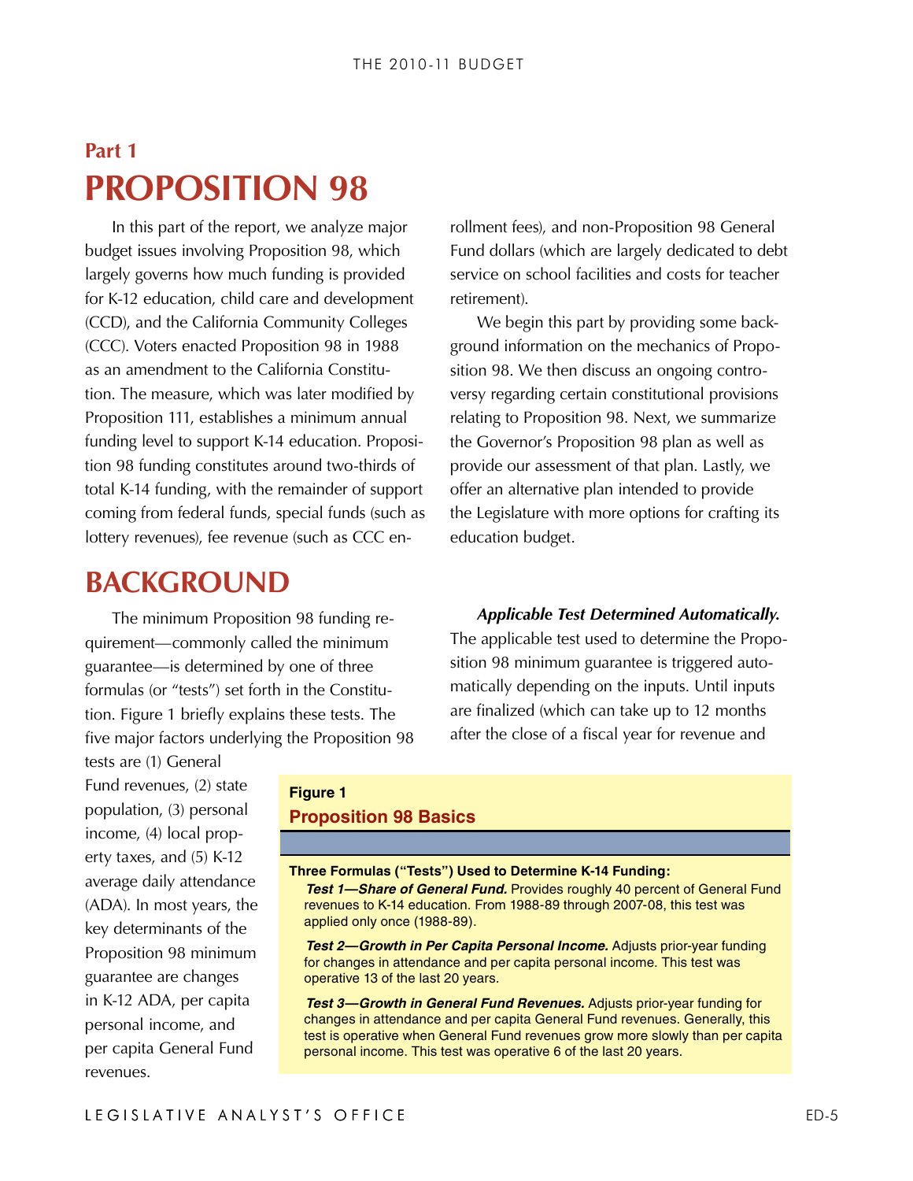## Part 1

# PROPOSITION 98

In this part of the report, we analyze major budget issues involving Proposition 98, which largely governs how much funding is provided for K-12 education, child care and development (CCD), and the California Community Colleges (CCC). Voters enacted Proposition 98 in 1988 as an amendment to the California Constitution. The measure, which was later modified by Proposition 111, establishes a minimum annual funding level to support K-14 education. Proposition 98 funding constitutes around two-thirds of total K-14 funding, with the remainder of support coming from federal funds, special funds (such as lottery revenues), fee revenue (such as CCC enrollment fees), and non-Proposition 98 General Fund dollars (which are largely dedicated to debt service on school facilities and costs for teacher retirement).

We begin this part by providing some background information on the mechanics of Proposition 98. We then discuss an ongoing controversy regarding certain constitutional provisions relating to Proposition 98. Next, we summarize the Governor's Proposition 98 plan as well as provide our assessment of that plan. Lastly, we offer an alternative plan intended to provide the Legislature with more options for crafting its education budget.

# BACKGROUND

The minimum Proposition 98 funding requirement—commonly called the minimum guarantee—is determined by one of three formulas (or "tests") set forth in the Constitution. Figure 1 briefly explains these tests. The five major factors underlying the Proposition 98 tests are (1) General Fund revenues, (2) state population, (3) personal income, (4) local property taxes, and (5) K-12 average daily attendance (ADA). In most years, the key determinants of the Proposition 98 minimum guarantee are changes in K-12 ADA, per capita personal income, and per capita General Fund revenues.

***Applicable Test Determined Automatically.*** The applicable test used to determine the Proposition 98 minimum guarantee is triggered automatically depending on the inputs. Until inputs are finalized (which can take up to 12 months after the close of a fiscal year for revenue and

**Figure 1**

**Proposition 98 Basics**

**Three Formulas ("Tests") Used to Determine K-14 Funding:**

- ***Test 1—Share of General Fund.*** Provides roughly 40 percent of General Fund revenues to K-14 education. From 1988-89 through 2007-08, this test was applied only once (1988-89).
- ***Test 2—Growth in Per Capita Personal Income.*** Adjusts prior-year funding for changes in attendance and per capita personal income. This test was operative 13 of the last 20 years.
- ***Test 3—Growth in General Fund Revenues.*** Adjusts prior-year funding for changes in attendance and per capita General Fund revenues. Generally, this test is operative when General Fund revenues grow more slowly than per capita personal income. This test was operative 6 of the last 20 years.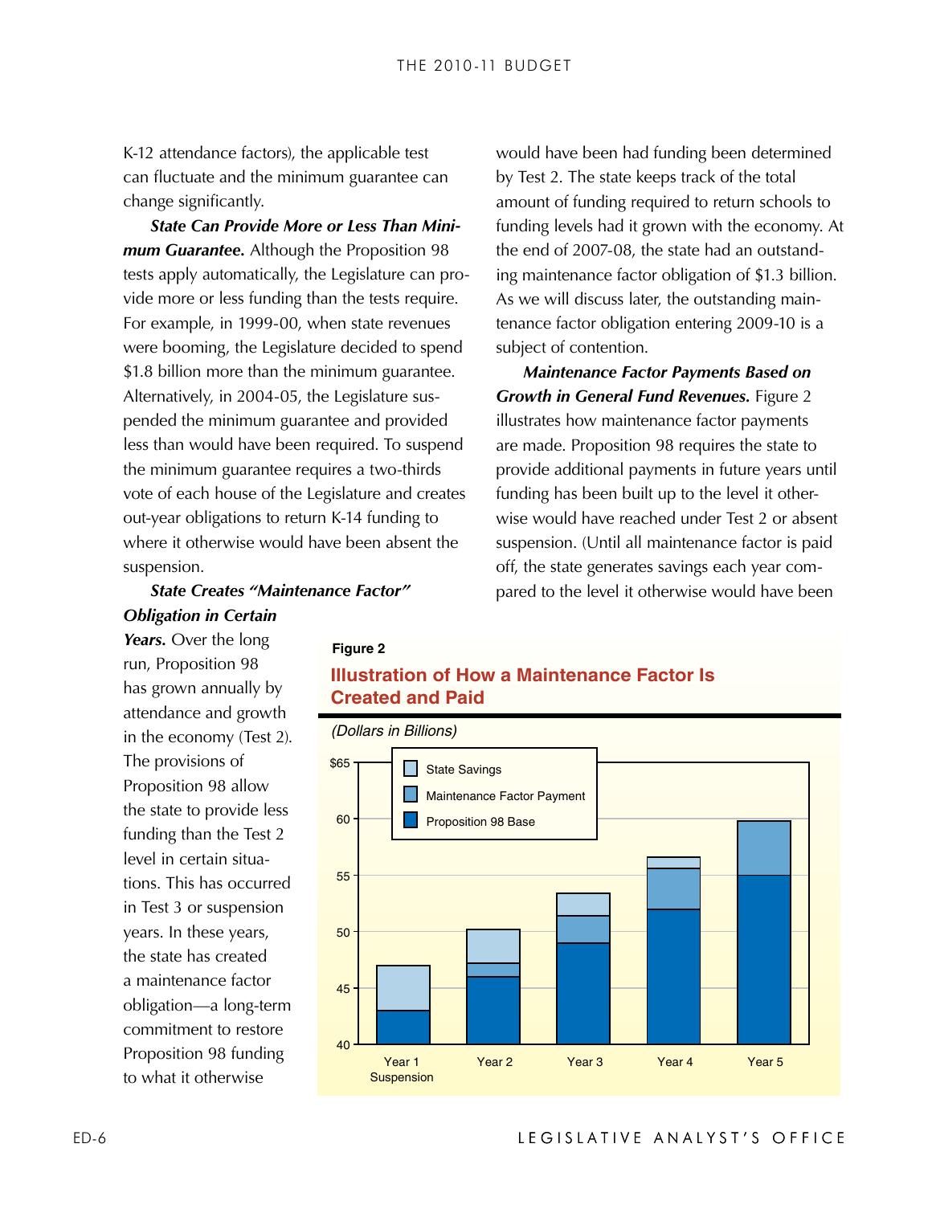K-12 attendance factors), the applicable test can fluctuate and the minimum guarantee can change significantly.

***State Can Provide More or Less Than Minimum Guarantee.*** Although the Proposition 98 tests apply automatically, the Legislature can provide more or less funding than the tests require. For example, in 1999-00, when state revenues were booming, the Legislature decided to spend $1.8 billion more than the minimum guarantee. Alternatively, in 2004-05, the Legislature suspended the minimum guarantee and provided less than would have been required. To suspend the minimum guarantee requires a two-thirds vote of each house of the Legislature and creates out-year obligations to return K-14 funding to where it otherwise would have been absent the suspension.

***State Creates "Maintenance Factor" Obligation in Certain Years.*** Over the long run, Proposition 98 has grown annually by attendance and growth in the economy (Test 2). The provisions of Proposition 98 allow the state to provide less funding than the Test 2 level in certain situations. This has occurred in Test 3 or suspension years. In these years, the state has created a maintenance factor obligation—a long-term commitment to restore Proposition 98 funding to what it otherwise would have been had funding been determined by Test 2. The state keeps track of the total amount of funding required to return schools to funding levels had it grown with the economy. At the end of 2007-08, the state had an outstanding maintenance factor obligation of $1.3 billion. As we will discuss later, the outstanding maintenance factor obligation entering 2009-10 is a subject of contention.

***Maintenance Factor Payments Based on Growth in General Fund Revenues.*** Figure 2 illustrates how maintenance factor payments are made. Proposition 98 requires the state to provide additional payments in future years until funding has been built up to the level it otherwise would have reached under Test 2 or absent suspension. (Until all maintenance factor is paid off, the state generates savings each year compared to the level it otherwise would have been

**Figure 2**

**Illustration of How a Maintenance Factor Is Created and Paid**

*(Dollars in Billions)*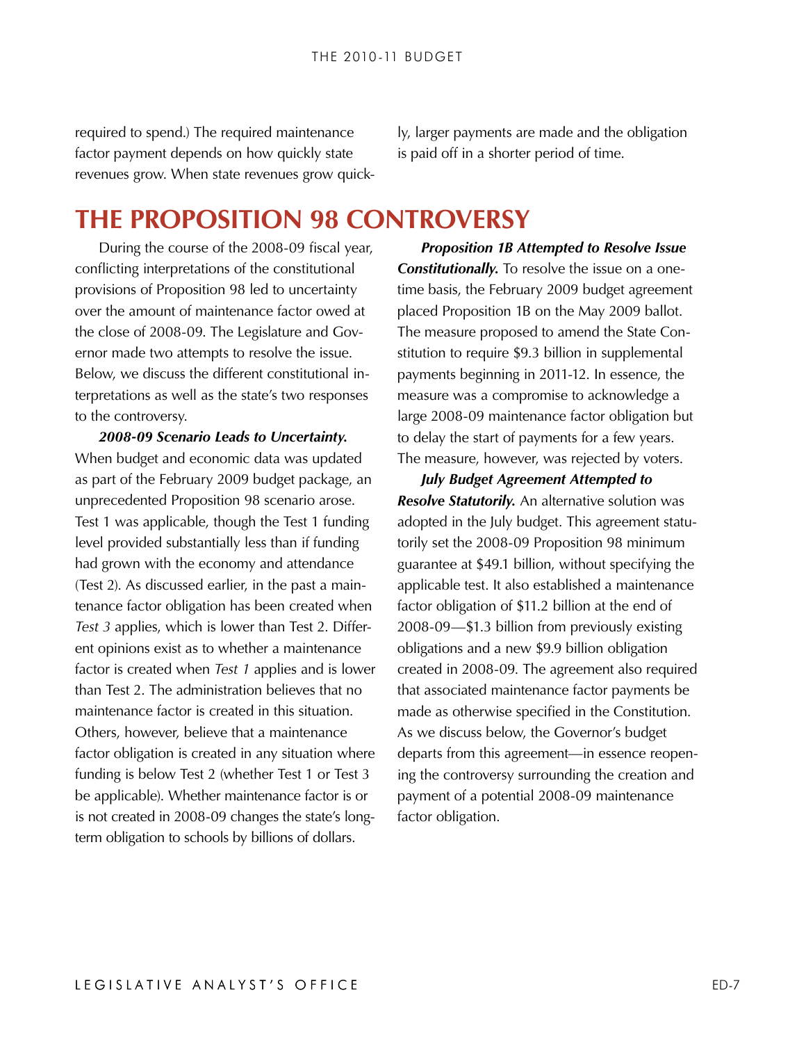required to spend.) The required maintenance factor payment depends on how quickly state revenues grow. When state revenues grow quickly, larger payments are made and the obligation is paid off in a shorter period of time.

## THE PROPOSITION 98 CONTROVERSY

During the course of the 2008-09 fiscal year, conflicting interpretations of the constitutional provisions of Proposition 98 led to uncertainty over the amount of maintenance factor owed at the close of 2008-09. The Legislature and Governor made two attempts to resolve the issue. Below, we discuss the different constitutional interpretations as well as the state's two responses to the controversy.

***2008-09 Scenario Leads to Uncertainty.*** When budget and economic data was updated as part of the February 2009 budget package, an unprecedented Proposition 98 scenario arose. Test 1 was applicable, though the Test 1 funding level provided substantially less than if funding had grown with the economy and attendance (Test 2). As discussed earlier, in the past a maintenance factor obligation has been created when *Test 3* applies, which is lower than Test 2. Different opinions exist as to whether a maintenance factor is created when *Test 1* applies and is lower than Test 2. The administration believes that no maintenance factor is created in this situation. Others, however, believe that a maintenance factor obligation is created in any situation where funding is below Test 2 (whether Test 1 or Test 3 be applicable). Whether maintenance factor is or is not created in 2008-09 changes the state's long-term obligation to schools by billions of dollars.

***Proposition 1B Attempted to Resolve Issue Constitutionally.*** To resolve the issue on a one-time basis, the February 2009 budget agreement placed Proposition 1B on the May 2009 ballot. The measure proposed to amend the State Constitution to require $9.3 billion in supplemental payments beginning in 2011-12. In essence, the measure was a compromise to acknowledge a large 2008-09 maintenance factor obligation but to delay the start of payments for a few years. The measure, however, was rejected by voters.

***July Budget Agreement Attempted to Resolve Statutorily.*** An alternative solution was adopted in the July budget. This agreement statutorily set the 2008-09 Proposition 98 minimum guarantee at $49.1 billion, without specifying the applicable test. It also established a maintenance factor obligation of $11.2 billion at the end of 2008-09—$1.3 billion from previously existing obligations and a new $9.9 billion obligation created in 2008-09. The agreement also required that associated maintenance factor payments be made as otherwise specified in the Constitution. As we discuss below, the Governor's budget departs from this agreement—in essence reopening the controversy surrounding the creation and payment of a potential 2008-09 maintenance factor obligation.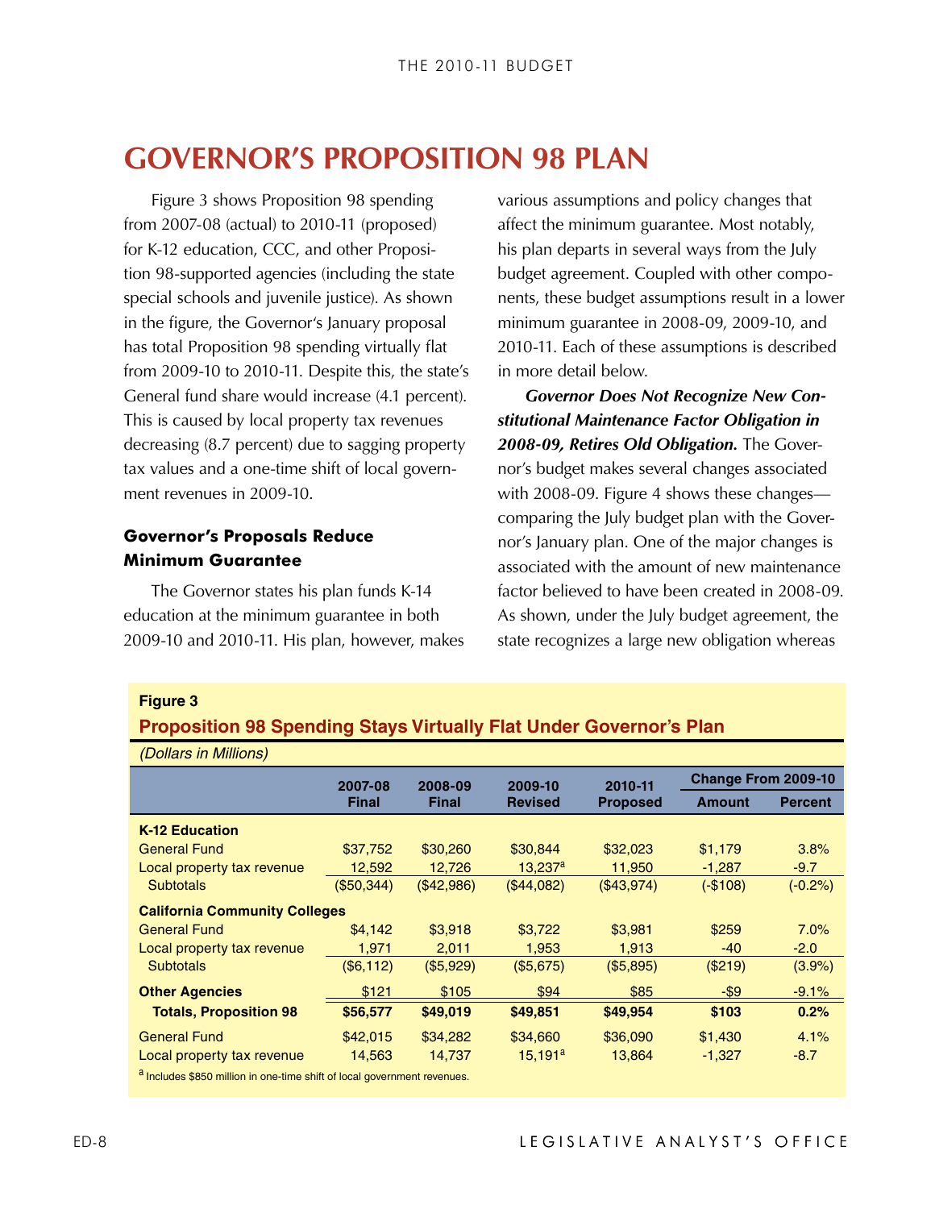# GOVERNOR'S PROPOSITION 98 PLAN

Figure 3 shows Proposition 98 spending from 2007-08 (actual) to 2010-11 (proposed) for K-12 education, CCC, and other Proposition 98-supported agencies (including the state special schools and juvenile justice). As shown in the figure, the Governor's January proposal has total Proposition 98 spending virtually flat from 2009-10 to 2010-11. Despite this, the state's General fund share would increase (4.1 percent). This is caused by local property tax revenues decreasing (8.7 percent) due to sagging property tax values and a one-time shift of local government revenues in 2009-10.

### Governor's Proposals Reduce Minimum Guarantee

The Governor states his plan funds K-14 education at the minimum guarantee in both 2009-10 and 2010-11. His plan, however, makes various assumptions and policy changes that affect the minimum guarantee. Most notably, his plan departs in several ways from the July budget agreement. Coupled with other components, these budget assumptions result in a lower minimum guarantee in 2008-09, 2009-10, and 2010-11. Each of these assumptions is described in more detail below.

***Governor Does Not Recognize New Constitutional Maintenance Factor Obligation in 2008-09, Retires Old Obligation.*** The Governor's budget makes several changes associated with 2008-09. Figure 4 shows these changes—comparing the July budget plan with the Governor's January plan. One of the major changes is associated with the amount of new maintenance factor believed to have been created in 2008-09. As shown, under the July budget agreement, the state recognizes a large new obligation whereas

**Figure 3**

**Proposition 98 Spending Stays Virtually Flat Under Governor's Plan**

*(Dollars in Millions)*

| | 2007-08 Final | 2008-09 Final | 2009-10 Revised | 2010-11 Proposed | Change From 2009-10 | |
|---|---|---|---|---|---|---|
| | | | | | Amount | Percent |
| **K-12 Education** | | | | | | |
| General Fund | $37,752 | $30,260 | $30,844 | $32,023 | $1,179 | 3.8% |
| Local property tax revenue | 12,592 | 12,726 | 13,237[a] | 11,950 | -1,287 | -9.7 |
| Subtotals | ($50,344) | ($42,986) | ($44,082) | ($43,974) | (-$108) | (-0.2%) |
| **California Community Colleges** | | | | | | |
| General Fund | $4,142 | $3,918 | $3,722 | $3,981 | $259 | 7.0% |
| Local property tax revenue | 1,971 | 2,011 | 1,953 | 1,913 | -40 | -2.0 |
| Subtotals | ($6,112) | ($5,929) | ($5,675) | ($5,895) | ($219) | (3.9%) |
| **Other Agencies** | $121 | $105 | $94 | $85 | -$9 | -9.1% |
| **Totals, Proposition 98** | **$56,577** | **$49,019** | **$49,851** | **$49,954** | **$103** | **0.2%** |
| General Fund | $42,015 | $34,282 | $34,660 | $36,090 | $1,430 | 4.1% |
| Local property tax revenue | 14,563 | 14,737 | 15,191[a] | 13,864 | -1,327 | -8.7 |

[a] Includes $850 million in one-time shift of local government revenues.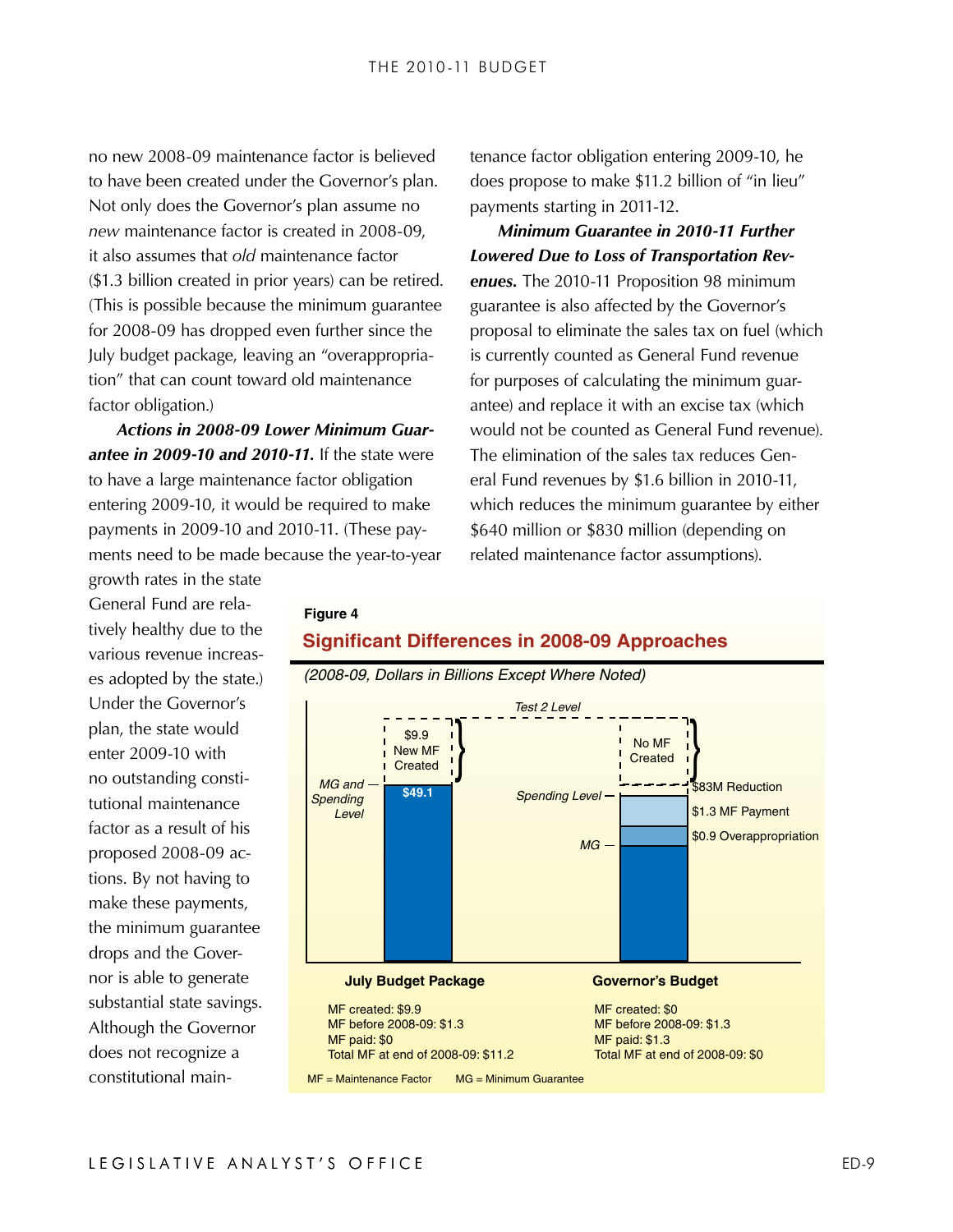no new 2008-09 maintenance factor is believed to have been created under the Governor's plan. Not only does the Governor's plan assume no *new* maintenance factor is created in 2008-09, it also assumes that *old* maintenance factor ($1.3 billion created in prior years) can be retired. (This is possible because the minimum guarantee for 2008-09 has dropped even further since the July budget package, leaving an "overappropriation" that can count toward old maintenance factor obligation.)

***Actions in 2008-09 Lower Minimum Guarantee in 2009-10 and 2010-11.*** If the state were to have a large maintenance factor obligation entering 2009-10, it would be required to make payments in 2009-10 and 2010-11. (These payments need to be made because the year-to-year growth rates in the state General Fund are relatively healthy due to the various revenue increases adopted by the state.) Under the Governor's plan, the state would enter 2009-10 with no outstanding constitutional maintenance factor as a result of his proposed 2008-09 actions. By not having to make these payments, the minimum guarantee drops and the Governor is able to generate substantial state savings. Although the Governor does not recognize a constitutional maintenance factor obligation entering 2009-10, he does propose to make $11.2 billion of "in lieu" payments starting in 2011-12.

***Minimum Guarantee in 2010-11 Further Lowered Due to Loss of Transportation Revenues.*** The 2010-11 Proposition 98 minimum guarantee is also affected by the Governor's proposal to eliminate the sales tax on fuel (which is currently counted as General Fund revenue for purposes of calculating the minimum guarantee) and replace it with an excise tax (which would not be counted as General Fund revenue). The elimination of the sales tax reduces General Fund revenues by $1.6 billion in 2010-11, which reduces the minimum guarantee by either $640 million or $830 million (depending on related maintenance factor assumptions).

**Figure 4**

**Significant Differences in 2008-09 Approaches**

*(2008-09, Dollars in Billions Except Where Noted)*

Test 2 Level

| | July Budget Package | Governor's Budget |
|---|---|---|
| Above spending level (up to Test 2 Level) | $9.9 New MF Created | No MF Created |
| Spending level | MG and Spending Level: $49.1 | $83M Reduction |
| | | $1.3 MF Payment |
| | | $0.9 Overappropriation |
| | | MG |

**July Budget Package**

MF created: $9.9
MF before 2008-09: $1.3
MF paid: $0
Total MF at end of 2008-09: $11.2

**Governor's Budget**

MF created: $0
MF before 2008-09: $1.3
MF paid: $1.3
Total MF at end of 2008-09: $0

MF = Maintenance Factor MG = Minimum Guarantee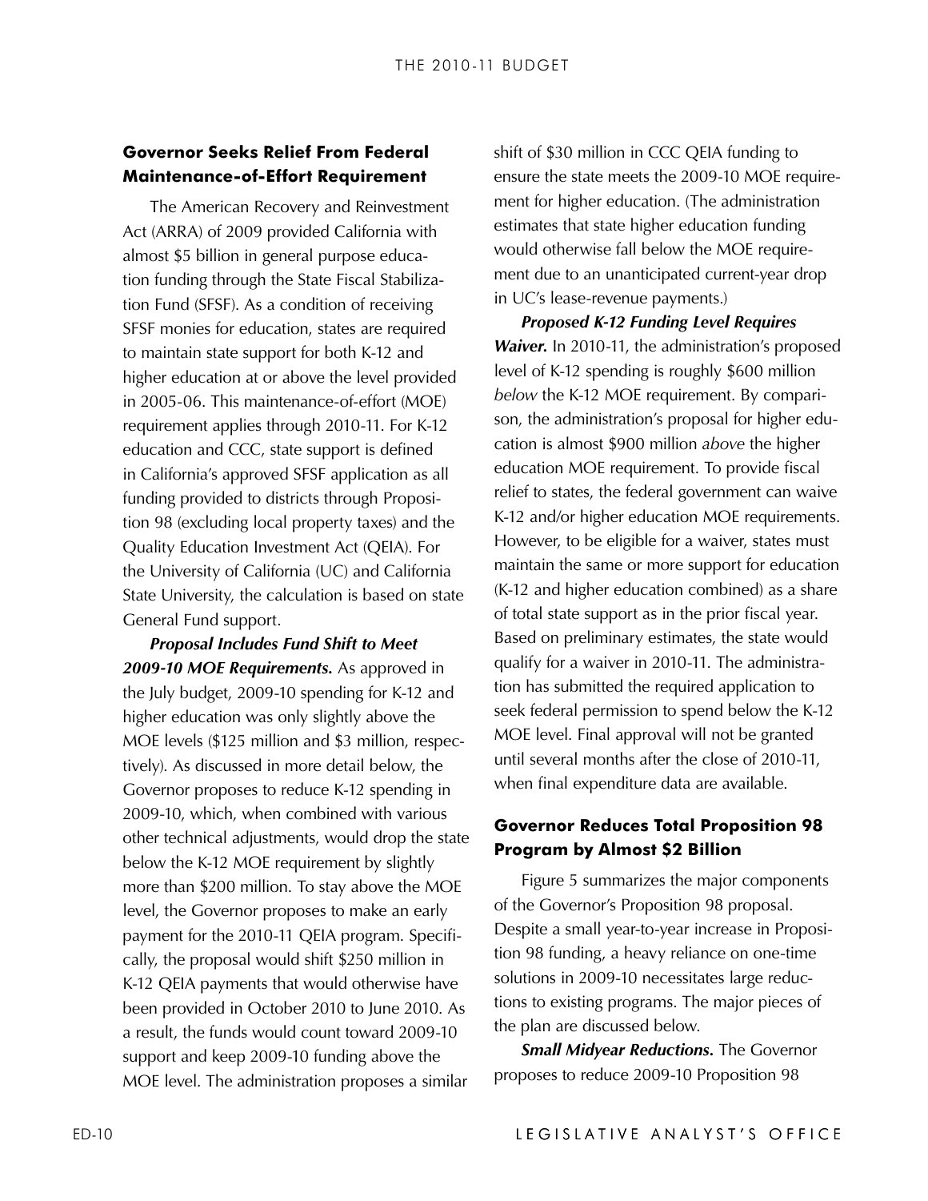### Governor Seeks Relief From Federal Maintenance-of-Effort Requirement

The American Recovery and Reinvestment Act (ARRA) of 2009 provided California with almost $5 billion in general purpose education funding through the State Fiscal Stabilization Fund (SFSF). As a condition of receiving SFSF monies for education, states are required to maintain state support for both K-12 and higher education at or above the level provided in 2005-06. This maintenance-of-effort (MOE) requirement applies through 2010-11. For K-12 education and CCC, state support is defined in California's approved SFSF application as all funding provided to districts through Proposition 98 (excluding local property taxes) and the Quality Education Investment Act (QEIA). For the University of California (UC) and California State University, the calculation is based on state General Fund support.

***Proposal Includes Fund Shift to Meet 2009-10 MOE Requirements.*** As approved in the July budget, 2009-10 spending for K-12 and higher education was only slightly above the MOE levels ($125 million and $3 million, respectively). As discussed in more detail below, the Governor proposes to reduce K-12 spending in 2009-10, which, when combined with various other technical adjustments, would drop the state below the K-12 MOE requirement by slightly more than $200 million. To stay above the MOE level, the Governor proposes to make an early payment for the 2010-11 QEIA program. Specifically, the proposal would shift $250 million in K-12 QEIA payments that would otherwise have been provided in October 2010 to June 2010. As a result, the funds would count toward 2009-10 support and keep 2009-10 funding above the MOE level. The administration proposes a similar shift of $30 million in CCC QEIA funding to ensure the state meets the 2009-10 MOE requirement for higher education. (The administration estimates that state higher education funding would otherwise fall below the MOE requirement due to an unanticipated current-year drop in UC's lease-revenue payments.)

***Proposed K-12 Funding Level Requires Waiver.*** In 2010-11, the administration's proposed level of K-12 spending is roughly $600 million *below* the K-12 MOE requirement. By comparison, the administration's proposal for higher education is almost $900 million *above* the higher education MOE requirement. To provide fiscal relief to states, the federal government can waive K-12 and/or higher education MOE requirements. However, to be eligible for a waiver, states must maintain the same or more support for education (K-12 and higher education combined) as a share of total state support as in the prior fiscal year. Based on preliminary estimates, the state would qualify for a waiver in 2010-11. The administration has submitted the required application to seek federal permission to spend below the K-12 MOE level. Final approval will not be granted until several months after the close of 2010-11, when final expenditure data are available.

### Governor Reduces Total Proposition 98 Program by Almost $2 Billion

Figure 5 summarizes the major components of the Governor's Proposition 98 proposal. Despite a small year-to-year increase in Proposition 98 funding, a heavy reliance on one-time solutions in 2009-10 necessitates large reductions to existing programs. The major pieces of the plan are discussed below.

***Small Midyear Reductions.*** The Governor proposes to reduce 2009-10 Proposition 98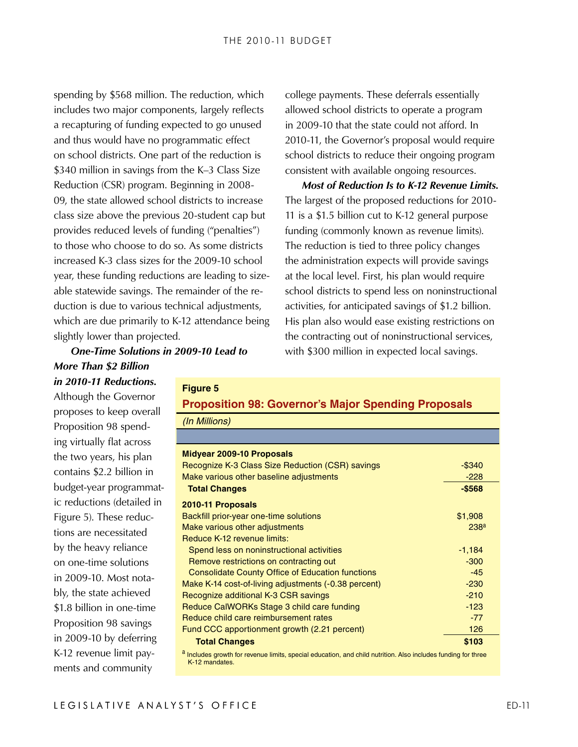spending by $568 million. The reduction, which includes two major components, largely reflects a recapturing of funding expected to go unused and thus would have no programmatic effect on school districts. One part of the reduction is $340 million in savings from the K–3 Class Size Reduction (CSR) program. Beginning in 2008-09, the state allowed school districts to increase class size above the previous 20-student cap but provides reduced levels of funding ("penalties") to those who choose to do so. As some districts increased K-3 class sizes for the 2009-10 school year, these funding reductions are leading to sizeable statewide savings. The remainder of the reduction is due to various technical adjustments, which are due primarily to K-12 attendance being slightly lower than projected.

***One-Time Solutions in 2009-10 Lead to More Than $2 Billion in 2010-11 Reductions.*** Although the Governor proposes to keep overall Proposition 98 spending virtually flat across the two years, his plan contains $2.2 billion in budget-year programmatic reductions (detailed in Figure 5). These reductions are necessitated by the heavy reliance on one-time solutions in 2009-10. Most notably, the state achieved $1.8 billion in one-time Proposition 98 savings in 2009-10 by deferring K-12 revenue limit payments and community college payments. These deferrals essentially allowed school districts to operate a program in 2009-10 that the state could not afford. In 2010-11, the Governor's proposal would require school districts to reduce their ongoing program consistent with available ongoing resources.

***Most of Reduction Is to K-12 Revenue Limits.*** The largest of the proposed reductions for 2010-11 is a $1.5 billion cut to K-12 general purpose funding (commonly known as revenue limits). The reduction is tied to three policy changes the administration expects will provide savings at the local level. First, his plan would require school districts to spend less on noninstructional activities, for anticipated savings of $1.2 billion. His plan also would ease existing restrictions on the contracting out of noninstructional services, with $300 million in expected local savings.

**Figure 5**

**Proposition 98: Governor's Major Spending Proposals**

*(In Millions)*

| | |
|---|---|
| **Midyear 2009-10 Proposals** | |
| Recognize K-3 Class Size Reduction (CSR) savings | -$340 |
| Make various other baseline adjustments | -228 |
| **Total Changes** | **-$568** |
| **2010-11 Proposals** | |
| Backfill prior-year one-time solutions | $1,908 |
| Make various other adjustments | 238[a] |
| Reduce K-12 revenue limits: | |
| Spend less on noninstructional activities | -1,184 |
| Remove restrictions on contracting out | -300 |
| Consolidate County Office of Education functions | -45 |
| Make K-14 cost-of-living adjustments (-0.38 percent) | -230 |
| Recognize additional K-3 CSR savings | -210 |
| Reduce CalWORKs Stage 3 child care funding | -123 |
| Reduce child care reimbursement rates | -77 |
| Fund CCC apportionment growth (2.21 percent) | 126 |
| **Total Changes** | **$103** |

[a] Includes growth for revenue limits, special education, and child nutrition. Also includes funding for three K-12 mandates.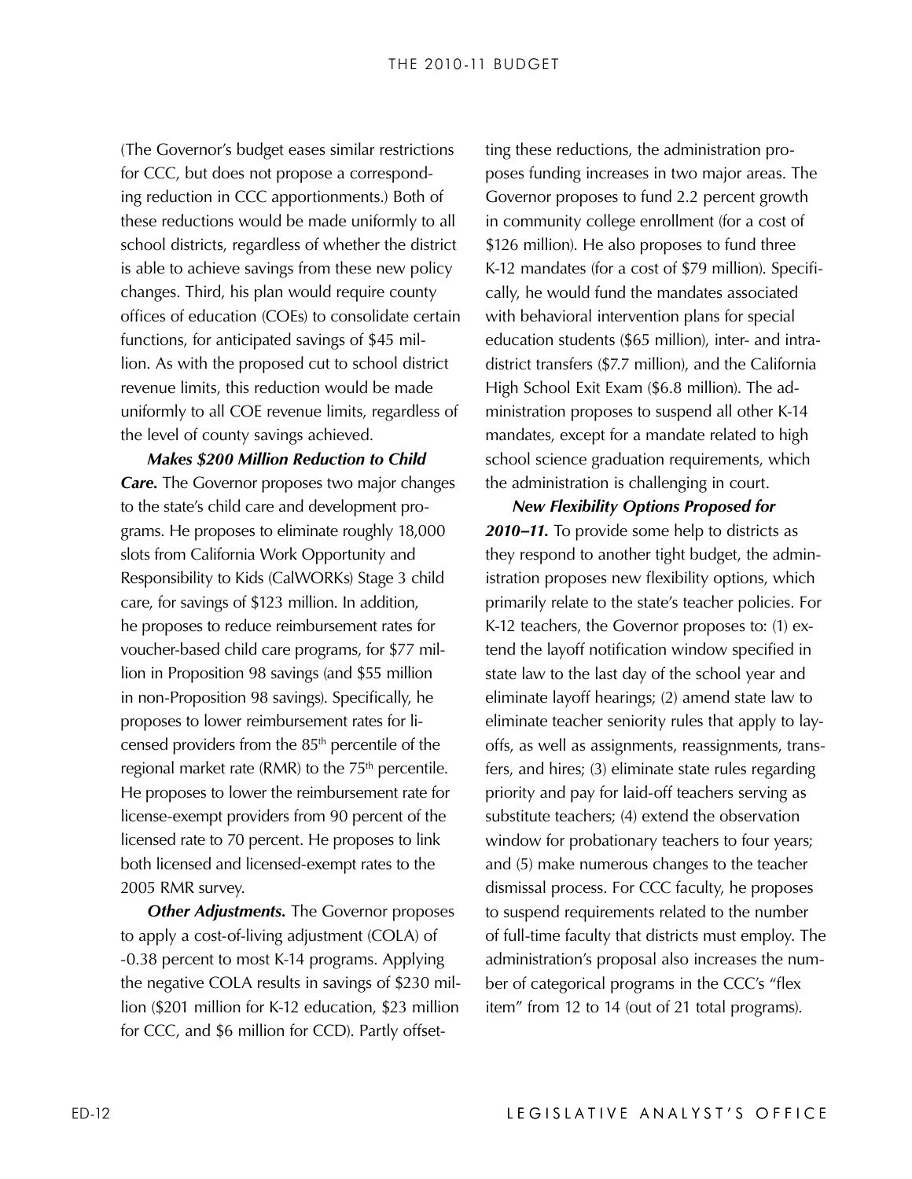(The Governor's budget eases similar restrictions for CCC, but does not propose a corresponding reduction in CCC apportionments.) Both of these reductions would be made uniformly to all school districts, regardless of whether the district is able to achieve savings from these new policy changes. Third, his plan would require county offices of education (COEs) to consolidate certain functions, for anticipated savings of $45 million. As with the proposed cut to school district revenue limits, this reduction would be made uniformly to all COE revenue limits, regardless of the level of county savings achieved.

***Makes $200 Million Reduction to Child Care.*** The Governor proposes two major changes to the state's child care and development programs. He proposes to eliminate roughly 18,000 slots from California Work Opportunity and Responsibility to Kids (CalWORKs) Stage 3 child care, for savings of $123 million. In addition, he proposes to reduce reimbursement rates for voucher-based child care programs, for $77 million in Proposition 98 savings (and $55 million in non-Proposition 98 savings). Specifically, he proposes to lower reimbursement rates for licensed providers from the 85th percentile of the regional market rate (RMR) to the 75th percentile. He proposes to lower the reimbursement rate for license-exempt providers from 90 percent of the licensed rate to 70 percent. He proposes to link both licensed and licensed-exempt rates to the 2005 RMR survey.

***Other Adjustments.*** The Governor proposes to apply a cost-of-living adjustment (COLA) of -0.38 percent to most K-14 programs. Applying the negative COLA results in savings of $230 million ($201 million for K-12 education, $23 million for CCC, and $6 million for CCD). Partly offsetting these reductions, the administration proposes funding increases in two major areas. The Governor proposes to fund 2.2 percent growth in community college enrollment (for a cost of $126 million). He also proposes to fund three K-12 mandates (for a cost of $79 million). Specifically, he would fund the mandates associated with behavioral intervention plans for special education students ($65 million), inter- and intra-district transfers ($7.7 million), and the California High School Exit Exam ($6.8 million). The administration proposes to suspend all other K-14 mandates, except for a mandate related to high school science graduation requirements, which the administration is challenging in court.

***New Flexibility Options Proposed for 2010–11.*** To provide some help to districts as they respond to another tight budget, the administration proposes new flexibility options, which primarily relate to the state's teacher policies. For K-12 teachers, the Governor proposes to: (1) extend the layoff notification window specified in state law to the last day of the school year and eliminate layoff hearings; (2) amend state law to eliminate teacher seniority rules that apply to layoffs, as well as assignments, reassignments, transfers, and hires; (3) eliminate state rules regarding priority and pay for laid-off teachers serving as substitute teachers; (4) extend the observation window for probationary teachers to four years; and (5) make numerous changes to the teacher dismissal process. For CCC faculty, he proposes to suspend requirements related to the number of full-time faculty that districts must employ. The administration's proposal also increases the number of categorical programs in the CCC's "flex item" from 12 to 14 (out of 21 total programs).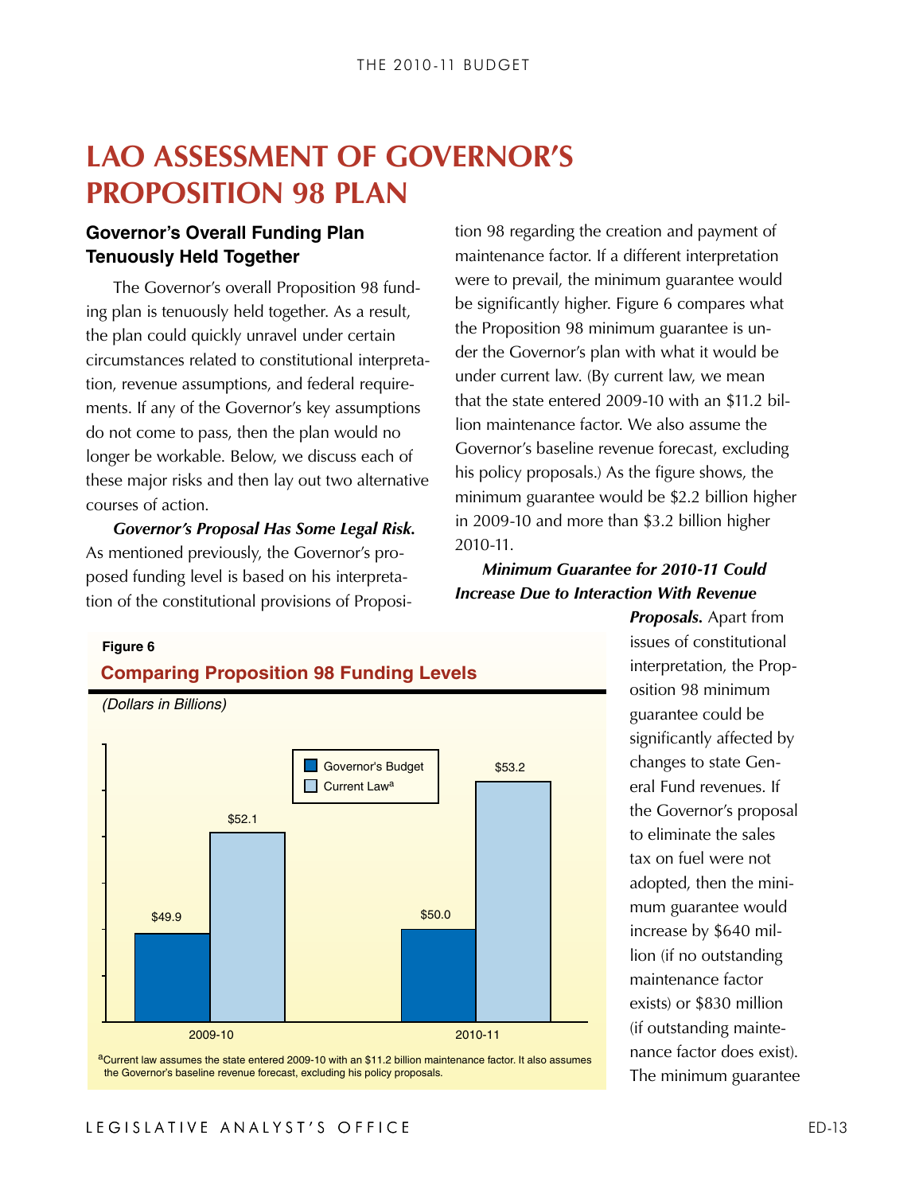# LAO ASSESSMENT OF GOVERNOR'S PROPOSITION 98 PLAN

### Governor's Overall Funding Plan Tenuously Held Together

The Governor's overall Proposition 98 funding plan is tenuously held together. As a result, the plan could quickly unravel under certain circumstances related to constitutional interpretation, revenue assumptions, and federal requirements. If any of the Governor's key assumptions do not come to pass, then the plan would no longer be workable. Below, we discuss each of these major risks and then lay out two alternative courses of action.

***Governor's Proposal Has Some Legal Risk.*** As mentioned previously, the Governor's proposed funding level is based on his interpretation of the constitutional provisions of Proposition 98 regarding the creation and payment of maintenance factor. If a different interpretation were to prevail, the minimum guarantee would be significantly higher. Figure 6 compares what the Proposition 98 minimum guarantee is under the Governor's plan with what it would be under current law. (By current law, we mean that the state entered 2009-10 with an $11.2 billion maintenance factor. We also assume the Governor's baseline revenue forecast, excluding his policy proposals.) As the figure shows, the minimum guarantee would be $2.2 billion higher in 2009-10 and more than $3.2 billion higher 2010-11.

**Figure 6**

**Comparing Proposition 98 Funding Levels**

*(Dollars in Billions)*

| | Governor's Budget | Current Law[a] |
|---|---|---|
| 2009-10 | $49.9 | $52.1 |
| 2010-11 | $50.0 | $53.2 |

[a]Current law assumes the state entered 2009-10 with an $11.2 billion maintenance factor. It also assumes the Governor's baseline revenue forecast, excluding his policy proposals.

***Minimum Guarantee for 2010-11 Could Increase Due to Interaction With Revenue Proposals.*** Apart from issues of constitutional interpretation, the Proposition 98 minimum guarantee could be significantly affected by changes to state General Fund revenues. If the Governor's proposal to eliminate the sales tax on fuel were not adopted, then the minimum guarantee would increase by $640 million (if no outstanding maintenance factor exists) or $830 million (if outstanding maintenance factor does exist). The minimum guarantee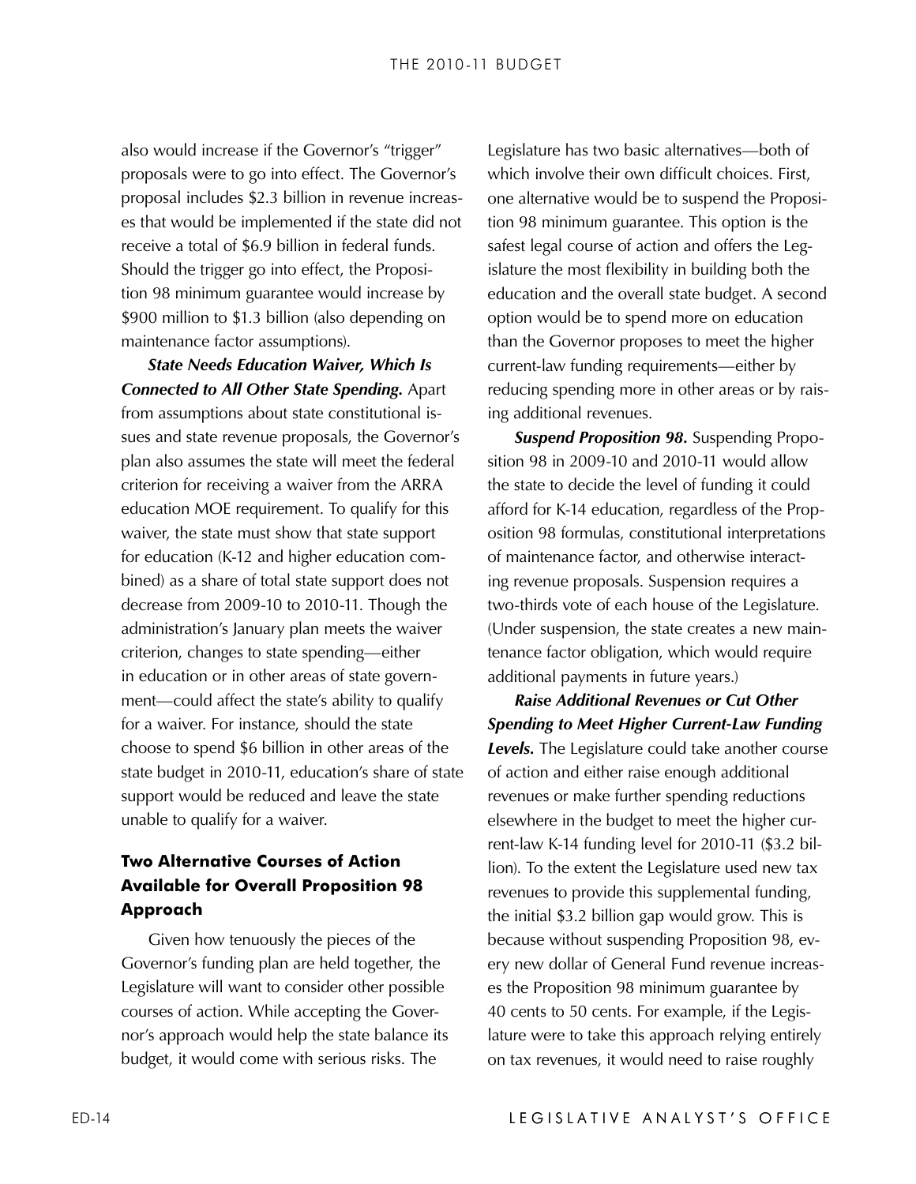also would increase if the Governor's "trigger" proposals were to go into effect. The Governor's proposal includes $2.3 billion in revenue increases that would be implemented if the state did not receive a total of $6.9 billion in federal funds. Should the trigger go into effect, the Proposition 98 minimum guarantee would increase by $900 million to $1.3 billion (also depending on maintenance factor assumptions).

***State Needs Education Waiver, Which Is Connected to All Other State Spending.*** Apart from assumptions about state constitutional issues and state revenue proposals, the Governor's plan also assumes the state will meet the federal criterion for receiving a waiver from the ARRA education MOE requirement. To qualify for this waiver, the state must show that state support for education (K-12 and higher education combined) as a share of total state support does not decrease from 2009-10 to 2010-11. Though the administration's January plan meets the waiver criterion, changes to state spending—either in education or in other areas of state government—could affect the state's ability to qualify for a waiver. For instance, should the state choose to spend $6 billion in other areas of the state budget in 2010-11, education's share of state support would be reduced and leave the state unable to qualify for a waiver.

## Two Alternative Courses of Action Available for Overall Proposition 98 Approach

Given how tenuously the pieces of the Governor's funding plan are held together, the Legislature will want to consider other possible courses of action. While accepting the Governor's approach would help the state balance its budget, it would come with serious risks. The Legislature has two basic alternatives—both of which involve their own difficult choices. First, one alternative would be to suspend the Proposition 98 minimum guarantee. This option is the safest legal course of action and offers the Legislature the most flexibility in building both the education and the overall state budget. A second option would be to spend more on education than the Governor proposes to meet the higher current-law funding requirements—either by reducing spending more in other areas or by raising additional revenues.

***Suspend Proposition 98.*** Suspending Proposition 98 in 2009-10 and 2010-11 would allow the state to decide the level of funding it could afford for K-14 education, regardless of the Proposition 98 formulas, constitutional interpretations of maintenance factor, and otherwise interacting revenue proposals. Suspension requires a two-thirds vote of each house of the Legislature. (Under suspension, the state creates a new maintenance factor obligation, which would require additional payments in future years.)

***Raise Additional Revenues or Cut Other Spending to Meet Higher Current-Law Funding Levels.*** The Legislature could take another course of action and either raise enough additional revenues or make further spending reductions elsewhere in the budget to meet the higher current-law K-14 funding level for 2010-11 ($3.2 billion). To the extent the Legislature used new tax revenues to provide this supplemental funding, the initial $3.2 billion gap would grow. This is because without suspending Proposition 98, every new dollar of General Fund revenue increases the Proposition 98 minimum guarantee by 40 cents to 50 cents. For example, if the Legislature were to take this approach relying entirely on tax revenues, it would need to raise roughly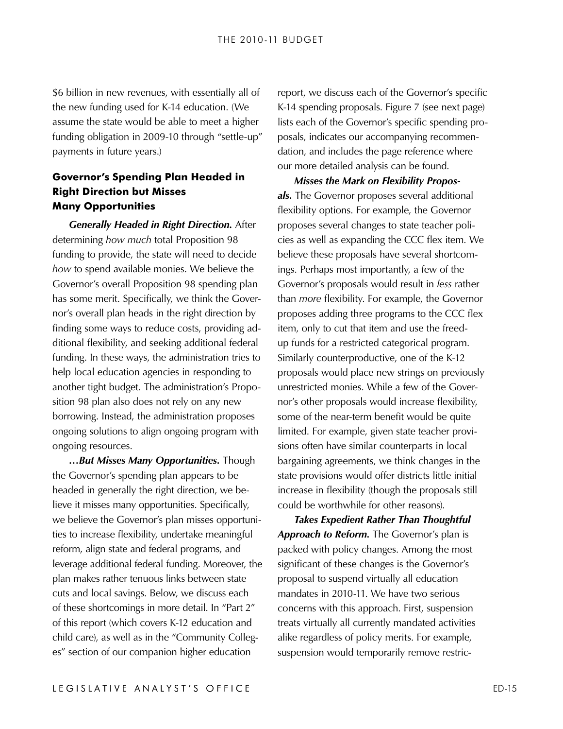$6 billion in new revenues, with essentially all of the new funding used for K-14 education. (We assume the state would be able to meet a higher funding obligation in 2009-10 through "settle-up" payments in future years.)

### Governor's Spending Plan Headed in Right Direction but Misses Many Opportunities

***Generally Headed in Right Direction.*** After determining *how much* total Proposition 98 funding to provide, the state will need to decide *how* to spend available monies. We believe the Governor's overall Proposition 98 spending plan has some merit. Specifically, we think the Governor's overall plan heads in the right direction by finding some ways to reduce costs, providing additional flexibility, and seeking additional federal funding. In these ways, the administration tries to help local education agencies in responding to another tight budget. The administration's Proposition 98 plan also does not rely on any new borrowing. Instead, the administration proposes ongoing solutions to align ongoing program with ongoing resources.

***…But Misses Many Opportunities.*** Though the Governor's spending plan appears to be headed in generally the right direction, we believe it misses many opportunities. Specifically, we believe the Governor's plan misses opportunities to increase flexibility, undertake meaningful reform, align state and federal programs, and leverage additional federal funding. Moreover, the plan makes rather tenuous links between state cuts and local savings. Below, we discuss each of these shortcomings in more detail. In "Part 2" of this report (which covers K-12 education and child care), as well as in the "Community Colleges" section of our companion higher education report, we discuss each of the Governor's specific K-14 spending proposals. Figure 7 (see next page) lists each of the Governor's specific spending proposals, indicates our accompanying recommendation, and includes the page reference where our more detailed analysis can be found.

***Misses the Mark on Flexibility Proposals.*** The Governor proposes several additional flexibility options. For example, the Governor proposes several changes to state teacher policies as well as expanding the CCC flex item. We believe these proposals have several shortcomings. Perhaps most importantly, a few of the Governor's proposals would result in *less* rather than *more* flexibility. For example, the Governor proposes adding three programs to the CCC flex item, only to cut that item and use the freed-up funds for a restricted categorical program. Similarly counterproductive, one of the K-12 proposals would place new strings on previously unrestricted monies. While a few of the Governor's other proposals would increase flexibility, some of the near-term benefit would be quite limited. For example, given state teacher provisions often have similar counterparts in local bargaining agreements, we think changes in the state provisions would offer districts little initial increase in flexibility (though the proposals still could be worthwhile for other reasons).

***Takes Expedient Rather Than Thoughtful Approach to Reform.*** The Governor's plan is packed with policy changes. Among the most significant of these changes is the Governor's proposal to suspend virtually all education mandates in 2010-11. We have two serious concerns with this approach. First, suspension treats virtually all currently mandated activities alike regardless of policy merits. For example, suspension would temporarily remove restric-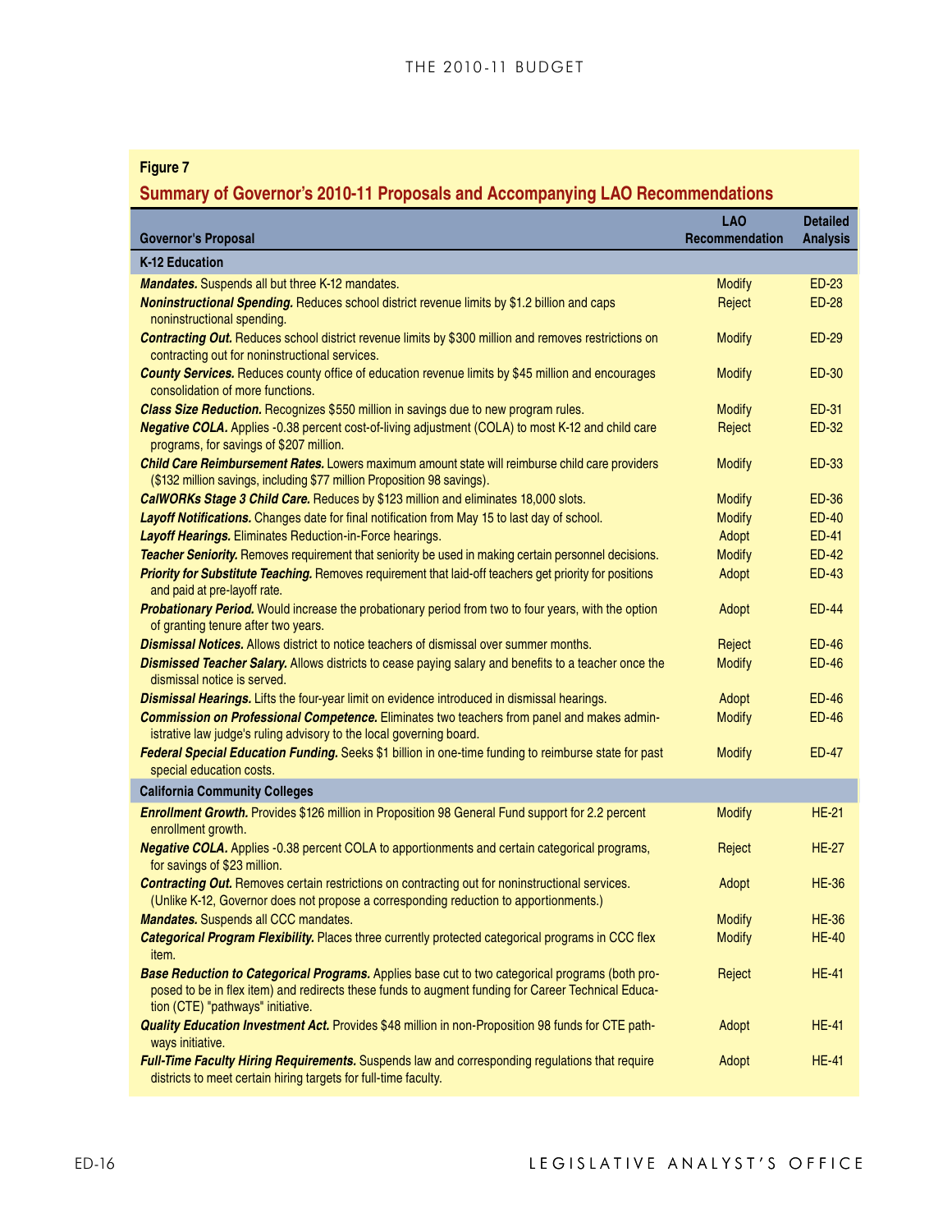**Figure 7**

**Summary of Governor's 2010-11 Proposals and Accompanying LAO Recommendations**

| Governor's Proposal | LAO Recommendation | Detailed Analysis |
|---|---|---|
| **K-12 Education** | | |
| ***Mandates.*** Suspends all but three K-12 mandates. | Modify | ED-23 |
| ***Noninstructional Spending.*** Reduces school district revenue limits by $1.2 billion and caps noninstructional spending. | Reject | ED-28 |
| ***Contracting Out.*** Reduces school district revenue limits by $300 million and removes restrictions on contracting out for noninstructional services. | Modify | ED-29 |
| ***County Services.*** Reduces county office of education revenue limits by $45 million and encourages consolidation of more functions. | Modify | ED-30 |
| ***Class Size Reduction.*** Recognizes $550 million in savings due to new program rules. | Modify | ED-31 |
| ***Negative COLA.*** Applies -0.38 percent cost-of-living adjustment (COLA) to most K-12 and child care programs, for savings of $207 million. | Reject | ED-32 |
| ***Child Care Reimbursement Rates.*** Lowers maximum amount state will reimburse child care providers ($132 million savings, including $77 million Proposition 98 savings). | Modify | ED-33 |
| ***CalWORKs Stage 3 Child Care.*** Reduces by $123 million and eliminates 18,000 slots. | Modify | ED-36 |
| ***Layoff Notifications.*** Changes date for final notification from May 15 to last day of school. | Modify | ED-40 |
| ***Layoff Hearings.*** Eliminates Reduction-in-Force hearings. | Adopt | ED-41 |
| ***Teacher Seniority.*** Removes requirement that seniority be used in making certain personnel decisions. | Modify | ED-42 |
| ***Priority for Substitute Teaching.*** Removes requirement that laid-off teachers get priority for positions and paid at pre-layoff rate. | Adopt | ED-43 |
| ***Probationary Period.*** Would increase the probationary period from two to four years, with the option of granting tenure after two years. | Adopt | ED-44 |
| ***Dismissal Notices.*** Allows district to notice teachers of dismissal over summer months. | Reject | ED-46 |
| ***Dismissed Teacher Salary.*** Allows districts to cease paying salary and benefits to a teacher once the dismissal notice is served. | Modify | ED-46 |
| ***Dismissal Hearings.*** Lifts the four-year limit on evidence introduced in dismissal hearings. | Adopt | ED-46 |
| ***Commission on Professional Competence.*** Eliminates two teachers from panel and makes administrative law judge's ruling advisory to the local governing board. | Modify | ED-46 |
| ***Federal Special Education Funding.*** Seeks $1 billion in one-time funding to reimburse state for past special education costs. | Modify | ED-47 |
| **California Community Colleges** | | |
| ***Enrollment Growth.*** Provides $126 million in Proposition 98 General Fund support for 2.2 percent enrollment growth. | Modify | HE-21 |
| ***Negative COLA.*** Applies -0.38 percent COLA to apportionments and certain categorical programs, for savings of $23 million. | Reject | HE-27 |
| ***Contracting Out.*** Removes certain restrictions on contracting out for noninstructional services. (Unlike K-12, Governor does not propose a corresponding reduction to apportionments.) | Adopt | HE-36 |
| ***Mandates.*** Suspends all CCC mandates. | Modify | HE-36 |
| ***Categorical Program Flexibility.*** Places three currently protected categorical programs in CCC flex item. | Modify | HE-40 |
| ***Base Reduction to Categorical Programs.*** Applies base cut to two categorical programs (both proposed to be in flex item) and redirects these funds to augment funding for Career Technical Education (CTE) "pathways" initiative. | Reject | HE-41 |
| ***Quality Education Investment Act.*** Provides $48 million in non-Proposition 98 funds for CTE pathways initiative. | Adopt | HE-41 |
| ***Full-Time Faculty Hiring Requirements.*** Suspends law and corresponding regulations that require districts to meet certain hiring targets for full-time faculty. | Adopt | HE-41 |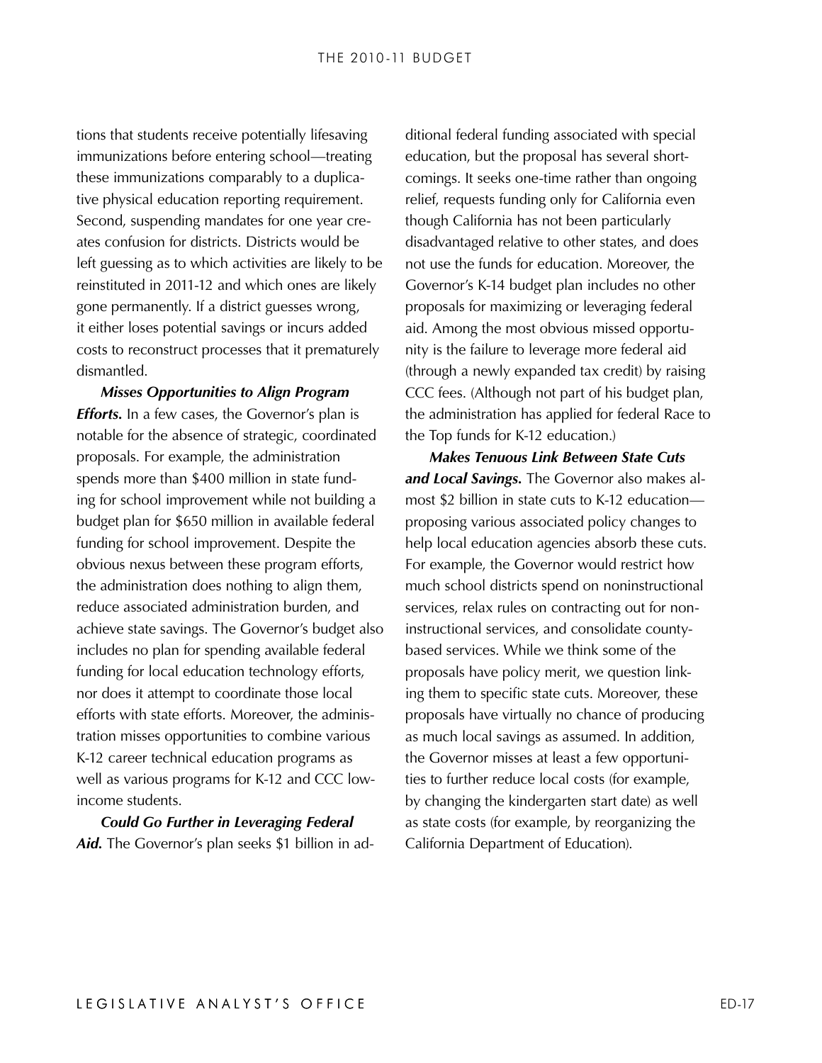tions that students receive potentially lifesaving immunizations before entering school—treating these immunizations comparably to a duplicative physical education reporting requirement. Second, suspending mandates for one year creates confusion for districts. Districts would be left guessing as to which activities are likely to be reinstituted in 2011-12 and which ones are likely gone permanently. If a district guesses wrong, it either loses potential savings or incurs added costs to reconstruct processes that it prematurely dismantled.

***Misses Opportunities to Align Program Efforts.*** In a few cases, the Governor's plan is notable for the absence of strategic, coordinated proposals. For example, the administration spends more than $400 million in state funding for school improvement while not building a budget plan for $650 million in available federal funding for school improvement. Despite the obvious nexus between these program efforts, the administration does nothing to align them, reduce associated administration burden, and achieve state savings. The Governor's budget also includes no plan for spending available federal funding for local education technology efforts, nor does it attempt to coordinate those local efforts with state efforts. Moreover, the administration misses opportunities to combine various K-12 career technical education programs as well as various programs for K-12 and CCC low-income students.

***Could Go Further in Leveraging Federal Aid.*** The Governor's plan seeks $1 billion in additional federal funding associated with special education, but the proposal has several shortcomings. It seeks one-time rather than ongoing relief, requests funding only for California even though California has not been particularly disadvantaged relative to other states, and does not use the funds for education. Moreover, the Governor's K-14 budget plan includes no other proposals for maximizing or leveraging federal aid. Among the most obvious missed opportunity is the failure to leverage more federal aid (through a newly expanded tax credit) by raising CCC fees. (Although not part of his budget plan, the administration has applied for federal Race to the Top funds for K-12 education.)

***Makes Tenuous Link Between State Cuts and Local Savings.*** The Governor also makes almost $2 billion in state cuts to K-12 education—proposing various associated policy changes to help local education agencies absorb these cuts. For example, the Governor would restrict how much school districts spend on noninstructional services, relax rules on contracting out for noninstructional services, and consolidate county-based services. While we think some of the proposals have policy merit, we question linking them to specific state cuts. Moreover, these proposals have virtually no chance of producing as much local savings as assumed. In addition, the Governor misses at least a few opportunities to further reduce local costs (for example, by changing the kindergarten start date) as well as state costs (for example, by reorganizing the California Department of Education).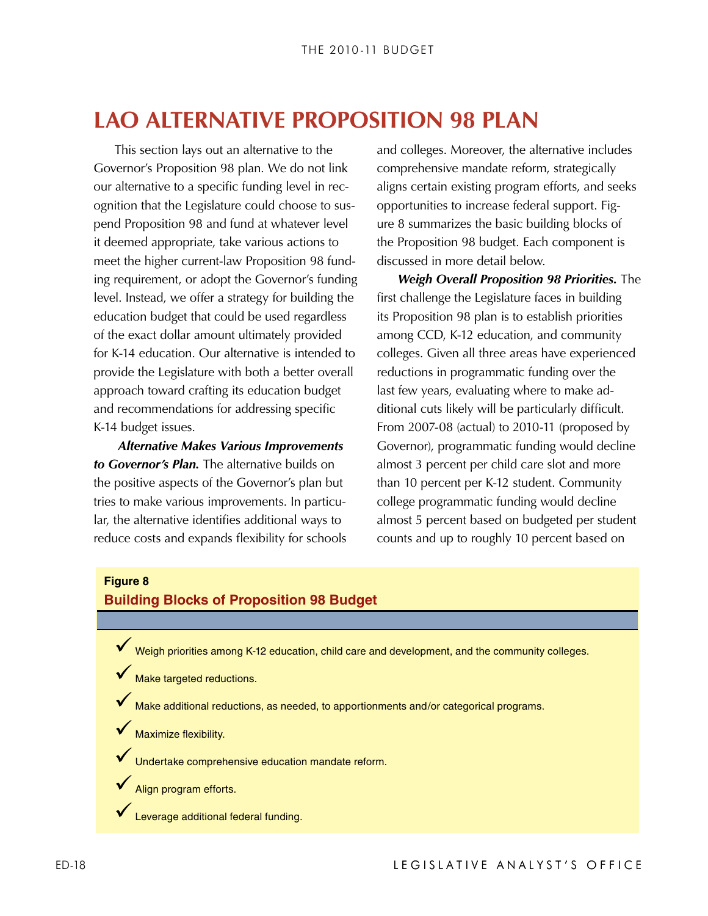# LAO ALTERNATIVE PROPOSITION 98 PLAN

This section lays out an alternative to the Governor's Proposition 98 plan. We do not link our alternative to a specific funding level in recognition that the Legislature could choose to suspend Proposition 98 and fund at whatever level it deemed appropriate, take various actions to meet the higher current-law Proposition 98 funding requirement, or adopt the Governor's funding level. Instead, we offer a strategy for building the education budget that could be used regardless of the exact dollar amount ultimately provided for K-14 education. Our alternative is intended to provide the Legislature with both a better overall approach toward crafting its education budget and recommendations for addressing specific K-14 budget issues.

***Alternative Makes Various Improvements to Governor's Plan.*** The alternative builds on the positive aspects of the Governor's plan but tries to make various improvements. In particular, the alternative identifies additional ways to reduce costs and expands flexibility for schools and colleges. Moreover, the alternative includes comprehensive mandate reform, strategically aligns certain existing program efforts, and seeks opportunities to increase federal support. Figure 8 summarizes the basic building blocks of the Proposition 98 budget. Each component is discussed in more detail below.

***Weigh Overall Proposition 98 Priorities.*** The first challenge the Legislature faces in building its Proposition 98 plan is to establish priorities among CCD, K-12 education, and community colleges. Given all three areas have experienced reductions in programmatic funding over the last few years, evaluating where to make additional cuts likely will be particularly difficult. From 2007-08 (actual) to 2010-11 (proposed by Governor), programmatic funding would decline almost 3 percent per child care slot and more than 10 percent per K-12 student. Community college programmatic funding would decline almost 5 percent based on budgeted per student counts and up to roughly 10 percent based on

**Figure 8**

**Building Blocks of Proposition 98 Budget**

- ✓ Weigh priorities among K-12 education, child care and development, and the community colleges.
- ✓ Make targeted reductions.
- ✓ Make additional reductions, as needed, to apportionments and/or categorical programs.
- ✓ Maximize flexibility.
- ✓ Undertake comprehensive education mandate reform.
- ✓ Align program efforts.
- ✓ Leverage additional federal funding.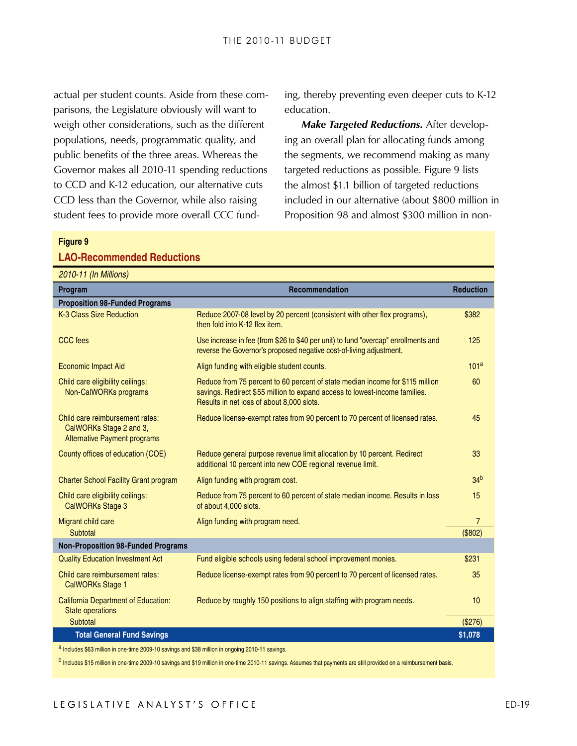actual per student counts. Aside from these comparisons, the Legislature obviously will want to weigh other considerations, such as the different populations, needs, programmatic quality, and public benefits of the three areas. Whereas the Governor makes all 2010-11 spending reductions to CCD and K-12 education, our alternative cuts CCD less than the Governor, while also raising student fees to provide more overall CCC funding, thereby preventing even deeper cuts to K-12 education.

***Make Targeted Reductions.*** After developing an overall plan for allocating funds among the segments, we recommend making as many targeted reductions as possible. Figure 9 lists the almost $1.1 billion of targeted reductions included in our alternative (about $800 million in Proposition 98 and almost $300 million in non-

**Figure 9**

**LAO-Recommended Reductions**

*2010-11 (In Millions)*

| Program | Recommendation | Reduction |
|---|---|---|
| **Proposition 98-Funded Programs** | | |
| K-3 Class Size Reduction | Reduce 2007-08 level by 20 percent (consistent with other flex programs), then fold into K-12 flex item. | $382 |
| CCC fees | Use increase in fee (from $26 to $40 per unit) to fund "overcap" enrollments and reverse the Governor's proposed negative cost-of-living adjustment. | 125 |
| Economic Impact Aid | Align funding with eligible student counts. | 101[a] |
| Child care eligibility ceilings: Non-CalWORKs programs | Reduce from 75 percent to 60 percent of state median income for $115 million savings. Redirect $55 million to expand access to lowest-income families. Results in net loss of about 8,000 slots. | 60 |
| Child care reimbursement rates: CalWORKs Stage 2 and 3, Alternative Payment programs | Reduce license-exempt rates from 90 percent to 70 percent of licensed rates. | 45 |
| County offices of education (COE) | Reduce general purpose revenue limit allocation by 10 percent. Redirect additional 10 percent into new COE regional revenue limit. | 33 |
| Charter School Facility Grant program | Align funding with program cost. | 34[b] |
| Child care eligibility ceilings: CalWORKs Stage 3 | Reduce from 75 percent to 60 percent of state median income. Results in loss of about 4,000 slots. | 15 |
| Migrant child care | Align funding with program need. | 7 |
| Subtotal | | ($802) |
| **Non-Proposition 98-Funded Programs** | | |
| Quality Education Investment Act | Fund eligible schools using federal school improvement monies. | $231 |
| Child care reimbursement rates: CalWORKs Stage 1 | Reduce license-exempt rates from 90 percent to 70 percent of licensed rates. | 35 |
| California Department of Education: State operations | Reduce by roughly 150 positions to align staffing with program needs. | 10 |
| Subtotal | | ($276) |
| **Total General Fund Savings** | | **$1,078** |

[a] Includes $63 million in one-time 2009-10 savings and $38 million in ongoing 2010-11 savings.

[b] Includes $15 million in one-time 2009-10 savings and $19 million in one-time 2010-11 savings. Assumes that payments are still provided on a reimbursement basis.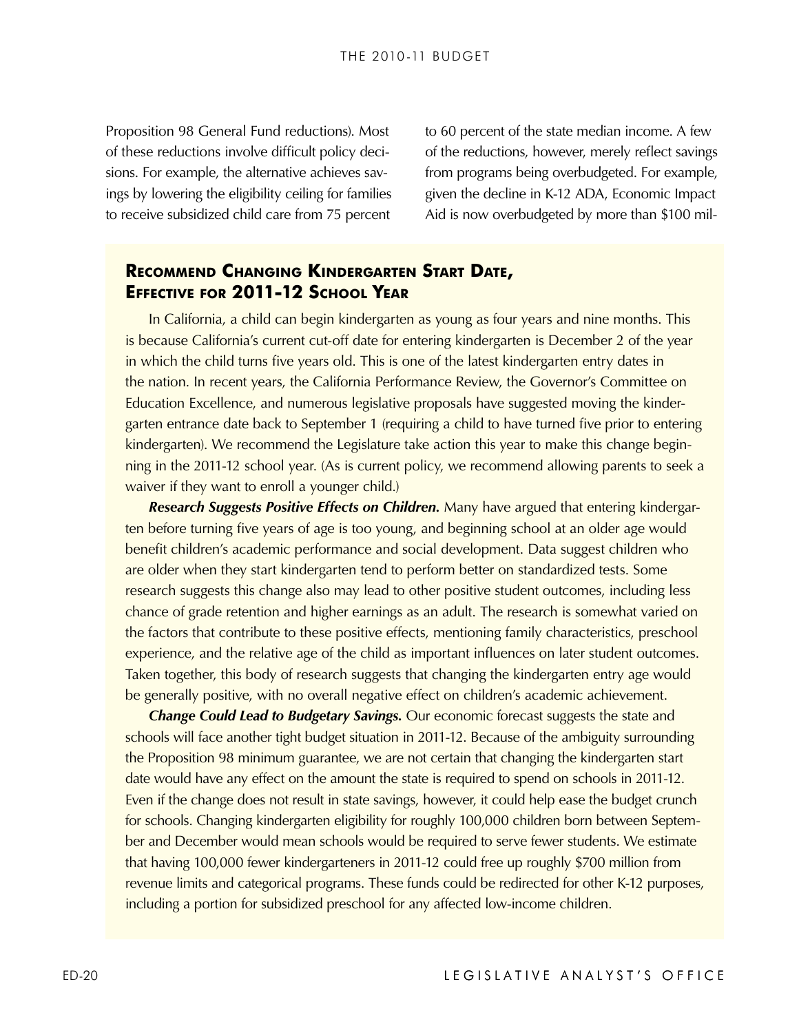Proposition 98 General Fund reductions). Most of these reductions involve difficult policy decisions. For example, the alternative achieves savings by lowering the eligibility ceiling for families to receive subsidized child care from 75 percent to 60 percent of the state median income. A few of the reductions, however, merely reflect savings from programs being overbudgeted. For example, given the decline in K-12 ADA, Economic Impact Aid is now overbudgeted by more than $100 mil-

### Recommend Changing Kindergarten Start Date, Effective for 2011-12 School Year

In California, a child can begin kindergarten as young as four years and nine months. This is because California's current cut-off date for entering kindergarten is December 2 of the year in which the child turns five years old. This is one of the latest kindergarten entry dates in the nation. In recent years, the California Performance Review, the Governor's Committee on Education Excellence, and numerous legislative proposals have suggested moving the kindergarten entrance date back to September 1 (requiring a child to have turned five prior to entering kindergarten). We recommend the Legislature take action this year to make this change beginning in the 2011-12 school year. (As is current policy, we recommend allowing parents to seek a waiver if they want to enroll a younger child.)

***Research Suggests Positive Effects on Children.*** Many have argued that entering kindergarten before turning five years of age is too young, and beginning school at an older age would benefit children's academic performance and social development. Data suggest children who are older when they start kindergarten tend to perform better on standardized tests. Some research suggests this change also may lead to other positive student outcomes, including less chance of grade retention and higher earnings as an adult. The research is somewhat varied on the factors that contribute to these positive effects, mentioning family characteristics, preschool experience, and the relative age of the child as important influences on later student outcomes. Taken together, this body of research suggests that changing the kindergarten entry age would be generally positive, with no overall negative effect on children's academic achievement.

***Change Could Lead to Budgetary Savings.*** Our economic forecast suggests the state and schools will face another tight budget situation in 2011-12. Because of the ambiguity surrounding the Proposition 98 minimum guarantee, we are not certain that changing the kindergarten start date would have any effect on the amount the state is required to spend on schools in 2011-12. Even if the change does not result in state savings, however, it could help ease the budget crunch for schools. Changing kindergarten eligibility for roughly 100,000 children born between September and December would mean schools would be required to serve fewer students. We estimate that having 100,000 fewer kindergarteners in 2011-12 could free up roughly $700 million from revenue limits and categorical programs. These funds could be redirected for other K-12 purposes, including a portion for subsidized preschool for any affected low-income children.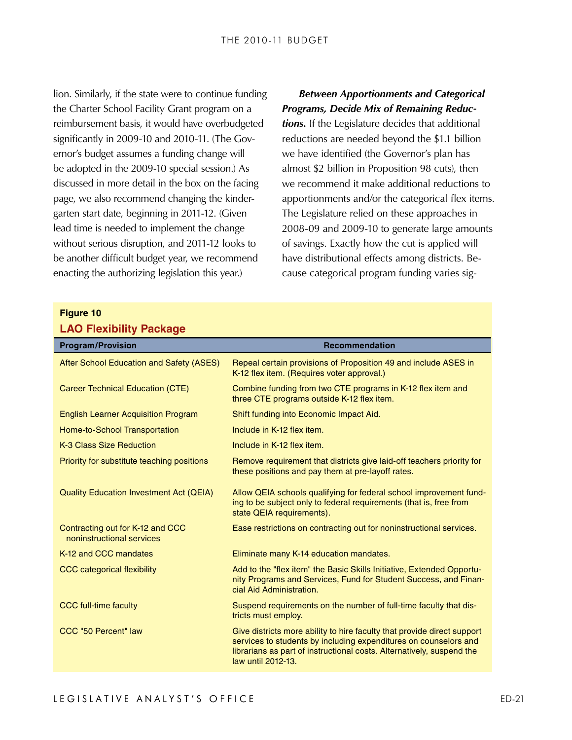lion. Similarly, if the state were to continue funding the Charter School Facility Grant program on a reimbursement basis, it would have overbudgeted significantly in 2009-10 and 2010-11. (The Governor's budget assumes a funding change will be adopted in the 2009-10 special session.) As discussed in more detail in the box on the facing page, we also recommend changing the kindergarten start date, beginning in 2011-12. (Given lead time is needed to implement the change without serious disruption, and 2011-12 looks to be another difficult budget year, we recommend enacting the authorizing legislation this year.)

***Between Apportionments and Categorical Programs, Decide Mix of Remaining Reductions.*** If the Legislature decides that additional reductions are needed beyond the $1.1 billion we have identified (the Governor's plan has almost $2 billion in Proposition 98 cuts), then we recommend it make additional reductions to apportionments and/or the categorical flex items. The Legislature relied on these approaches in 2008-09 and 2009-10 to generate large amounts of savings. Exactly how the cut is applied will have distributional effects among districts. Because categorical program funding varies sig-

**Figure 10**

**LAO Flexibility Package**

| Program/Provision | Recommendation |
|---|---|
| After School Education and Safety (ASES) | Repeal certain provisions of Proposition 49 and include ASES in K-12 flex item. (Requires voter approval.) |
| Career Technical Education (CTE) | Combine funding from two CTE programs in K-12 flex item and three CTE programs outside K-12 flex item. |
| English Learner Acquisition Program | Shift funding into Economic Impact Aid. |
| Home-to-School Transportation | Include in K-12 flex item. |
| K-3 Class Size Reduction | Include in K-12 flex item. |
| Priority for substitute teaching positions | Remove requirement that districts give laid-off teachers priority for these positions and pay them at pre-layoff rates. |
| Quality Education Investment Act (QEIA) | Allow QEIA schools qualifying for federal school improvement funding to be subject only to federal requirements (that is, free from state QEIA requirements). |
| Contracting out for K-12 and CCC noninstructional services | Ease restrictions on contracting out for noninstructional services. |
| K-12 and CCC mandates | Eliminate many K-14 education mandates. |
| CCC categorical flexibility | Add to the "flex item" the Basic Skills Initiative, Extended Opportunity Programs and Services, Fund for Student Success, and Financial Aid Administration. |
| CCC full-time faculty | Suspend requirements on the number of full-time faculty that districts must employ. |
| CCC "50 Percent" law | Give districts more ability to hire faculty that provide direct support services to students by including expenditures on counselors and librarians as part of instructional costs. Alternatively, suspend the law until 2012-13. |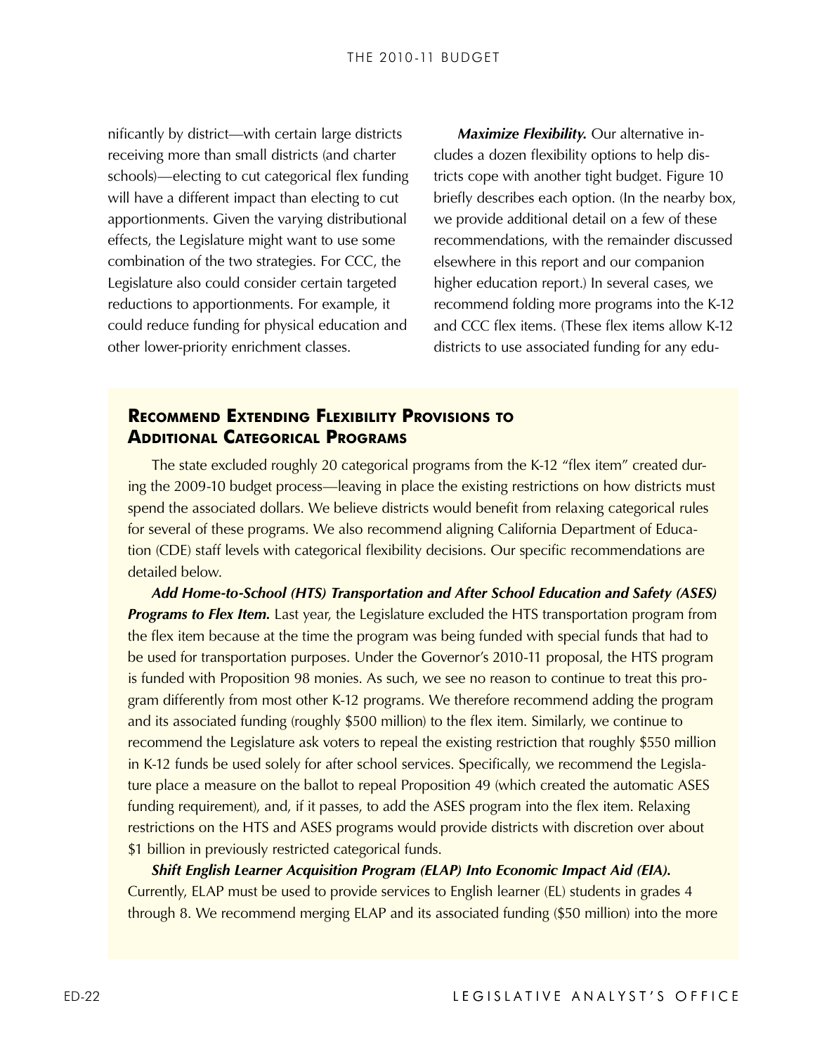nificantly by district—with certain large districts receiving more than small districts (and charter schools)—electing to cut categorical flex funding will have a different impact than electing to cut apportionments. Given the varying distributional effects, the Legislature might want to use some combination of the two strategies. For CCC, the Legislature also could consider certain targeted reductions to apportionments. For example, it could reduce funding for physical education and other lower-priority enrichment classes.

***Maximize Flexibility.*** Our alternative includes a dozen flexibility options to help districts cope with another tight budget. Figure 10 briefly describes each option. (In the nearby box, we provide additional detail on a few of these recommendations, with the remainder discussed elsewhere in this report and our companion higher education report.) In several cases, we recommend folding more programs into the K-12 and CCC flex items. (These flex items allow K-12 districts to use associated funding for any edu-

## Recommend Extending Flexibility Provisions to Additional Categorical Programs

The state excluded roughly 20 categorical programs from the K-12 "flex item" created during the 2009-10 budget process—leaving in place the existing restrictions on how districts must spend the associated dollars. We believe districts would benefit from relaxing categorical rules for several of these programs. We also recommend aligning California Department of Education (CDE) staff levels with categorical flexibility decisions. Our specific recommendations are detailed below.

***Add Home-to-School (HTS) Transportation and After School Education and Safety (ASES) Programs to Flex Item.*** Last year, the Legislature excluded the HTS transportation program from the flex item because at the time the program was being funded with special funds that had to be used for transportation purposes. Under the Governor's 2010-11 proposal, the HTS program is funded with Proposition 98 monies. As such, we see no reason to continue to treat this program differently from most other K-12 programs. We therefore recommend adding the program and its associated funding (roughly $500 million) to the flex item. Similarly, we continue to recommend the Legislature ask voters to repeal the existing restriction that roughly $550 million in K-12 funds be used solely for after school services. Specifically, we recommend the Legislature place a measure on the ballot to repeal Proposition 49 (which created the automatic ASES funding requirement), and, if it passes, to add the ASES program into the flex item. Relaxing restrictions on the HTS and ASES programs would provide districts with discretion over about $1 billion in previously restricted categorical funds.

***Shift English Learner Acquisition Program (ELAP) Into Economic Impact Aid (EIA).*** Currently, ELAP must be used to provide services to English learner (EL) students in grades 4 through 8. We recommend merging ELAP and its associated funding ($50 million) into the more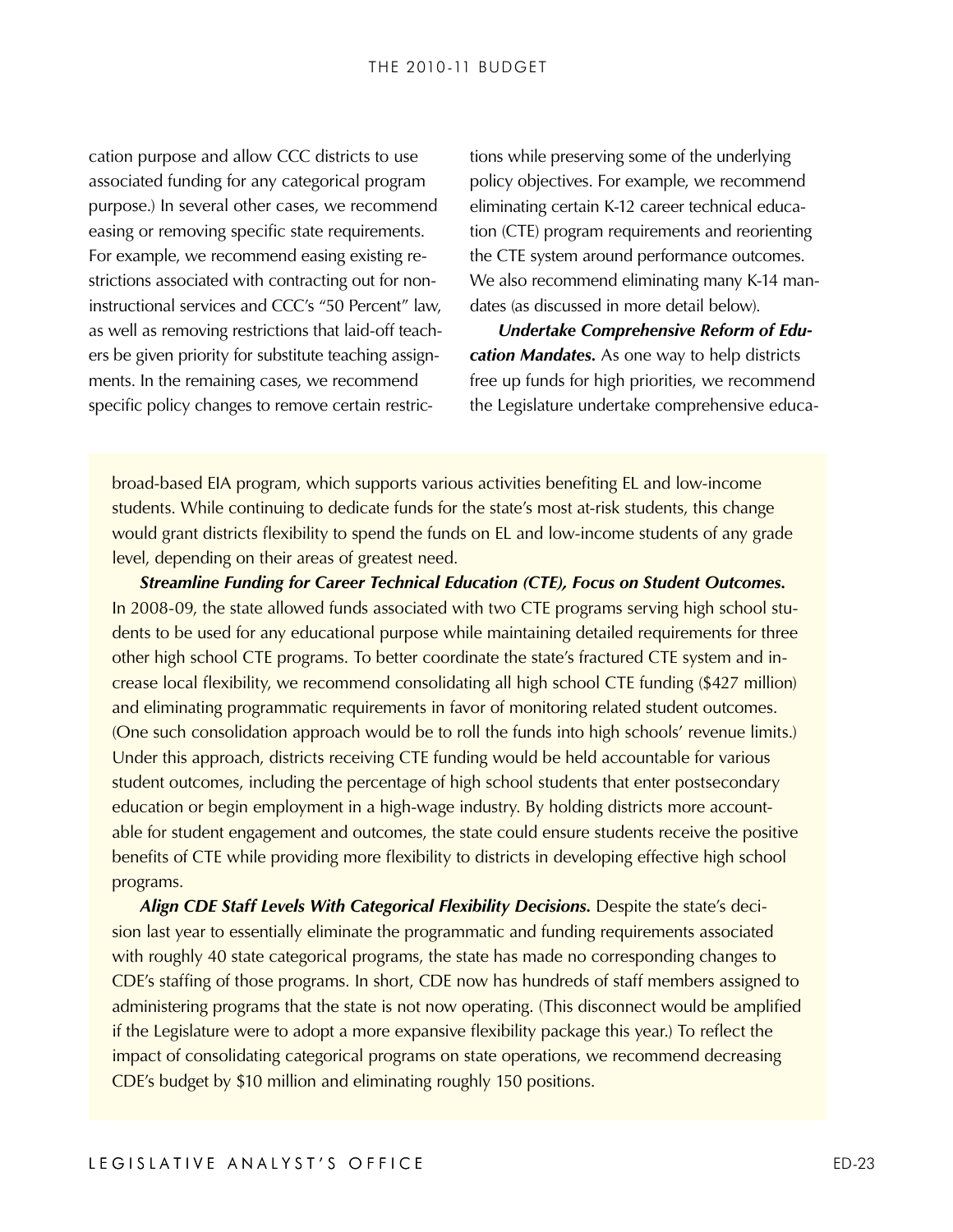cation purpose and allow CCC districts to use associated funding for any categorical program purpose.) In several other cases, we recommend easing or removing specific state requirements. For example, we recommend easing existing restrictions associated with contracting out for non-instructional services and CCC's "50 Percent" law, as well as removing restrictions that laid-off teachers be given priority for substitute teaching assignments. In the remaining cases, we recommend specific policy changes to remove certain restrictions while preserving some of the underlying policy objectives. For example, we recommend eliminating certain K-12 career technical education (CTE) program requirements and reorienting the CTE system around performance outcomes. We also recommend eliminating many K-14 mandates (as discussed in more detail below).

***Undertake Comprehensive Reform of Education Mandates.*** As one way to help districts free up funds for high priorities, we recommend the Legislature undertake comprehensive educa-

broad-based EIA program, which supports various activities benefiting EL and low-income students. While continuing to dedicate funds for the state's most at-risk students, this change would grant districts flexibility to spend the funds on EL and low-income students of any grade level, depending on their areas of greatest need.

***Streamline Funding for Career Technical Education (CTE), Focus on Student Outcomes.*** In 2008-09, the state allowed funds associated with two CTE programs serving high school students to be used for any educational purpose while maintaining detailed requirements for three other high school CTE programs. To better coordinate the state's fractured CTE system and increase local flexibility, we recommend consolidating all high school CTE funding ($427 million) and eliminating programmatic requirements in favor of monitoring related student outcomes. (One such consolidation approach would be to roll the funds into high schools' revenue limits.) Under this approach, districts receiving CTE funding would be held accountable for various student outcomes, including the percentage of high school students that enter postsecondary education or begin employment in a high-wage industry. By holding districts more accountable for student engagement and outcomes, the state could ensure students receive the positive benefits of CTE while providing more flexibility to districts in developing effective high school programs.

***Align CDE Staff Levels With Categorical Flexibility Decisions.*** Despite the state's decision last year to essentially eliminate the programmatic and funding requirements associated with roughly 40 state categorical programs, the state has made no corresponding changes to CDE's staffing of those programs. In short, CDE now has hundreds of staff members assigned to administering programs that the state is not now operating. (This disconnect would be amplified if the Legislature were to adopt a more expansive flexibility package this year.) To reflect the impact of consolidating categorical programs on state operations, we recommend decreasing CDE's budget by $10 million and eliminating roughly 150 positions.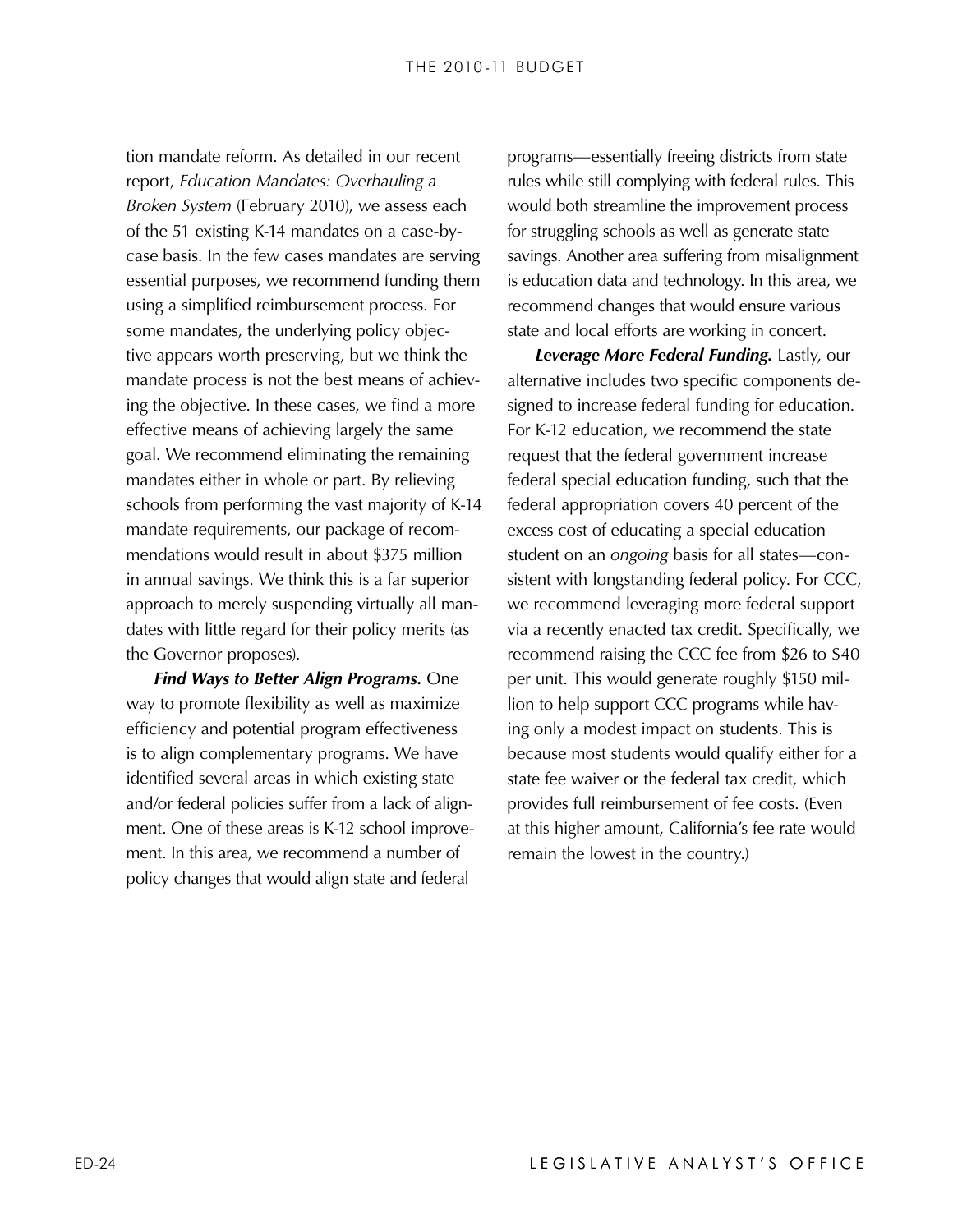tion mandate reform. As detailed in our recent report, *Education Mandates: Overhauling a Broken System* (February 2010), we assess each of the 51 existing K-14 mandates on a case-by-case basis. In the few cases mandates are serving essential purposes, we recommend funding them using a simplified reimbursement process. For some mandates, the underlying policy objective appears worth preserving, but we think the mandate process is not the best means of achieving the objective. In these cases, we find a more effective means of achieving largely the same goal. We recommend eliminating the remaining mandates either in whole or part. By relieving schools from performing the vast majority of K-14 mandate requirements, our package of recommendations would result in about $375 million in annual savings. We think this is a far superior approach to merely suspending virtually all mandates with little regard for their policy merits (as the Governor proposes).

***Find Ways to Better Align Programs.*** One way to promote flexibility as well as maximize efficiency and potential program effectiveness is to align complementary programs. We have identified several areas in which existing state and/or federal policies suffer from a lack of alignment. One of these areas is K-12 school improvement. In this area, we recommend a number of policy changes that would align state and federal programs—essentially freeing districts from state rules while still complying with federal rules. This would both streamline the improvement process for struggling schools as well as generate state savings. Another area suffering from misalignment is education data and technology. In this area, we recommend changes that would ensure various state and local efforts are working in concert.

***Leverage More Federal Funding.*** Lastly, our alternative includes two specific components designed to increase federal funding for education. For K-12 education, we recommend the state request that the federal government increase federal special education funding, such that the federal appropriation covers 40 percent of the excess cost of educating a special education student on an *ongoing* basis for all states—consistent with longstanding federal policy. For CCC, we recommend leveraging more federal support via a recently enacted tax credit. Specifically, we recommend raising the CCC fee from $26 to $40 per unit. This would generate roughly $150 million to help support CCC programs while having only a modest impact on students. This is because most students would qualify either for a state fee waiver or the federal tax credit, which provides full reimbursement of fee costs. (Even at this higher amount, California's fee rate would remain the lowest in the country.)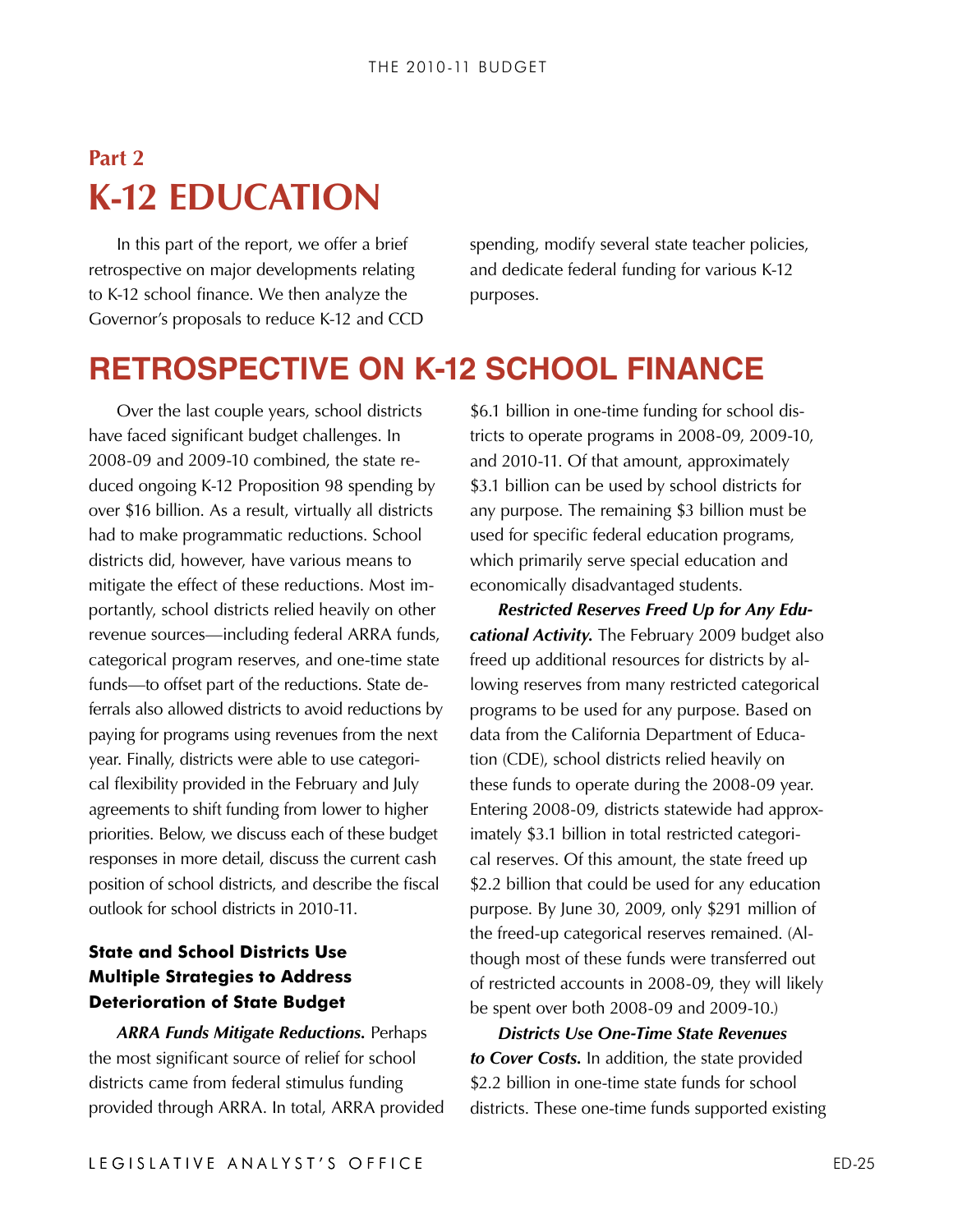# Part 2
# K-12 EDUCATION

In this part of the report, we offer a brief retrospective on major developments relating to K-12 school finance. We then analyze the Governor's proposals to reduce K-12 and CCD spending, modify several state teacher policies, and dedicate federal funding for various K-12 purposes.

## RETROSPECTIVE ON K-12 SCHOOL FINANCE

Over the last couple years, school districts have faced significant budget challenges. In 2008-09 and 2009-10 combined, the state reduced ongoing K-12 Proposition 98 spending by over $16 billion. As a result, virtually all districts had to make programmatic reductions. School districts did, however, have various means to mitigate the effect of these reductions. Most importantly, school districts relied heavily on other revenue sources—including federal ARRA funds, categorical program reserves, and one-time state funds—to offset part of the reductions. State deferrals also allowed districts to avoid reductions by paying for programs using revenues from the next year. Finally, districts were able to use categorical flexibility provided in the February and July agreements to shift funding from lower to higher priorities. Below, we discuss each of these budget responses in more detail, discuss the current cash position of school districts, and describe the fiscal outlook for school districts in 2010-11.

### State and School Districts Use Multiple Strategies to Address Deterioration of State Budget

***ARRA Funds Mitigate Reductions.*** Perhaps the most significant source of relief for school districts came from federal stimulus funding provided through ARRA. In total, ARRA provided $6.1 billion in one-time funding for school districts to operate programs in 2008-09, 2009-10, and 2010-11. Of that amount, approximately $3.1 billion can be used by school districts for any purpose. The remaining $3 billion must be used for specific federal education programs, which primarily serve special education and economically disadvantaged students.

***Restricted Reserves Freed Up for Any Educational Activity.*** The February 2009 budget also freed up additional resources for districts by allowing reserves from many restricted categorical programs to be used for any purpose. Based on data from the California Department of Education (CDE), school districts relied heavily on these funds to operate during the 2008-09 year. Entering 2008-09, districts statewide had approximately $3.1 billion in total restricted categorical reserves. Of this amount, the state freed up $2.2 billion that could be used for any education purpose. By June 30, 2009, only $291 million of the freed-up categorical reserves remained. (Although most of these funds were transferred out of restricted accounts in 2008-09, they will likely be spent over both 2008-09 and 2009-10.)

***Districts Use One-Time State Revenues to Cover Costs.*** In addition, the state provided $2.2 billion in one-time state funds for school districts. These one-time funds supported existing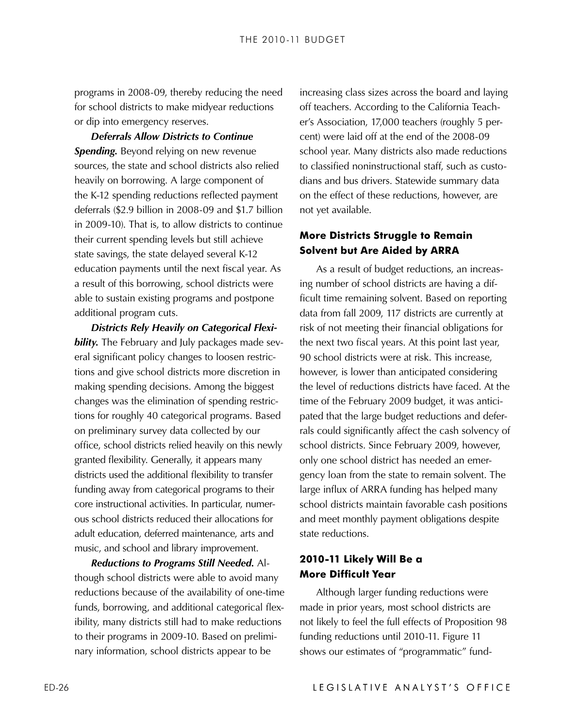programs in 2008-09, thereby reducing the need for school districts to make midyear reductions or dip into emergency reserves.

***Deferrals Allow Districts to Continue Spending.*** Beyond relying on new revenue sources, the state and school districts also relied heavily on borrowing. A large component of the K-12 spending reductions reflected payment deferrals ($2.9 billion in 2008-09 and $1.7 billion in 2009-10). That is, to allow districts to continue their current spending levels but still achieve state savings, the state delayed several K-12 education payments until the next fiscal year. As a result of this borrowing, school districts were able to sustain existing programs and postpone additional program cuts.

***Districts Rely Heavily on Categorical Flexibility.*** The February and July packages made several significant policy changes to loosen restrictions and give school districts more discretion in making spending decisions. Among the biggest changes was the elimination of spending restrictions for roughly 40 categorical programs. Based on preliminary survey data collected by our office, school districts relied heavily on this newly granted flexibility. Generally, it appears many districts used the additional flexibility to transfer funding away from categorical programs to their core instructional activities. In particular, numerous school districts reduced their allocations for adult education, deferred maintenance, arts and music, and school and library improvement.

***Reductions to Programs Still Needed.*** Although school districts were able to avoid many reductions because of the availability of one-time funds, borrowing, and additional categorical flexibility, many districts still had to make reductions to their programs in 2009-10. Based on preliminary information, school districts appear to be increasing class sizes across the board and laying off teachers. According to the California Teacher's Association, 17,000 teachers (roughly 5 percent) were laid off at the end of the 2008-09 school year. Many districts also made reductions to classified noninstructional staff, such as custodians and bus drivers. Statewide summary data on the effect of these reductions, however, are not yet available.

### More Districts Struggle to Remain Solvent but Are Aided by ARRA

As a result of budget reductions, an increasing number of school districts are having a difficult time remaining solvent. Based on reporting data from fall 2009, 117 districts are currently at risk of not meeting their financial obligations for the next two fiscal years. At this point last year, 90 school districts were at risk. This increase, however, is lower than anticipated considering the level of reductions districts have faced. At the time of the February 2009 budget, it was anticipated that the large budget reductions and deferrals could significantly affect the cash solvency of school districts. Since February 2009, however, only one school district has needed an emergency loan from the state to remain solvent. The large influx of ARRA funding has helped many school districts maintain favorable cash positions and meet monthly payment obligations despite state reductions.

### 2010-11 Likely Will Be a More Difficult Year

Although larger funding reductions were made in prior years, most school districts are not likely to feel the full effects of Proposition 98 funding reductions until 2010-11. Figure 11 shows our estimates of "programmatic" fund-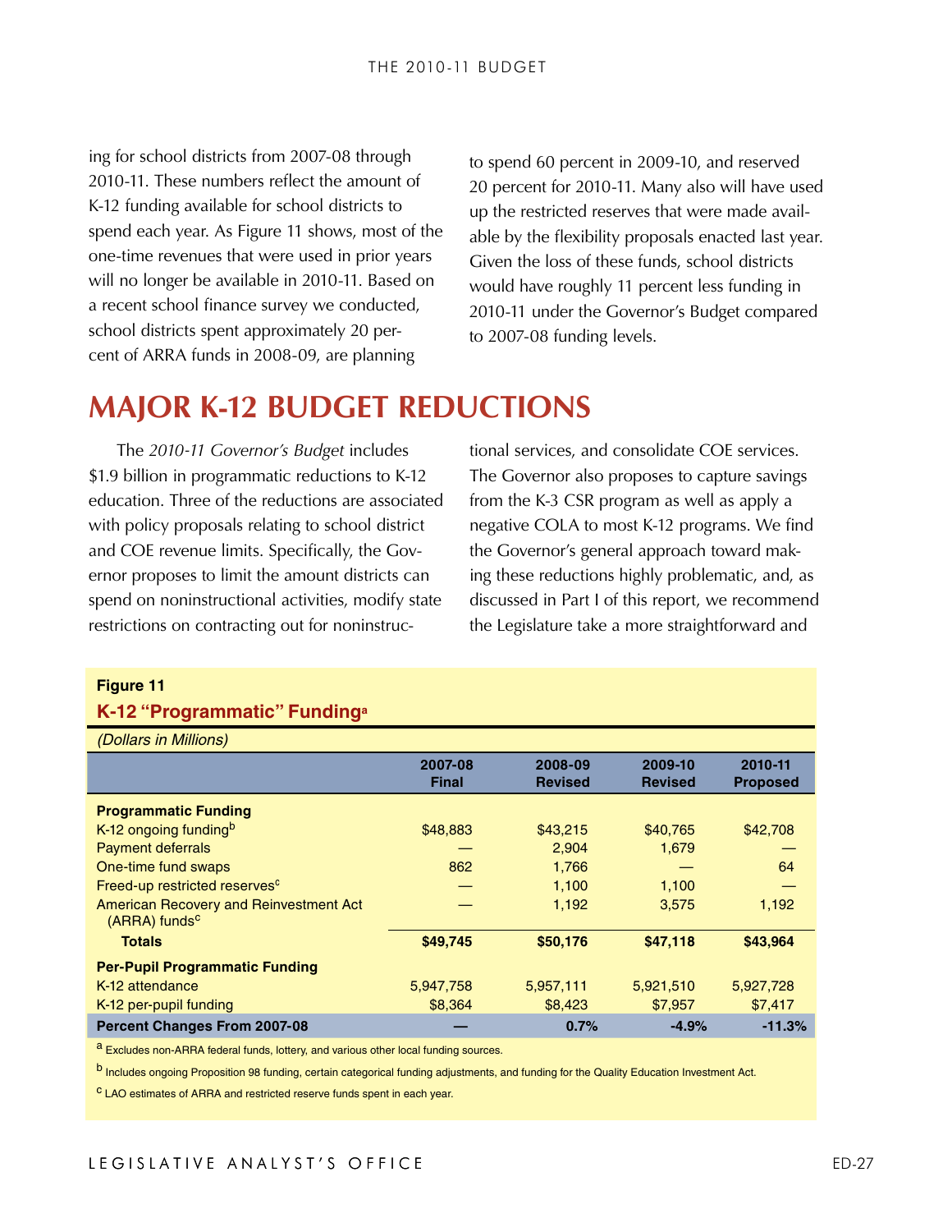ing for school districts from 2007-08 through 2010-11. These numbers reflect the amount of K-12 funding available for school districts to spend each year. As Figure 11 shows, most of the one-time revenues that were used in prior years will no longer be available in 2010-11. Based on a recent school finance survey we conducted, school districts spent approximately 20 percent of ARRA funds in 2008-09, are planning to spend 60 percent in 2009-10, and reserved 20 percent for 2010-11. Many also will have used up the restricted reserves that were made available by the flexibility proposals enacted last year. Given the loss of these funds, school districts would have roughly 11 percent less funding in 2010-11 under the Governor's Budget compared to 2007-08 funding levels.

## MAJOR K-12 BUDGET REDUCTIONS

The *2010-11 Governor's Budget* includes $1.9 billion in programmatic reductions to K-12 education. Three of the reductions are associated with policy proposals relating to school district and COE revenue limits. Specifically, the Governor proposes to limit the amount districts can spend on noninstructional activities, modify state restrictions on contracting out for noninstructional services, and consolidate COE services. The Governor also proposes to capture savings from the K-3 CSR program as well as apply a negative COLA to most K-12 programs. We find the Governor's general approach toward making these reductions highly problematic, and, as discussed in Part I of this report, we recommend the Legislature take a more straightforward and

**Figure 11**

**K-12 "Programmatic" Funding[a]**

*(Dollars in Millions)*

| | 2007-08 Final | 2008-09 Revised | 2009-10 Revised | 2010-11 Proposed |
|---|---|---|---|---|
| **Programmatic Funding** | | | | |
| K-12 ongoing funding[b] | $48,883 | $43,215 | $40,765 | $42,708 |
| Payment deferrals | — | 2,904 | 1,679 | — |
| One-time fund swaps | 862 | 1,766 | — | 64 |
| Freed-up restricted reserves[c] | — | 1,100 | 1,100 | — |
| American Recovery and Reinvestment Act (ARRA) funds[c] | — | 1,192 | 3,575 | 1,192 |
| **Totals** | **$49,745** | **$50,176** | **$47,118** | **$43,964** |
| **Per-Pupil Programmatic Funding** | | | | |
| K-12 attendance | 5,947,758 | 5,957,111 | 5,921,510 | 5,927,728 |
| K-12 per-pupil funding | $8,364 | $8,423 | $7,957 | $7,417 |
| **Percent Changes From 2007-08** | **—** | **0.7%** | **-4.9%** | **-11.3%** |

[a] Excludes non-ARRA federal funds, lottery, and various other local funding sources.

[b] Includes ongoing Proposition 98 funding, certain categorical funding adjustments, and funding for the Quality Education Investment Act.

[c] LAO estimates of ARRA and restricted reserve funds spent in each year.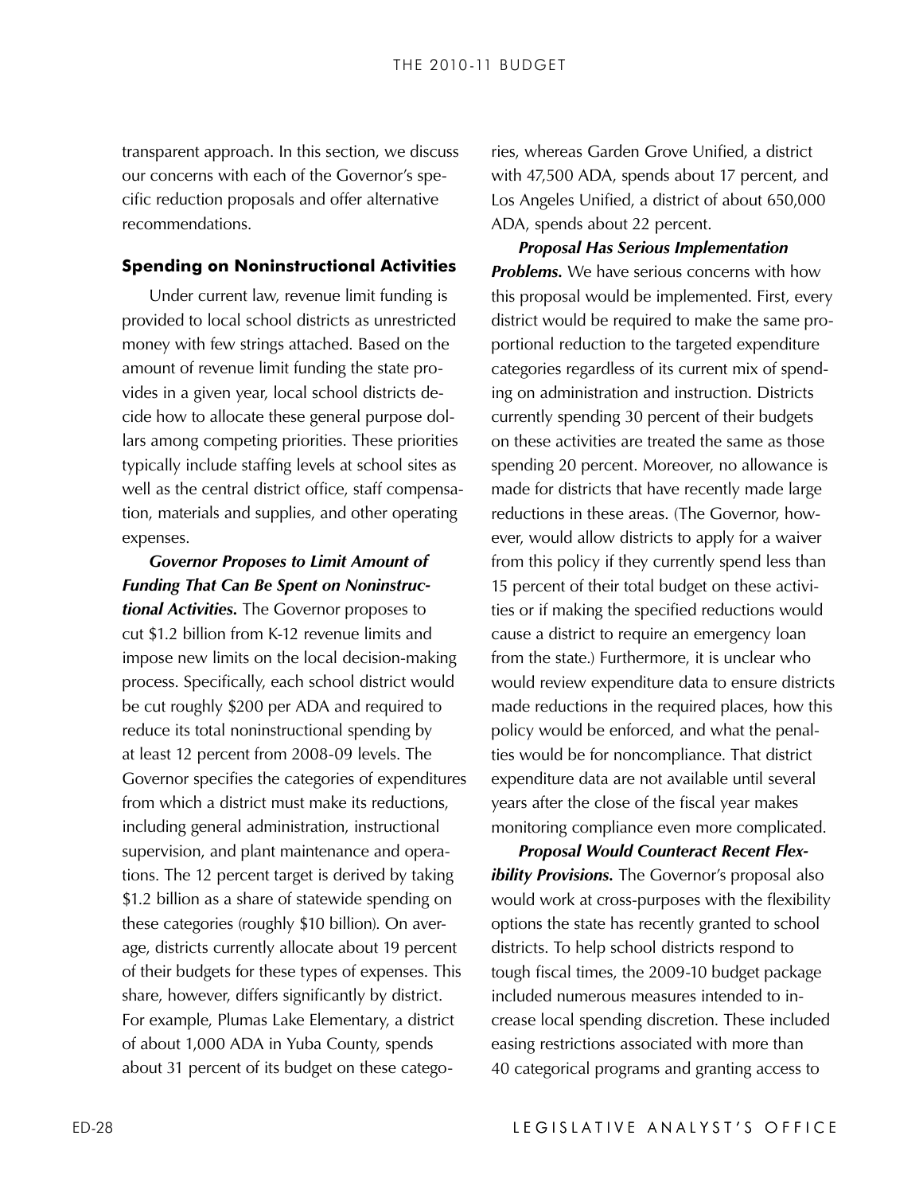transparent approach. In this section, we discuss our concerns with each of the Governor's specific reduction proposals and offer alternative recommendations.

### Spending on Noninstructional Activities

Under current law, revenue limit funding is provided to local school districts as unrestricted money with few strings attached. Based on the amount of revenue limit funding the state provides in a given year, local school districts decide how to allocate these general purpose dollars among competing priorities. These priorities typically include staffing levels at school sites as well as the central district office, staff compensation, materials and supplies, and other operating expenses.

***Governor Proposes to Limit Amount of Funding That Can Be Spent on Noninstructional Activities.*** The Governor proposes to cut $1.2 billion from K-12 revenue limits and impose new limits on the local decision-making process. Specifically, each school district would be cut roughly $200 per ADA and required to reduce its total noninstructional spending by at least 12 percent from 2008-09 levels. The Governor specifies the categories of expenditures from which a district must make its reductions, including general administration, instructional supervision, and plant maintenance and operations. The 12 percent target is derived by taking $1.2 billion as a share of statewide spending on these categories (roughly $10 billion). On average, districts currently allocate about 19 percent of their budgets for these types of expenses. This share, however, differs significantly by district. For example, Plumas Lake Elementary, a district of about 1,000 ADA in Yuba County, spends about 31 percent of its budget on these categories, whereas Garden Grove Unified, a district with 47,500 ADA, spends about 17 percent, and Los Angeles Unified, a district of about 650,000 ADA, spends about 22 percent.

***Proposal Has Serious Implementation Problems.*** We have serious concerns with how this proposal would be implemented. First, every district would be required to make the same proportional reduction to the targeted expenditure categories regardless of its current mix of spending on administration and instruction. Districts currently spending 30 percent of their budgets on these activities are treated the same as those spending 20 percent. Moreover, no allowance is made for districts that have recently made large reductions in these areas. (The Governor, however, would allow districts to apply for a waiver from this policy if they currently spend less than 15 percent of their total budget on these activities or if making the specified reductions would cause a district to require an emergency loan from the state.) Furthermore, it is unclear who would review expenditure data to ensure districts made reductions in the required places, how this policy would be enforced, and what the penalties would be for noncompliance. That district expenditure data are not available until several years after the close of the fiscal year makes monitoring compliance even more complicated.

***Proposal Would Counteract Recent Flexibility Provisions.*** The Governor's proposal also would work at cross-purposes with the flexibility options the state has recently granted to school districts. To help school districts respond to tough fiscal times, the 2009-10 budget package included numerous measures intended to increase local spending discretion. These included easing restrictions associated with more than 40 categorical programs and granting access to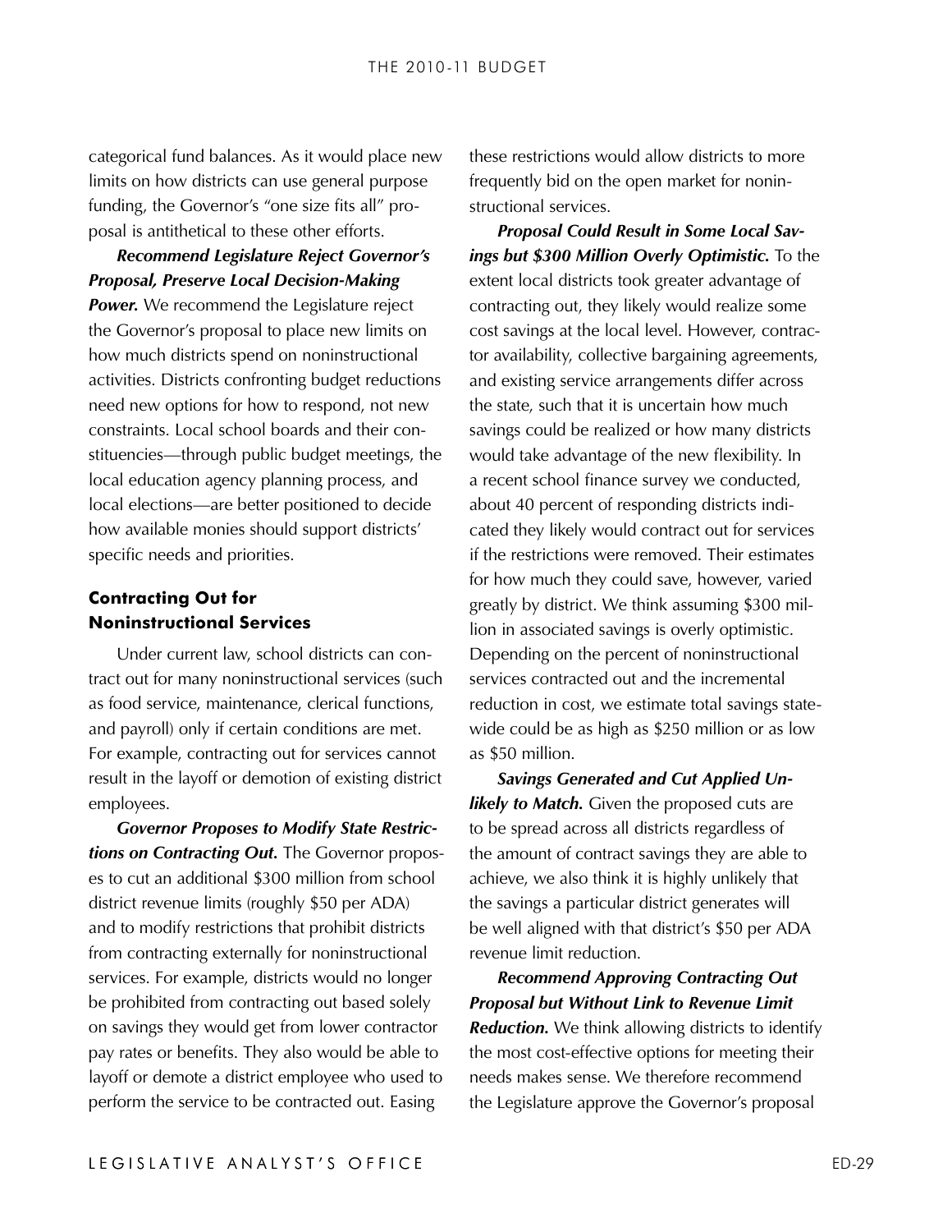categorical fund balances. As it would place new limits on how districts can use general purpose funding, the Governor's "one size fits all" proposal is antithetical to these other efforts.

***Recommend Legislature Reject Governor's Proposal, Preserve Local Decision-Making Power.*** We recommend the Legislature reject the Governor's proposal to place new limits on how much districts spend on noninstructional activities. Districts confronting budget reductions need new options for how to respond, not new constraints. Local school boards and their constituencies—through public budget meetings, the local education agency planning process, and local elections—are better positioned to decide how available monies should support districts' specific needs and priorities.

### Contracting Out for Noninstructional Services

Under current law, school districts can contract out for many noninstructional services (such as food service, maintenance, clerical functions, and payroll) only if certain conditions are met. For example, contracting out for services cannot result in the layoff or demotion of existing district employees.

***Governor Proposes to Modify State Restrictions on Contracting Out.*** The Governor proposes to cut an additional $300 million from school district revenue limits (roughly $50 per ADA) and to modify restrictions that prohibit districts from contracting externally for noninstructional services. For example, districts would no longer be prohibited from contracting out based solely on savings they would get from lower contractor pay rates or benefits. They also would be able to layoff or demote a district employee who used to perform the service to be contracted out. Easing these restrictions would allow districts to more frequently bid on the open market for noninstructional services.

***Proposal Could Result in Some Local Savings but $300 Million Overly Optimistic.*** To the extent local districts took greater advantage of contracting out, they likely would realize some cost savings at the local level. However, contractor availability, collective bargaining agreements, and existing service arrangements differ across the state, such that it is uncertain how much savings could be realized or how many districts would take advantage of the new flexibility. In a recent school finance survey we conducted, about 40 percent of responding districts indicated they likely would contract out for services if the restrictions were removed. Their estimates for how much they could save, however, varied greatly by district. We think assuming $300 million in associated savings is overly optimistic. Depending on the percent of noninstructional services contracted out and the incremental reduction in cost, we estimate total savings statewide could be as high as $250 million or as low as $50 million.

***Savings Generated and Cut Applied Unlikely to Match.*** Given the proposed cuts are to be spread across all districts regardless of the amount of contract savings they are able to achieve, we also think it is highly unlikely that the savings a particular district generates will be well aligned with that district's $50 per ADA revenue limit reduction.

***Recommend Approving Contracting Out Proposal but Without Link to Revenue Limit Reduction.*** We think allowing districts to identify the most cost-effective options for meeting their needs makes sense. We therefore recommend the Legislature approve the Governor's proposal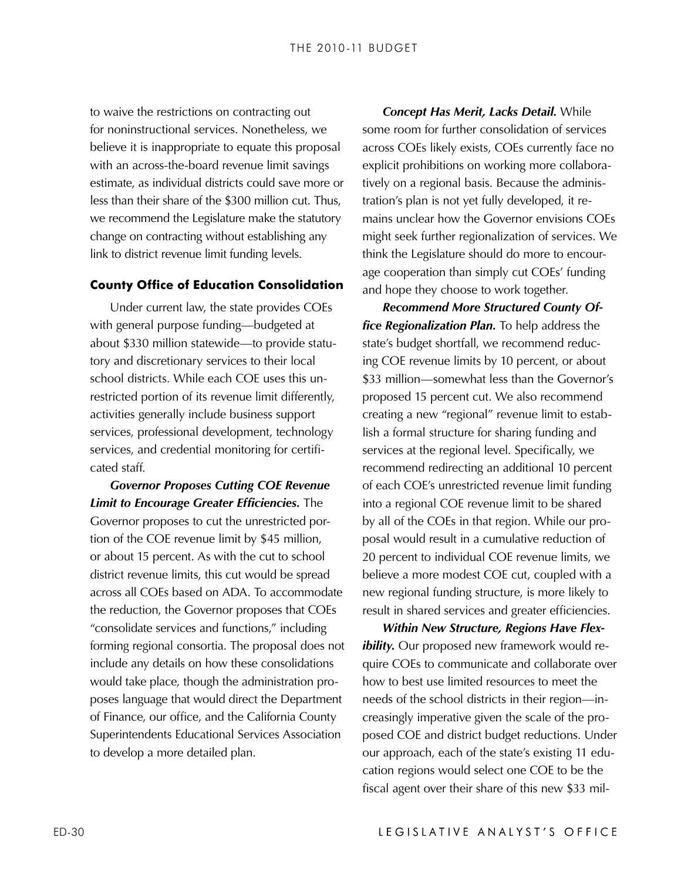to waive the restrictions on contracting out for noninstructional services. Nonetheless, we believe it is inappropriate to equate this proposal with an across-the-board revenue limit savings estimate, as individual districts could save more or less than their share of the $300 million cut. Thus, we recommend the Legislature make the statutory change on contracting without establishing any link to district revenue limit funding levels.

### County Office of Education Consolidation

Under current law, the state provides COEs with general purpose funding—budgeted at about $330 million statewide—to provide statutory and discretionary services to their local school districts. While each COE uses this unrestricted portion of its revenue limit differently, activities generally include business support services, professional development, technology services, and credential monitoring for certificated staff.

***Governor Proposes Cutting COE Revenue Limit to Encourage Greater Efficiencies.*** The Governor proposes to cut the unrestricted portion of the COE revenue limit by $45 million, or about 15 percent. As with the cut to school district revenue limits, this cut would be spread across all COEs based on ADA. To accommodate the reduction, the Governor proposes that COEs "consolidate services and functions," including forming regional consortia. The proposal does not include any details on how these consolidations would take place, though the administration proposes language that would direct the Department of Finance, our office, and the California County Superintendents Educational Services Association to develop a more detailed plan.

***Concept Has Merit, Lacks Detail.*** While some room for further consolidation of services across COEs likely exists, COEs currently face no explicit prohibitions on working more collaboratively on a regional basis. Because the administration's plan is not yet fully developed, it remains unclear how the Governor envisions COEs might seek further regionalization of services. We think the Legislature should do more to encourage cooperation than simply cut COEs' funding and hope they choose to work together.

***Recommend More Structured County Office Regionalization Plan.*** To help address the state's budget shortfall, we recommend reducing COE revenue limits by 10 percent, or about $33 million—somewhat less than the Governor's proposed 15 percent cut. We also recommend creating a new "regional" revenue limit to establish a formal structure for sharing funding and services at the regional level. Specifically, we recommend redirecting an additional 10 percent of each COE's unrestricted revenue limit funding into a regional COE revenue limit to be shared by all of the COEs in that region. While our proposal would result in a cumulative reduction of 20 percent to individual COE revenue limits, we believe a more modest COE cut, coupled with a new regional funding structure, is more likely to result in shared services and greater efficiencies.

***Within New Structure, Regions Have Flexibility.*** Our proposed new framework would require COEs to communicate and collaborate over how to best use limited resources to meet the needs of the school districts in their region—increasingly imperative given the scale of the proposed COE and district budget reductions. Under our approach, each of the state's existing 11 education regions would select one COE to be the fiscal agent over their share of this new $33 mil-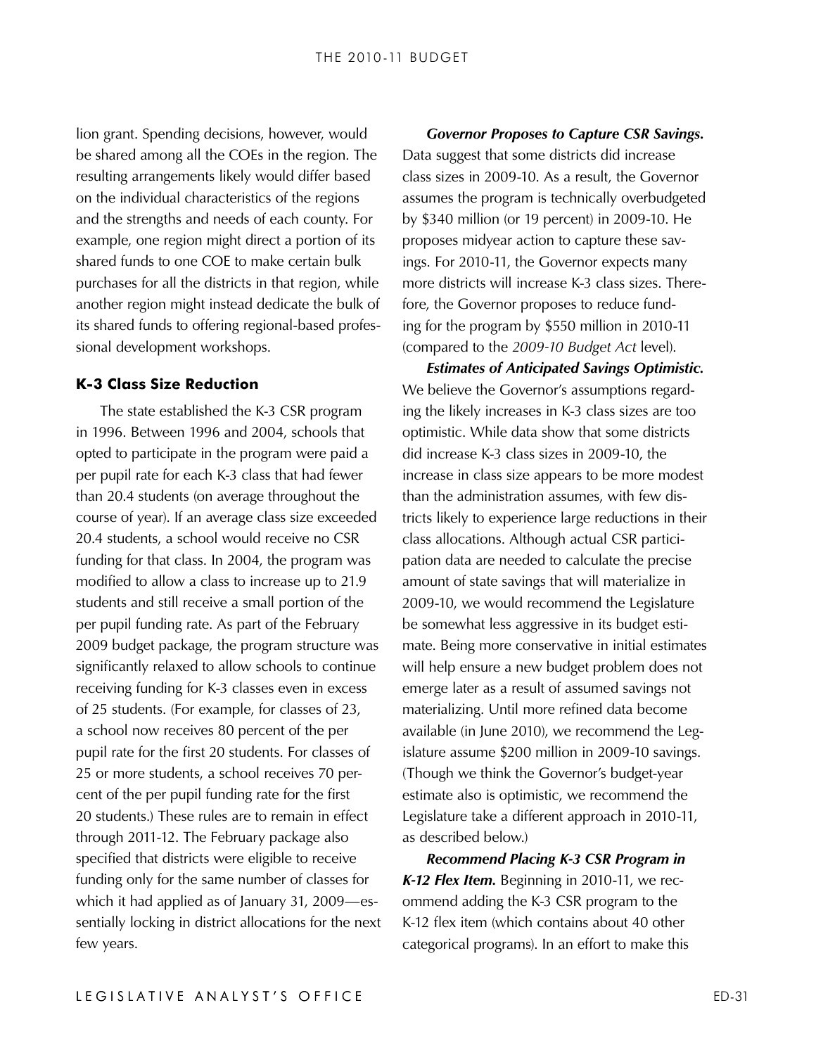lion grant. Spending decisions, however, would be shared among all the COEs in the region. The resulting arrangements likely would differ based on the individual characteristics of the regions and the strengths and needs of each county. For example, one region might direct a portion of its shared funds to one COE to make certain bulk purchases for all the districts in that region, while another region might instead dedicate the bulk of its shared funds to offering regional-based professional development workshops.

### K-3 Class Size Reduction

The state established the K-3 CSR program in 1996. Between 1996 and 2004, schools that opted to participate in the program were paid a per pupil rate for each K-3 class that had fewer than 20.4 students (on average throughout the course of year). If an average class size exceeded 20.4 students, a school would receive no CSR funding for that class. In 2004, the program was modified to allow a class to increase up to 21.9 students and still receive a small portion of the per pupil funding rate. As part of the February 2009 budget package, the program structure was significantly relaxed to allow schools to continue receiving funding for K-3 classes even in excess of 25 students. (For example, for classes of 23, a school now receives 80 percent of the per pupil rate for the first 20 students. For classes of 25 or more students, a school receives 70 percent of the per pupil funding rate for the first 20 students.) These rules are to remain in effect through 2011-12. The February package also specified that districts were eligible to receive funding only for the same number of classes for which it had applied as of January 31, 2009—essentially locking in district allocations for the next few years.

***Governor Proposes to Capture CSR Savings.*** Data suggest that some districts did increase class sizes in 2009-10. As a result, the Governor assumes the program is technically overbudgeted by $340 million (or 19 percent) in 2009-10. He proposes midyear action to capture these savings. For 2010-11, the Governor expects many more districts will increase K-3 class sizes. Therefore, the Governor proposes to reduce funding for the program by $550 million in 2010-11 (compared to the *2009-10 Budget Act* level).

***Estimates of Anticipated Savings Optimistic.*** We believe the Governor's assumptions regarding the likely increases in K-3 class sizes are too optimistic. While data show that some districts did increase K-3 class sizes in 2009-10, the increase in class size appears to be more modest than the administration assumes, with few districts likely to experience large reductions in their class allocations. Although actual CSR participation data are needed to calculate the precise amount of state savings that will materialize in 2009-10, we would recommend the Legislature be somewhat less aggressive in its budget estimate. Being more conservative in initial estimates will help ensure a new budget problem does not emerge later as a result of assumed savings not materializing. Until more refined data become available (in June 2010), we recommend the Legislature assume $200 million in 2009-10 savings. (Though we think the Governor's budget-year estimate also is optimistic, we recommend the Legislature take a different approach in 2010-11, as described below.)

***Recommend Placing K-3 CSR Program in K-12 Flex Item.*** Beginning in 2010-11, we recommend adding the K-3 CSR program to the K-12 flex item (which contains about 40 other categorical programs). In an effort to make this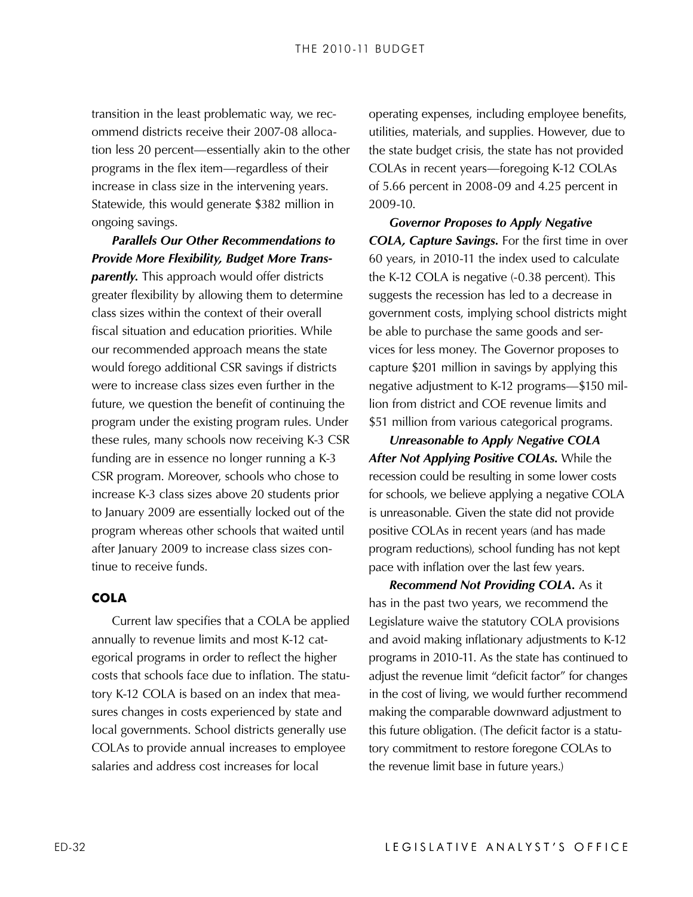transition in the least problematic way, we recommend districts receive their 2007-08 allocation less 20 percent—essentially akin to the other programs in the flex item—regardless of their increase in class size in the intervening years. Statewide, this would generate $382 million in ongoing savings.

***Parallels Our Other Recommendations to Provide More Flexibility, Budget More Transparently.*** This approach would offer districts greater flexibility by allowing them to determine class sizes within the context of their overall fiscal situation and education priorities. While our recommended approach means the state would forego additional CSR savings if districts were to increase class sizes even further in the future, we question the benefit of continuing the program under the existing program rules. Under these rules, many schools now receiving K-3 CSR funding are in essence no longer running a K-3 CSR program. Moreover, schools who chose to increase K-3 class sizes above 20 students prior to January 2009 are essentially locked out of the program whereas other schools that waited until after January 2009 to increase class sizes continue to receive funds.

## COLA

Current law specifies that a COLA be applied annually to revenue limits and most K-12 categorical programs in order to reflect the higher costs that schools face due to inflation. The statutory K-12 COLA is based on an index that measures changes in costs experienced by state and local governments. School districts generally use COLAs to provide annual increases to employee salaries and address cost increases for local operating expenses, including employee benefits, utilities, materials, and supplies. However, due to the state budget crisis, the state has not provided COLAs in recent years—foregoing K-12 COLAs of 5.66 percent in 2008-09 and 4.25 percent in 2009-10.

***Governor Proposes to Apply Negative COLA, Capture Savings.*** For the first time in over 60 years, in 2010-11 the index used to calculate the K-12 COLA is negative (-0.38 percent). This suggests the recession has led to a decrease in government costs, implying school districts might be able to purchase the same goods and services for less money. The Governor proposes to capture $201 million in savings by applying this negative adjustment to K-12 programs—$150 million from district and COE revenue limits and $51 million from various categorical programs.

***Unreasonable to Apply Negative COLA After Not Applying Positive COLAs.*** While the recession could be resulting in some lower costs for schools, we believe applying a negative COLA is unreasonable. Given the state did not provide positive COLAs in recent years (and has made program reductions), school funding has not kept pace with inflation over the last few years.

***Recommend Not Providing COLA.*** As it has in the past two years, we recommend the Legislature waive the statutory COLA provisions and avoid making inflationary adjustments to K-12 programs in 2010-11. As the state has continued to adjust the revenue limit "deficit factor" for changes in the cost of living, we would further recommend making the comparable downward adjustment to this future obligation. (The deficit factor is a statutory commitment to restore foregone COLAs to the revenue limit base in future years.)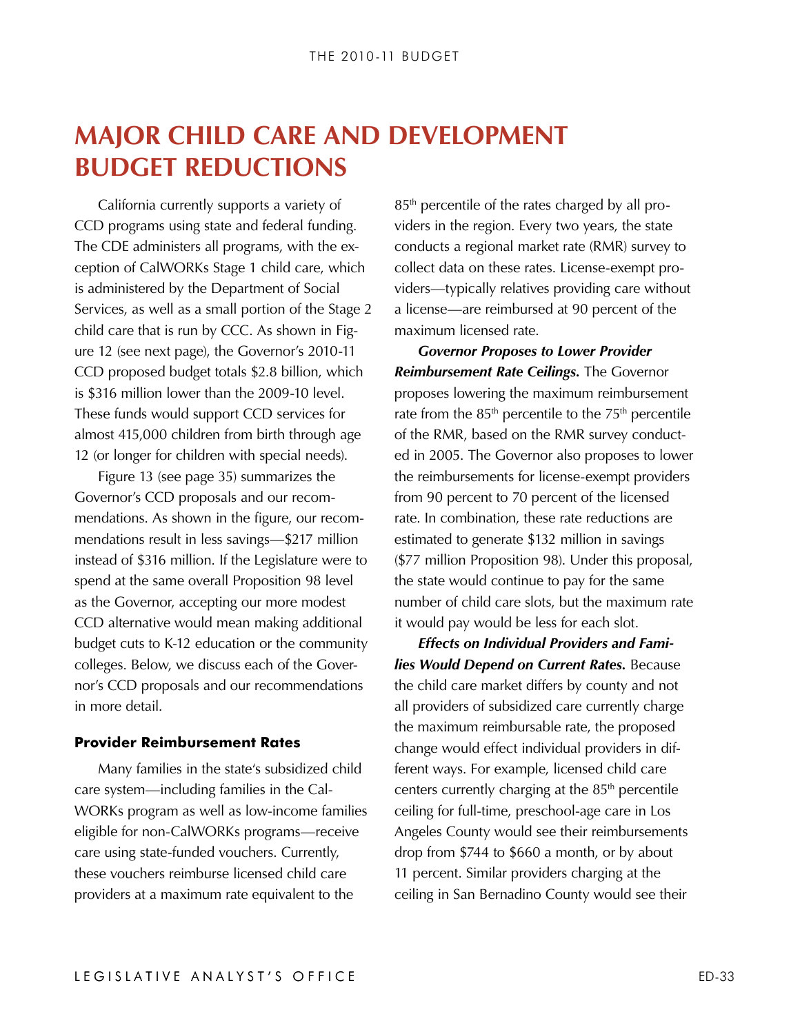# MAJOR CHILD CARE AND DEVELOPMENT BUDGET REDUCTIONS

California currently supports a variety of CCD programs using state and federal funding. The CDE administers all programs, with the exception of CalWORKs Stage 1 child care, which is administered by the Department of Social Services, as well as a small portion of the Stage 2 child care that is run by CCC. As shown in Figure 12 (see next page), the Governor's 2010-11 CCD proposed budget totals $2.8 billion, which is $316 million lower than the 2009-10 level. These funds would support CCD services for almost 415,000 children from birth through age 12 (or longer for children with special needs).

Figure 13 (see page 35) summarizes the Governor's CCD proposals and our recommendations. As shown in the figure, our recommendations result in less savings—$217 million instead of $316 million. If the Legislature were to spend at the same overall Proposition 98 level as the Governor, accepting our more modest CCD alternative would mean making additional budget cuts to K-12 education or the community colleges. Below, we discuss each of the Governor's CCD proposals and our recommendations in more detail.

### Provider Reimbursement Rates

Many families in the state's subsidized child care system—including families in the CalWORKs program as well as low-income families eligible for non-CalWORKs programs—receive care using state-funded vouchers. Currently, these vouchers reimburse licensed child care providers at a maximum rate equivalent to the 85th percentile of the rates charged by all providers in the region. Every two years, the state conducts a regional market rate (RMR) survey to collect data on these rates. License-exempt providers—typically relatives providing care without a license—are reimbursed at 90 percent of the maximum licensed rate.

***Governor Proposes to Lower Provider Reimbursement Rate Ceilings.*** The Governor proposes lowering the maximum reimbursement rate from the 85th percentile to the 75th percentile of the RMR, based on the RMR survey conducted in 2005. The Governor also proposes to lower the reimbursements for license-exempt providers from 90 percent to 70 percent of the licensed rate. In combination, these rate reductions are estimated to generate $132 million in savings ($77 million Proposition 98). Under this proposal, the state would continue to pay for the same number of child care slots, but the maximum rate it would pay would be less for each slot.

***Effects on Individual Providers and Families Would Depend on Current Rates.*** Because the child care market differs by county and not all providers of subsidized care currently charge the maximum reimbursable rate, the proposed change would effect individual providers in different ways. For example, licensed child care centers currently charging at the 85th percentile ceiling for full-time, preschool-age care in Los Angeles County would see their reimbursements drop from $744 to $660 a month, or by about 11 percent. Similar providers charging at the ceiling in San Bernadino County would see their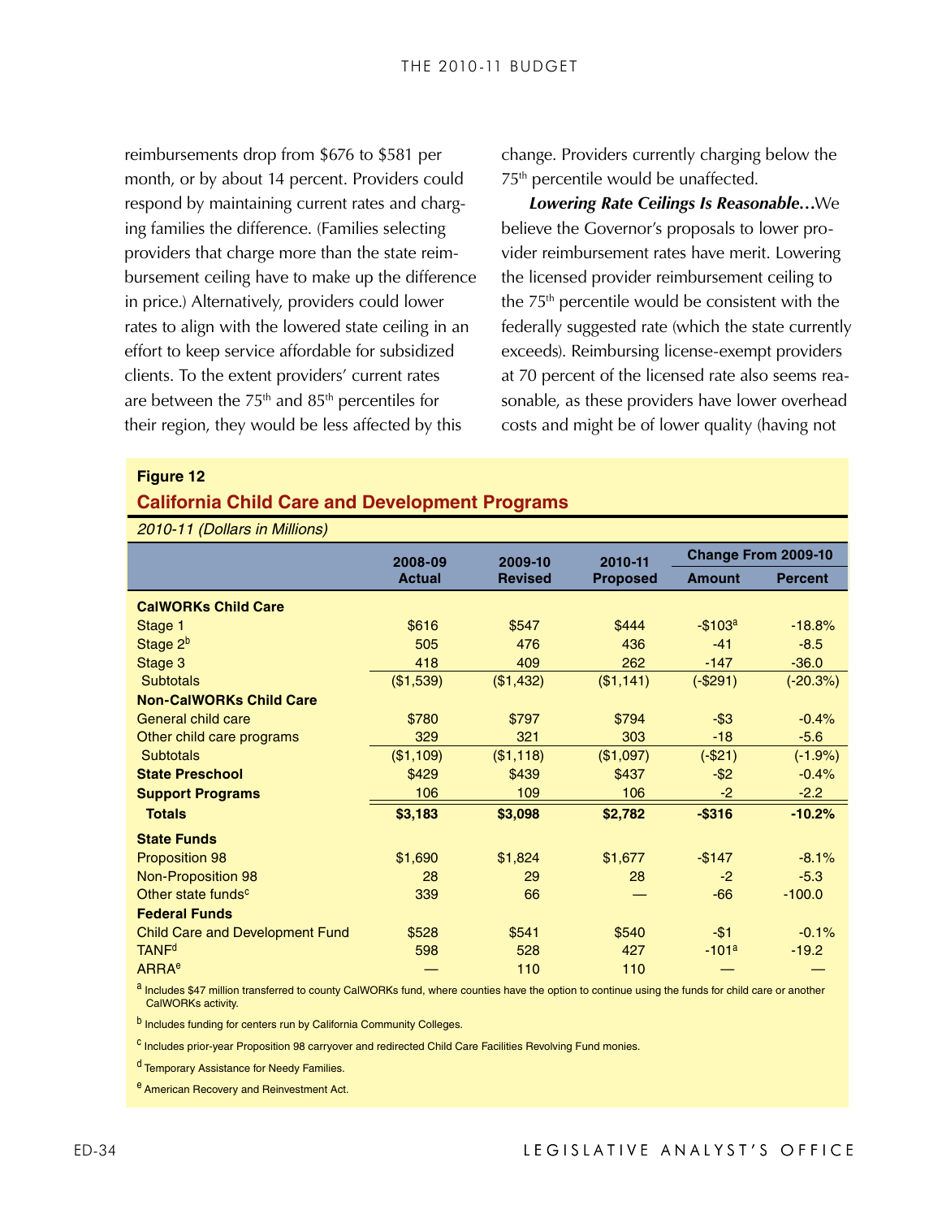reimbursements drop from $676 to $581 per month, or by about 14 percent. Providers could respond by maintaining current rates and charging families the difference. (Families selecting providers that charge more than the state reimbursement ceiling have to make up the difference in price.) Alternatively, providers could lower rates to align with the lowered state ceiling in an effort to keep service affordable for subsidized clients. To the extent providers' current rates are between the 75th and 85th percentiles for their region, they would be less affected by this change. Providers currently charging below the 75th percentile would be unaffected.

***Lowering Rate Ceilings Is Reasonable…***We believe the Governor's proposals to lower provider reimbursement rates have merit. Lowering the licensed provider reimbursement ceiling to the 75th percentile would be consistent with the federally suggested rate (which the state currently exceeds). Reimbursing license-exempt providers at 70 percent of the licensed rate also seems reasonable, as these providers have lower overhead costs and might be of lower quality (having not

**Figure 12**

**California Child Care and Development Programs**

*2010-11 (Dollars in Millions)*

| | 2008-09 Actual | 2009-10 Revised | 2010-11 Proposed | Change From 2009-10 | |
|---|---|---|---|---|---|
| | | | | Amount | Percent |
| **CalWORKs Child Care** | | | | | |
| Stage 1 | $616 | $547 | $444 | -$103[a] | -18.8% |
| Stage 2[b] | 505 | 476 | 436 | -41 | -8.5 |
| Stage 3 | 418 | 409 | 262 | -147 | -36.0 |
| Subtotals | ($1,539) | ($1,432) | ($1,141) | (-$291) | (-20.3%) |
| **Non-CalWORKs Child Care** | | | | | |
| General child care | $780 | $797 | $794 | -$3 | -0.4% |
| Other child care programs | 329 | 321 | 303 | -18 | -5.6 |
| Subtotals | ($1,109) | ($1,118) | ($1,097) | (-$21) | (-1.9%) |
| **State Preschool** | $429 | $439 | $437 | -$2 | -0.4% |
| **Support Programs** | 106 | 109 | 106 | -2 | -2.2 |
| **Totals** | **$3,183** | **$3,098** | **$2,782** | **-$316** | **-10.2%** |
| **State Funds** | | | | | |
| Proposition 98 | $1,690 | $1,824 | $1,677 | -$147 | -8.1% |
| Non-Proposition 98 | 28 | 29 | 28 | -2 | -5.3 |
| Other state funds[c] | 339 | 66 | — | -66 | -100.0 |
| **Federal Funds** | | | | | |
| Child Care and Development Fund | $528 | $541 | $540 | -$1 | -0.1% |
| TANF[d] | 598 | 528 | 427 | -101[a] | -19.2 |
| ARRA[e] | — | 110 | 110 | — | — |

[a] Includes $47 million transferred to county CalWORKs fund, where counties have the option to continue using the funds for child care or another CalWORKs activity.

[b] Includes funding for centers run by California Community Colleges.

[c] Includes prior-year Proposition 98 carryover and redirected Child Care Facilities Revolving Fund monies.

[d] Temporary Assistance for Needy Families.

[e] American Recovery and Reinvestment Act.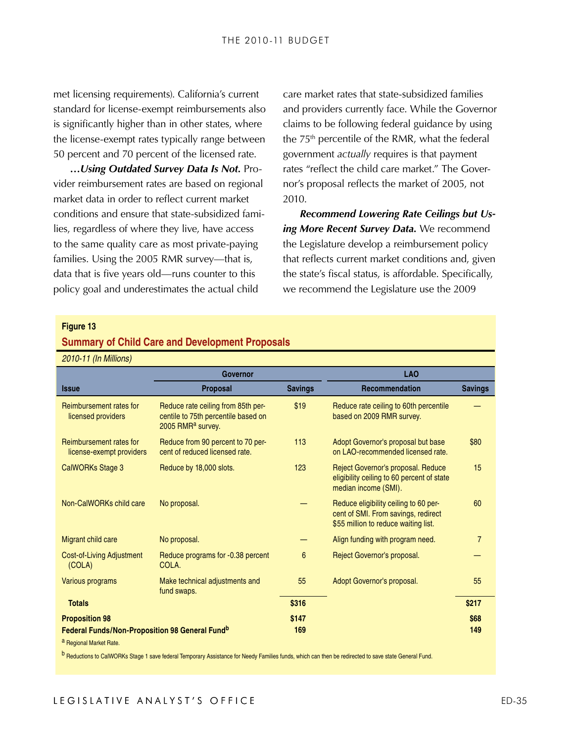met licensing requirements). California's current standard for license-exempt reimbursements also is significantly higher than in other states, where the license-exempt rates typically range between 50 percent and 70 percent of the licensed rate.

***…Using Outdated Survey Data Is Not.*** Provider reimbursement rates are based on regional market data in order to reflect current market conditions and ensure that state-subsidized families, regardless of where they live, have access to the same quality care as most private-paying families. Using the 2005 RMR survey—that is, data that is five years old—runs counter to this policy goal and underestimates the actual child care market rates that state-subsidized families and providers currently face. While the Governor claims to be following federal guidance by using the 75th percentile of the RMR, what the federal government *actually* requires is that payment rates "reflect the child care market." The Governor's proposal reflects the market of 2005, not 2010.

***Recommend Lowering Rate Ceilings but Using More Recent Survey Data.*** We recommend the Legislature develop a reimbursement policy that reflects current market conditions and, given the state's fiscal status, is affordable. Specifically, we recommend the Legislature use the 2009

**Figure 13**

**Summary of Child Care and Development Proposals**

*2010-11 (In Millions)*

| | Governor | | LAO | |
|---|---|---|---|---|
| **Issue** | **Proposal** | **Savings** | **Recommendation** | **Savings** |
| Reimbursement rates for licensed providers | Reduce rate ceiling from 85th percentile to 75th percentile based on 2005 RMR[a] survey. | $19 | Reduce rate ceiling to 60th percentile based on 2009 RMR survey. | — |
| Reimbursement rates for license-exempt providers | Reduce from 90 percent to 70 percent of reduced licensed rate. | 113 | Adopt Governor's proposal but base on LAO-recommended licensed rate. | $80 |
| CalWORKs Stage 3 | Reduce by 18,000 slots. | 123 | Reject Governor's proposal. Reduce eligibility ceiling to 60 percent of state median income (SMI). | 15 |
| Non-CalWORKs child care | No proposal. | — | Reduce eligibility ceiling to 60 percent of SMI. From savings, redirect $55 million to reduce waiting list. | 60 |
| Migrant child care | No proposal. | — | Align funding with program need. | 7 |
| Cost-of-Living Adjustment (COLA) | Reduce programs for -0.38 percent COLA. | 6 | Reject Governor's proposal. | — |
| Various programs | Make technical adjustments and fund swaps. | 55 | Adopt Governor's proposal. | 55 |
| **Totals** | | **$316** | | **$217** |
| **Proposition 98** | | **$147** | | **$68** |
| **Federal Funds/Non-Proposition 98 General Fund[b]** | | **169** | | **149** |

[a] Regional Market Rate.

[b] Reductions to CalWORKs Stage 1 save federal Temporary Assistance for Needy Families funds, which can then be redirected to save state General Fund.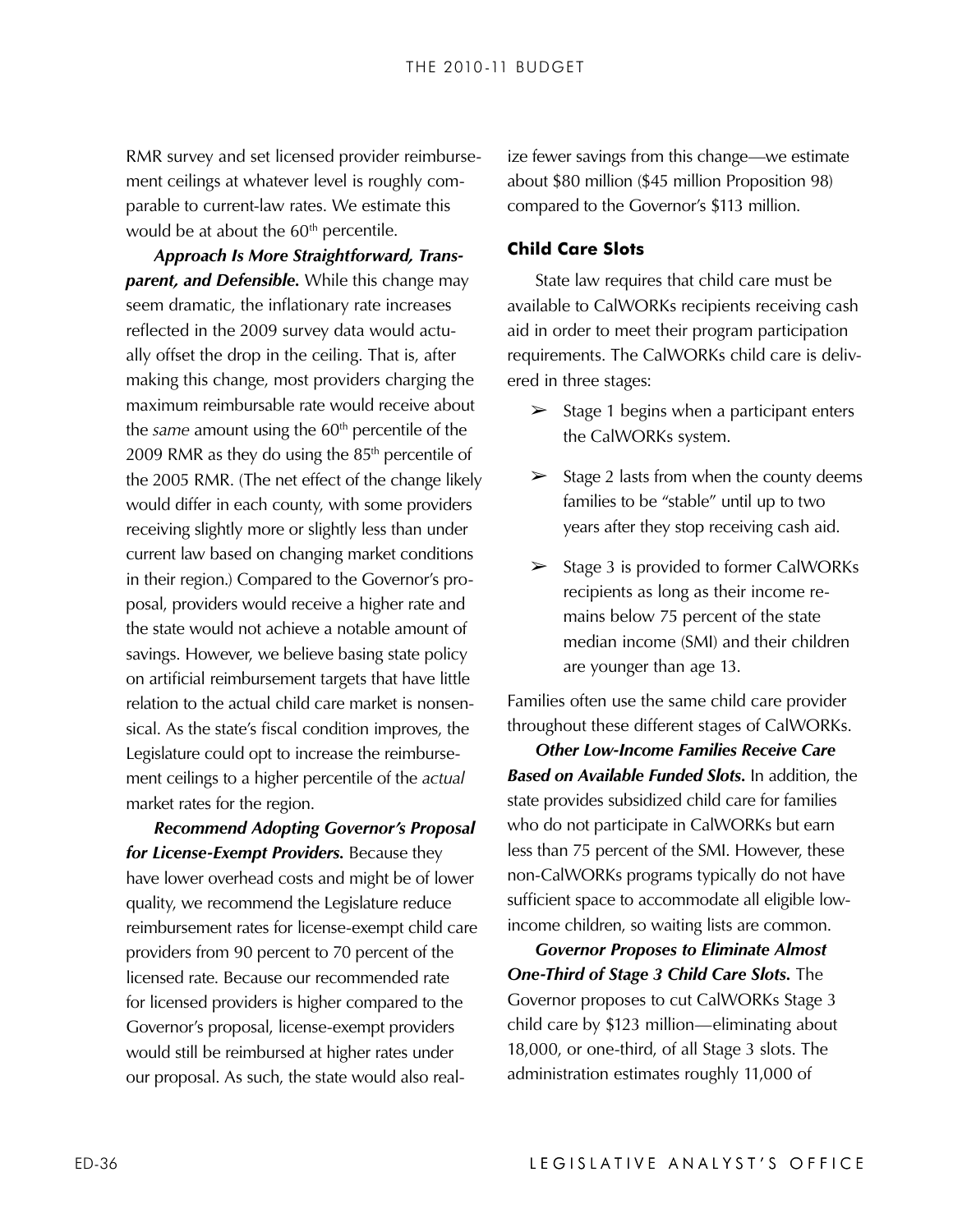RMR survey and set licensed provider reimbursement ceilings at whatever level is roughly comparable to current-law rates. We estimate this would be at about the 60th percentile.

***Approach Is More Straightforward, Transparent, and Defensible.*** While this change may seem dramatic, the inflationary rate increases reflected in the 2009 survey data would actually offset the drop in the ceiling. That is, after making this change, most providers charging the maximum reimbursable rate would receive about the *same* amount using the 60th percentile of the 2009 RMR as they do using the 85th percentile of the 2005 RMR. (The net effect of the change likely would differ in each county, with some providers receiving slightly more or slightly less than under current law based on changing market conditions in their region.) Compared to the Governor's proposal, providers would receive a higher rate and the state would not achieve a notable amount of savings. However, we believe basing state policy on artificial reimbursement targets that have little relation to the actual child care market is nonsensical. As the state's fiscal condition improves, the Legislature could opt to increase the reimbursement ceilings to a higher percentile of the *actual* market rates for the region.

***Recommend Adopting Governor's Proposal for License-Exempt Providers.*** Because they have lower overhead costs and might be of lower quality, we recommend the Legislature reduce reimbursement rates for license-exempt child care providers from 90 percent to 70 percent of the licensed rate. Because our recommended rate for licensed providers is higher compared to the Governor's proposal, license-exempt providers would still be reimbursed at higher rates under our proposal. As such, the state would also realize fewer savings from this change—we estimate about $80 million ($45 million Proposition 98) compared to the Governor's $113 million.

### Child Care Slots

State law requires that child care must be available to CalWORKs recipients receiving cash aid in order to meet their program participation requirements. The CalWORKs child care is delivered in three stages:

- Stage 1 begins when a participant enters the CalWORKs system.
- Stage 2 lasts from when the county deems families to be "stable" until up to two years after they stop receiving cash aid.
- Stage 3 is provided to former CalWORKs recipients as long as their income remains below 75 percent of the state median income (SMI) and their children are younger than age 13.

Families often use the same child care provider throughout these different stages of CalWORKs.

***Other Low-Income Families Receive Care Based on Available Funded Slots.*** In addition, the state provides subsidized child care for families who do not participate in CalWORKs but earn less than 75 percent of the SMI. However, these non-CalWORKs programs typically do not have sufficient space to accommodate all eligible low-income children, so waiting lists are common.

***Governor Proposes to Eliminate Almost One-Third of Stage 3 Child Care Slots.*** The Governor proposes to cut CalWORKs Stage 3 child care by $123 million—eliminating about 18,000, or one-third, of all Stage 3 slots. The administration estimates roughly 11,000 of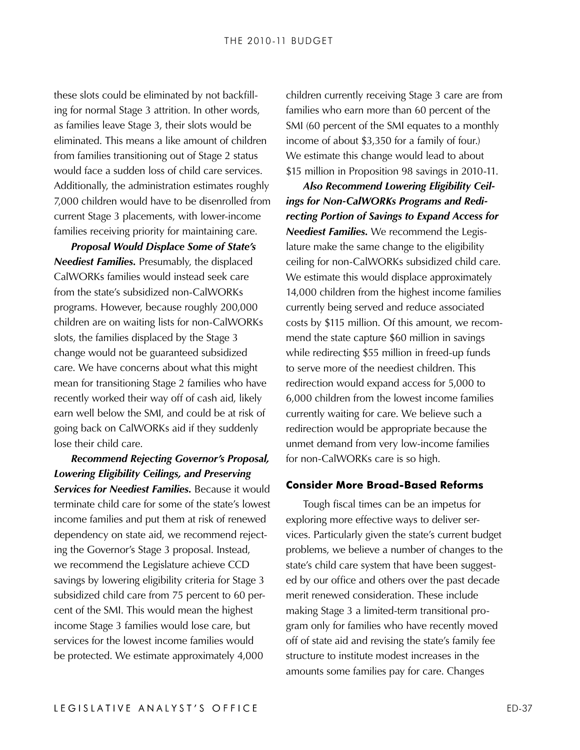these slots could be eliminated by not backfilling for normal Stage 3 attrition. In other words, as families leave Stage 3, their slots would be eliminated. This means a like amount of children from families transitioning out of Stage 2 status would face a sudden loss of child care services. Additionally, the administration estimates roughly 7,000 children would have to be disenrolled from current Stage 3 placements, with lower-income families receiving priority for maintaining care.

***Proposal Would Displace Some of State's Neediest Families.*** Presumably, the displaced CalWORKs families would instead seek care from the state's subsidized non-CalWORKs programs. However, because roughly 200,000 children are on waiting lists for non-CalWORKs slots, the families displaced by the Stage 3 change would not be guaranteed subsidized care. We have concerns about what this might mean for transitioning Stage 2 families who have recently worked their way off of cash aid, likely earn well below the SMI, and could be at risk of going back on CalWORKs aid if they suddenly lose their child care.

***Recommend Rejecting Governor's Proposal, Lowering Eligibility Ceilings, and Preserving Services for Neediest Families.*** Because it would terminate child care for some of the state's lowest income families and put them at risk of renewed dependency on state aid, we recommend rejecting the Governor's Stage 3 proposal. Instead, we recommend the Legislature achieve CCD savings by lowering eligibility criteria for Stage 3 subsidized child care from 75 percent to 60 percent of the SMI. This would mean the highest income Stage 3 families would lose care, but services for the lowest income families would be protected. We estimate approximately 4,000 children currently receiving Stage 3 care are from families who earn more than 60 percent of the SMI (60 percent of the SMI equates to a monthly income of about $3,350 for a family of four.) We estimate this change would lead to about $15 million in Proposition 98 savings in 2010-11.

***Also Recommend Lowering Eligibility Ceilings for Non-CalWORKs Programs and Redirecting Portion of Savings to Expand Access for Neediest Families.*** We recommend the Legislature make the same change to the eligibility ceiling for non-CalWORKs subsidized child care. We estimate this would displace approximately 14,000 children from the highest income families currently being served and reduce associated costs by $115 million. Of this amount, we recommend the state capture $60 million in savings while redirecting $55 million in freed-up funds to serve more of the neediest children. This redirection would expand access for 5,000 to 6,000 children from the lowest income families currently waiting for care. We believe such a redirection would be appropriate because the unmet demand from very low-income families for non-CalWORKs care is so high.

### Consider More Broad-Based Reforms

Tough fiscal times can be an impetus for exploring more effective ways to deliver services. Particularly given the state's current budget problems, we believe a number of changes to the state's child care system that have been suggested by our office and others over the past decade merit renewed consideration. These include making Stage 3 a limited-term transitional program only for families who have recently moved off of state aid and revising the state's family fee structure to institute modest increases in the amounts some families pay for care. Changes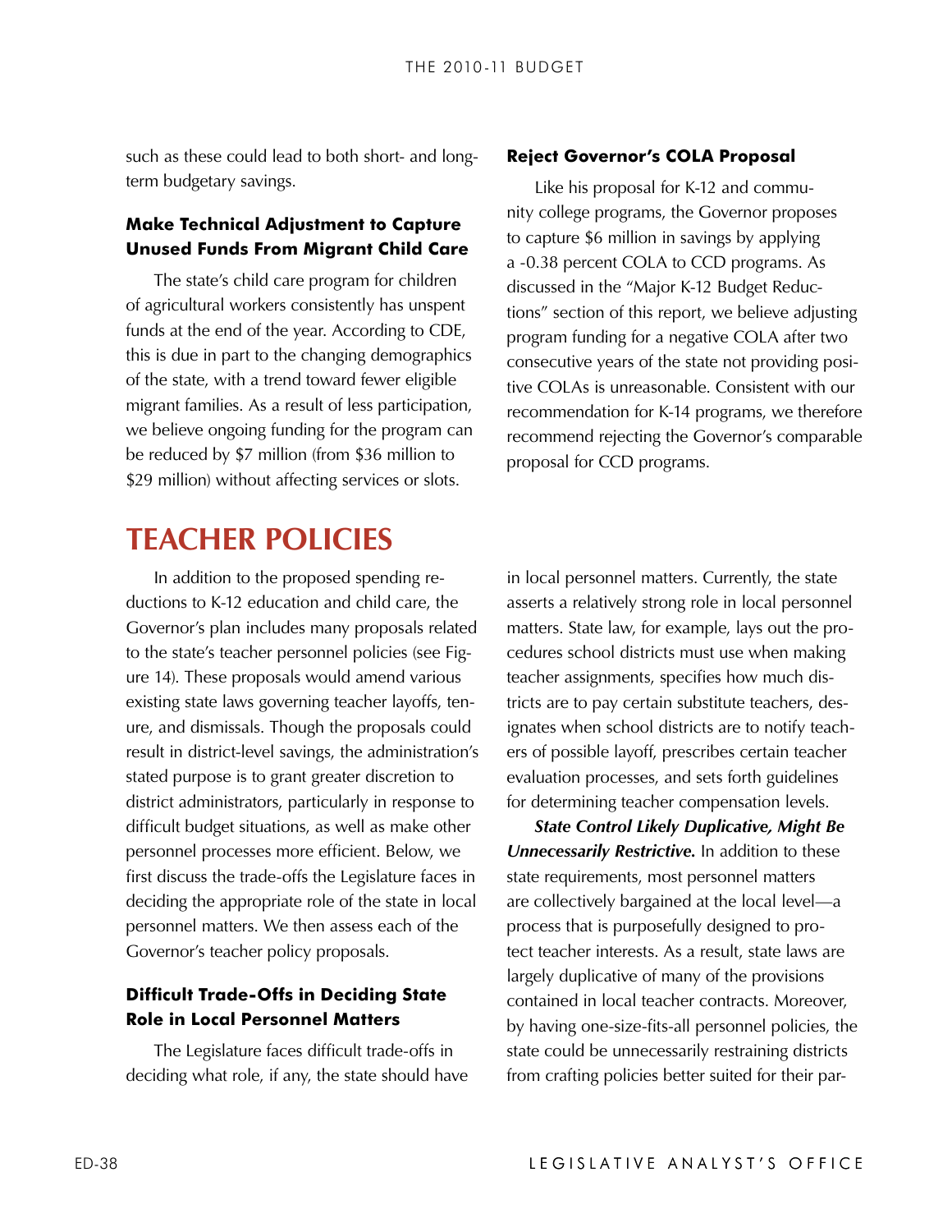such as these could lead to both short- and long-term budgetary savings.

### Make Technical Adjustment to Capture Unused Funds From Migrant Child Care

The state's child care program for children of agricultural workers consistently has unspent funds at the end of the year. According to CDE, this is due in part to the changing demographics of the state, with a trend toward fewer eligible migrant families. As a result of less participation, we believe ongoing funding for the program can be reduced by $7 million (from $36 million to $29 million) without affecting services or slots.

### Reject Governor's COLA Proposal

Like his proposal for K-12 and community college programs, the Governor proposes to capture $6 million in savings by applying a -0.38 percent COLA to CCD programs. As discussed in the "Major K-12 Budget Reductions" section of this report, we believe adjusting program funding for a negative COLA after two consecutive years of the state not providing positive COLAs is unreasonable. Consistent with our recommendation for K-14 programs, we therefore recommend rejecting the Governor's comparable proposal for CCD programs.

## TEACHER POLICIES

In addition to the proposed spending reductions to K-12 education and child care, the Governor's plan includes many proposals related to the state's teacher personnel policies (see Figure 14). These proposals would amend various existing state laws governing teacher layoffs, tenure, and dismissals. Though the proposals could result in district-level savings, the administration's stated purpose is to grant greater discretion to district administrators, particularly in response to difficult budget situations, as well as make other personnel processes more efficient. Below, we first discuss the trade-offs the Legislature faces in deciding the appropriate role of the state in local personnel matters. We then assess each of the Governor's teacher policy proposals.

### Difficult Trade-Offs in Deciding State Role in Local Personnel Matters

The Legislature faces difficult trade-offs in deciding what role, if any, the state should have in local personnel matters. Currently, the state asserts a relatively strong role in local personnel matters. State law, for example, lays out the procedures school districts must use when making teacher assignments, specifies how much districts are to pay certain substitute teachers, designates when school districts are to notify teachers of possible layoff, prescribes certain teacher evaluation processes, and sets forth guidelines for determining teacher compensation levels.

***State Control Likely Duplicative, Might Be Unnecessarily Restrictive.*** In addition to these state requirements, most personnel matters are collectively bargained at the local level—a process that is purposefully designed to protect teacher interests. As a result, state laws are largely duplicative of many of the provisions contained in local teacher contracts. Moreover, by having one-size-fits-all personnel policies, the state could be unnecessarily restraining districts from crafting policies better suited for their par-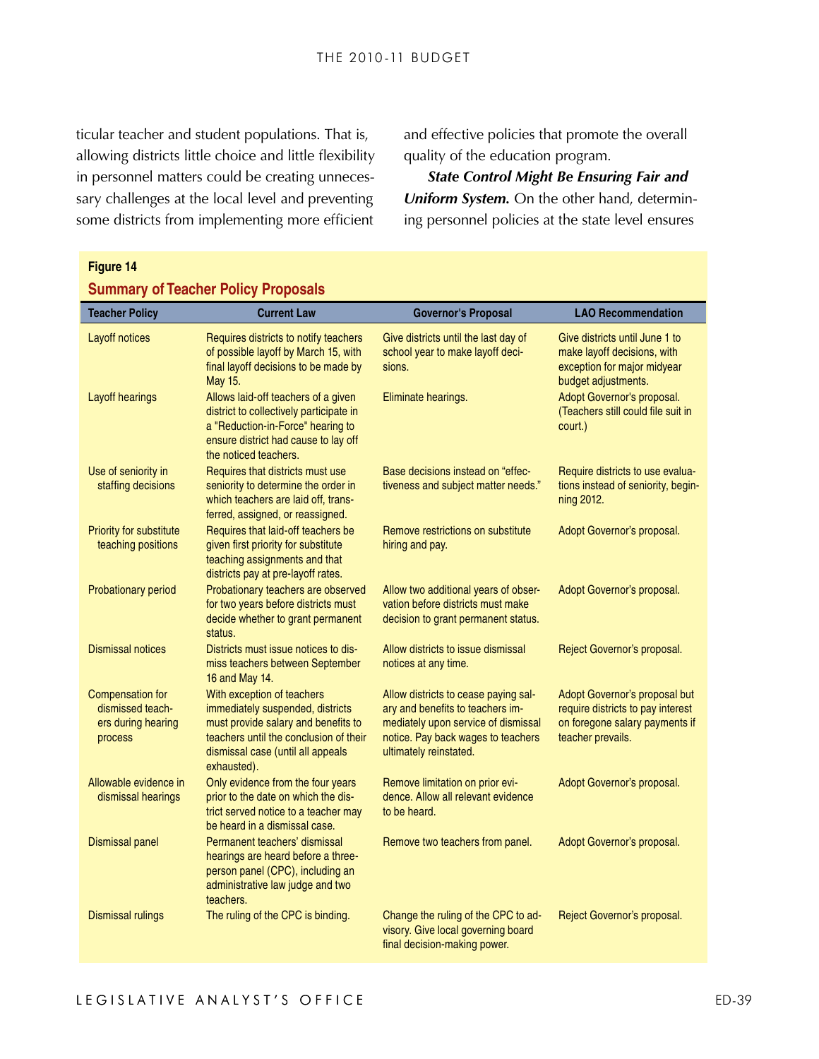ticular teacher and student populations. That is, allowing districts little choice and little flexibility in personnel matters could be creating unnecessary challenges at the local level and preventing some districts from implementing more efficient and effective policies that promote the overall quality of the education program.

***State Control Might Be Ensuring Fair and Uniform System.*** On the other hand, determining personnel policies at the state level ensures

**Figure 14**

**Summary of Teacher Policy Proposals**

| Teacher Policy | Current Law | Governor's Proposal | LAO Recommendation |
|---|---|---|---|
| Layoff notices | Requires districts to notify teachers of possible layoff by March 15, with final layoff decisions to be made by May 15. | Give districts until the last day of school year to make layoff decisions. | Give districts until June 1 to make layoff decisions, with exception for major midyear budget adjustments. |
| Layoff hearings | Allows laid-off teachers of a given district to collectively participate in a "Reduction-in-Force" hearing to ensure district had cause to lay off the noticed teachers. | Eliminate hearings. | Adopt Governor's proposal. (Teachers still could file suit in court.) |
| Use of seniority in staffing decisions | Requires that districts must use seniority to determine the order in which teachers are laid off, transferred, assigned, or reassigned. | Base decisions instead on "effectiveness and subject matter needs." | Require districts to use evaluations instead of seniority, beginning 2012. |
| Priority for substitute teaching positions | Requires that laid-off teachers be given first priority for substitute teaching assignments and that districts pay at pre-layoff rates. | Remove restrictions on substitute hiring and pay. | Adopt Governor's proposal. |
| Probationary period | Probationary teachers are observed for two years before districts must decide whether to grant permanent status. | Allow two additional years of observation before districts must make decision to grant permanent status. | Adopt Governor's proposal. |
| Dismissal notices | Districts must issue notices to dismiss teachers between September 16 and May 14. | Allow districts to issue dismissal notices at any time. | Reject Governor's proposal. |
| Compensation for dismissed teachers during hearing process | With exception of teachers immediately suspended, districts must provide salary and benefits to teachers until the conclusion of their dismissal case (until all appeals exhausted). | Allow districts to cease paying salary and benefits to teachers immediately upon service of dismissal notice. Pay back wages to teachers ultimately reinstated. | Adopt Governor's proposal but require districts to pay interest on foregone salary payments if teacher prevails. |
| Allowable evidence in dismissal hearings | Only evidence from the four years prior to the date on which the district served notice to a teacher may be heard in a dismissal case. | Remove limitation on prior evidence. Allow all relevant evidence to be heard. | Adopt Governor's proposal. |
| Dismissal panel | Permanent teachers' dismissal hearings are heard before a three-person panel (CPC), including an administrative law judge and two teachers. | Remove two teachers from panel. | Adopt Governor's proposal. |
| Dismissal rulings | The ruling of the CPC is binding. | Change the ruling of the CPC to advisory. Give local governing board final decision-making power. | Reject Governor's proposal. |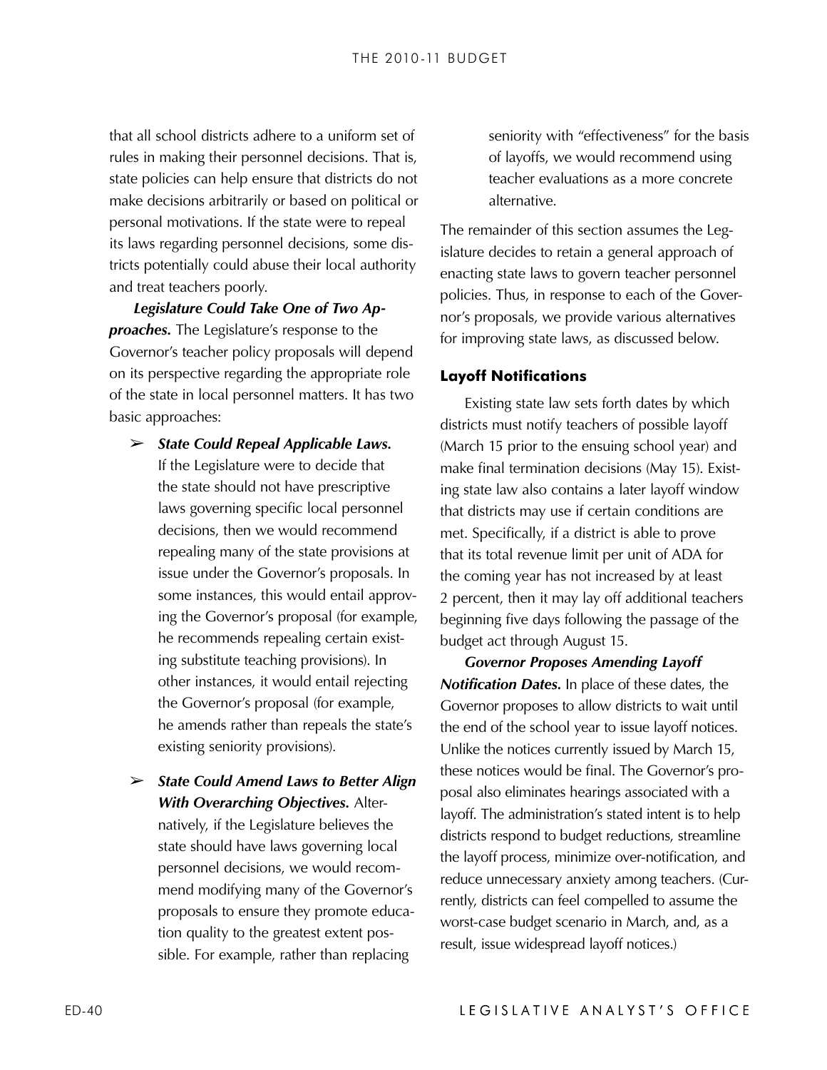that all school districts adhere to a uniform set of rules in making their personnel decisions. That is, state policies can help ensure that districts do not make decisions arbitrarily or based on political or personal motivations. If the state were to repeal its laws regarding personnel decisions, some districts potentially could abuse their local authority and treat teachers poorly.

***Legislature Could Take One of Two Approaches.*** The Legislature's response to the Governor's teacher policy proposals will depend on its perspective regarding the appropriate role of the state in local personnel matters. It has two basic approaches:

- ***State Could Repeal Applicable Laws.*** If the Legislature were to decide that the state should not have prescriptive laws governing specific local personnel decisions, then we would recommend repealing many of the state provisions at issue under the Governor's proposals. In some instances, this would entail approving the Governor's proposal (for example, he recommends repealing certain existing substitute teaching provisions). In other instances, it would entail rejecting the Governor's proposal (for example, he amends rather than repeals the state's existing seniority provisions).

- ***State Could Amend Laws to Better Align With Overarching Objectives.*** Alternatively, if the Legislature believes the state should have laws governing local personnel decisions, we would recommend modifying many of the Governor's proposals to ensure they promote education quality to the greatest extent possible. For example, rather than replacing seniority with "effectiveness" for the basis of layoffs, we would recommend using teacher evaluations as a more concrete alternative.

The remainder of this section assumes the Legislature decides to retain a general approach of enacting state laws to govern teacher personnel policies. Thus, in response to each of the Governor's proposals, we provide various alternatives for improving state laws, as discussed below.

### Layoff Notifications

Existing state law sets forth dates by which districts must notify teachers of possible layoff (March 15 prior to the ensuing school year) and make final termination decisions (May 15). Existing state law also contains a later layoff window that districts may use if certain conditions are met. Specifically, if a district is able to prove that its total revenue limit per unit of ADA for the coming year has not increased by at least 2 percent, then it may lay off additional teachers beginning five days following the passage of the budget act through August 15.

***Governor Proposes Amending Layoff Notification Dates.*** In place of these dates, the Governor proposes to allow districts to wait until the end of the school year to issue layoff notices. Unlike the notices currently issued by March 15, these notices would be final. The Governor's proposal also eliminates hearings associated with a layoff. The administration's stated intent is to help districts respond to budget reductions, streamline the layoff process, minimize over-notification, and reduce unnecessary anxiety among teachers. (Currently, districts can feel compelled to assume the worst-case budget scenario in March, and, as a result, issue widespread layoff notices.)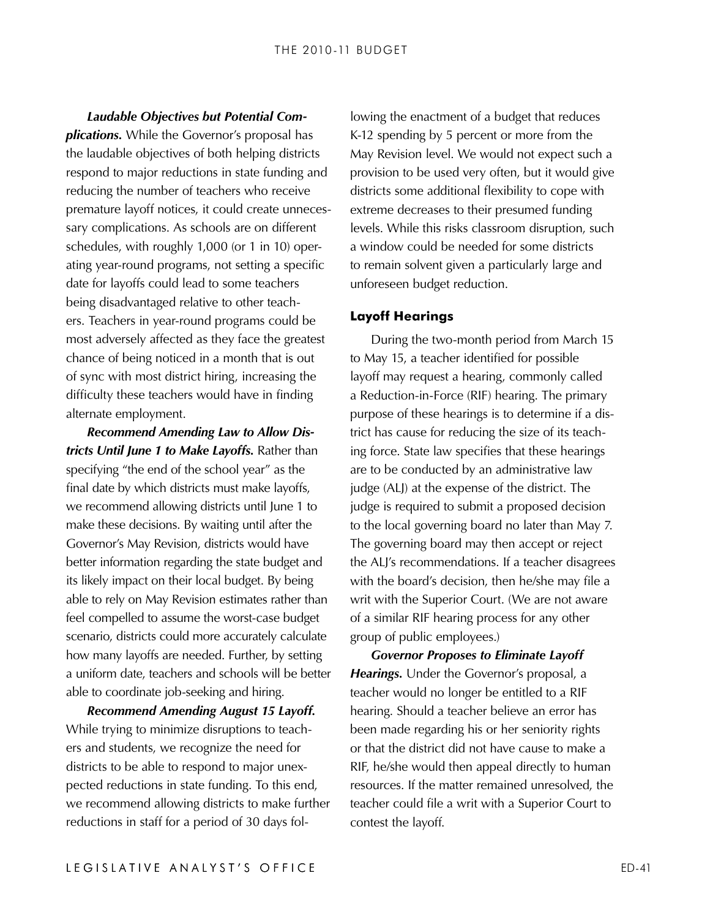***Laudable Objectives but Potential Complications.*** While the Governor's proposal has the laudable objectives of both helping districts respond to major reductions in state funding and reducing the number of teachers who receive premature layoff notices, it could create unnecessary complications. As schools are on different schedules, with roughly 1,000 (or 1 in 10) operating year-round programs, not setting a specific date for layoffs could lead to some teachers being disadvantaged relative to other teachers. Teachers in year-round programs could be most adversely affected as they face the greatest chance of being noticed in a month that is out of sync with most district hiring, increasing the difficulty these teachers would have in finding alternate employment.

***Recommend Amending Law to Allow Districts Until June 1 to Make Layoffs.*** Rather than specifying "the end of the school year" as the final date by which districts must make layoffs, we recommend allowing districts until June 1 to make these decisions. By waiting until after the Governor's May Revision, districts would have better information regarding the state budget and its likely impact on their local budget. By being able to rely on May Revision estimates rather than feel compelled to assume the worst-case budget scenario, districts could more accurately calculate how many layoffs are needed. Further, by setting a uniform date, teachers and schools will be better able to coordinate job-seeking and hiring.

***Recommend Amending August 15 Layoff.*** While trying to minimize disruptions to teachers and students, we recognize the need for districts to be able to respond to major unexpected reductions in state funding. To this end, we recommend allowing districts to make further reductions in staff for a period of 30 days following the enactment of a budget that reduces K-12 spending by 5 percent or more from the May Revision level. We would not expect such a provision to be used very often, but it would give districts some additional flexibility to cope with extreme decreases to their presumed funding levels. While this risks classroom disruption, such a window could be needed for some districts to remain solvent given a particularly large and unforeseen budget reduction.

### Layoff Hearings

During the two-month period from March 15 to May 15, a teacher identified for possible layoff may request a hearing, commonly called a Reduction-in-Force (RIF) hearing. The primary purpose of these hearings is to determine if a district has cause for reducing the size of its teaching force. State law specifies that these hearings are to be conducted by an administrative law judge (ALJ) at the expense of the district. The judge is required to submit a proposed decision to the local governing board no later than May 7. The governing board may then accept or reject the ALJ's recommendations. If a teacher disagrees with the board's decision, then he/she may file a writ with the Superior Court. (We are not aware of a similar RIF hearing process for any other group of public employees.)

***Governor Proposes to Eliminate Layoff Hearings.*** Under the Governor's proposal, a teacher would no longer be entitled to a RIF hearing. Should a teacher believe an error has been made regarding his or her seniority rights or that the district did not have cause to make a RIF, he/she would then appeal directly to human resources. If the matter remained unresolved, the teacher could file a writ with a Superior Court to contest the layoff.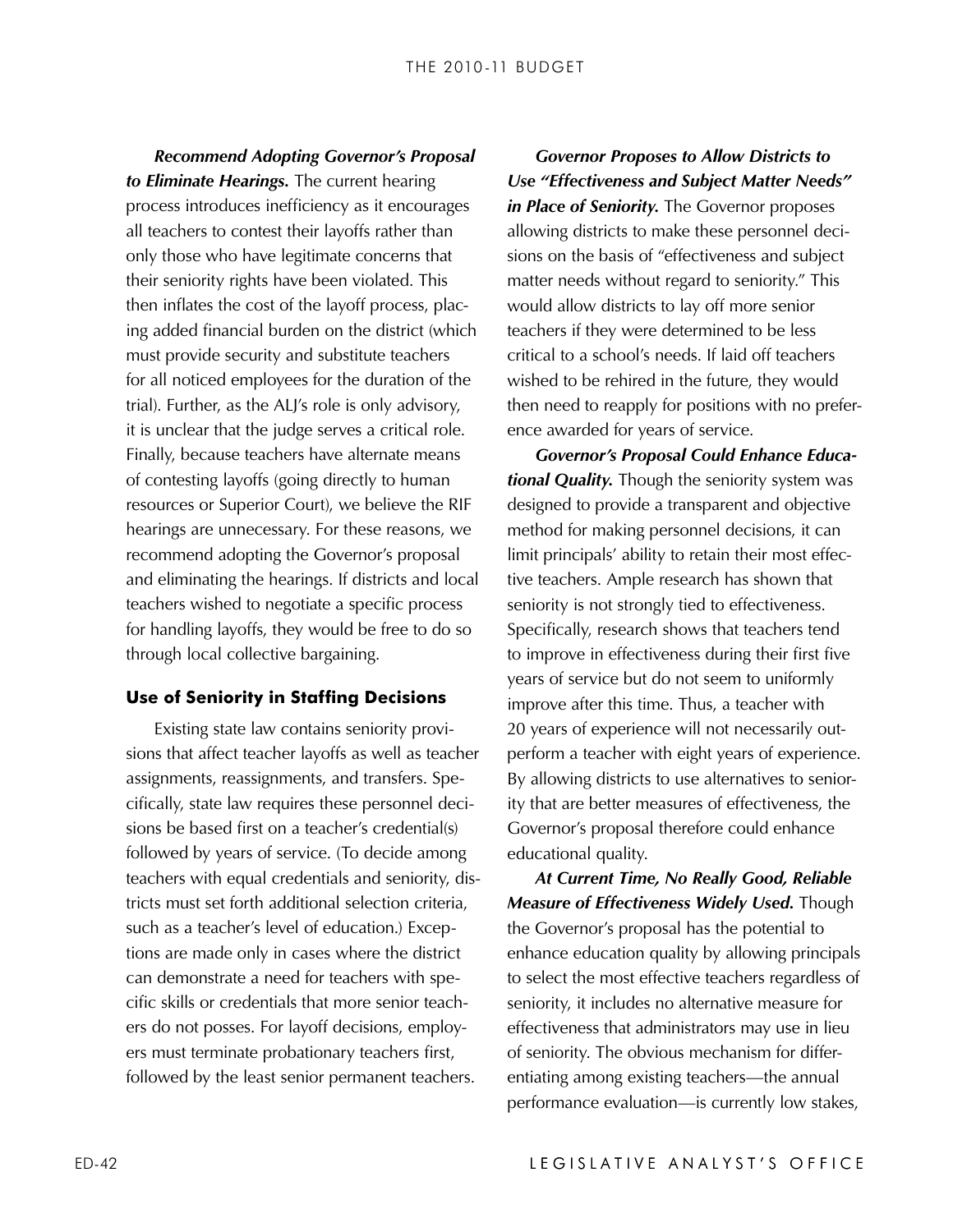***Recommend Adopting Governor's Proposal to Eliminate Hearings.*** The current hearing process introduces inefficiency as it encourages all teachers to contest their layoffs rather than only those who have legitimate concerns that their seniority rights have been violated. This then inflates the cost of the layoff process, placing added financial burden on the district (which must provide security and substitute teachers for all noticed employees for the duration of the trial). Further, as the ALJ's role is only advisory, it is unclear that the judge serves a critical role. Finally, because teachers have alternate means of contesting layoffs (going directly to human resources or Superior Court), we believe the RIF hearings are unnecessary. For these reasons, we recommend adopting the Governor's proposal and eliminating the hearings. If districts and local teachers wished to negotiate a specific process for handling layoffs, they would be free to do so through local collective bargaining.

### Use of Seniority in Staffing Decisions

Existing state law contains seniority provisions that affect teacher layoffs as well as teacher assignments, reassignments, and transfers. Specifically, state law requires these personnel decisions be based first on a teacher's credential(s) followed by years of service. (To decide among teachers with equal credentials and seniority, districts must set forth additional selection criteria, such as a teacher's level of education.) Exceptions are made only in cases where the district can demonstrate a need for teachers with specific skills or credentials that more senior teachers do not posses. For layoff decisions, employers must terminate probationary teachers first, followed by the least senior permanent teachers.

***Governor Proposes to Allow Districts to Use "Effectiveness and Subject Matter Needs" in Place of Seniority.*** The Governor proposes allowing districts to make these personnel decisions on the basis of "effectiveness and subject matter needs without regard to seniority." This would allow districts to lay off more senior teachers if they were determined to be less critical to a school's needs. If laid off teachers wished to be rehired in the future, they would then need to reapply for positions with no preference awarded for years of service.

***Governor's Proposal Could Enhance Educational Quality.*** Though the seniority system was designed to provide a transparent and objective method for making personnel decisions, it can limit principals' ability to retain their most effective teachers. Ample research has shown that seniority is not strongly tied to effectiveness. Specifically, research shows that teachers tend to improve in effectiveness during their first five years of service but do not seem to uniformly improve after this time. Thus, a teacher with 20 years of experience will not necessarily outperform a teacher with eight years of experience. By allowing districts to use alternatives to seniority that are better measures of effectiveness, the Governor's proposal therefore could enhance educational quality.

***At Current Time, No Really Good, Reliable Measure of Effectiveness Widely Used.*** Though the Governor's proposal has the potential to enhance education quality by allowing principals to select the most effective teachers regardless of seniority, it includes no alternative measure for effectiveness that administrators may use in lieu of seniority. The obvious mechanism for differentiating among existing teachers—the annual performance evaluation—is currently low stakes,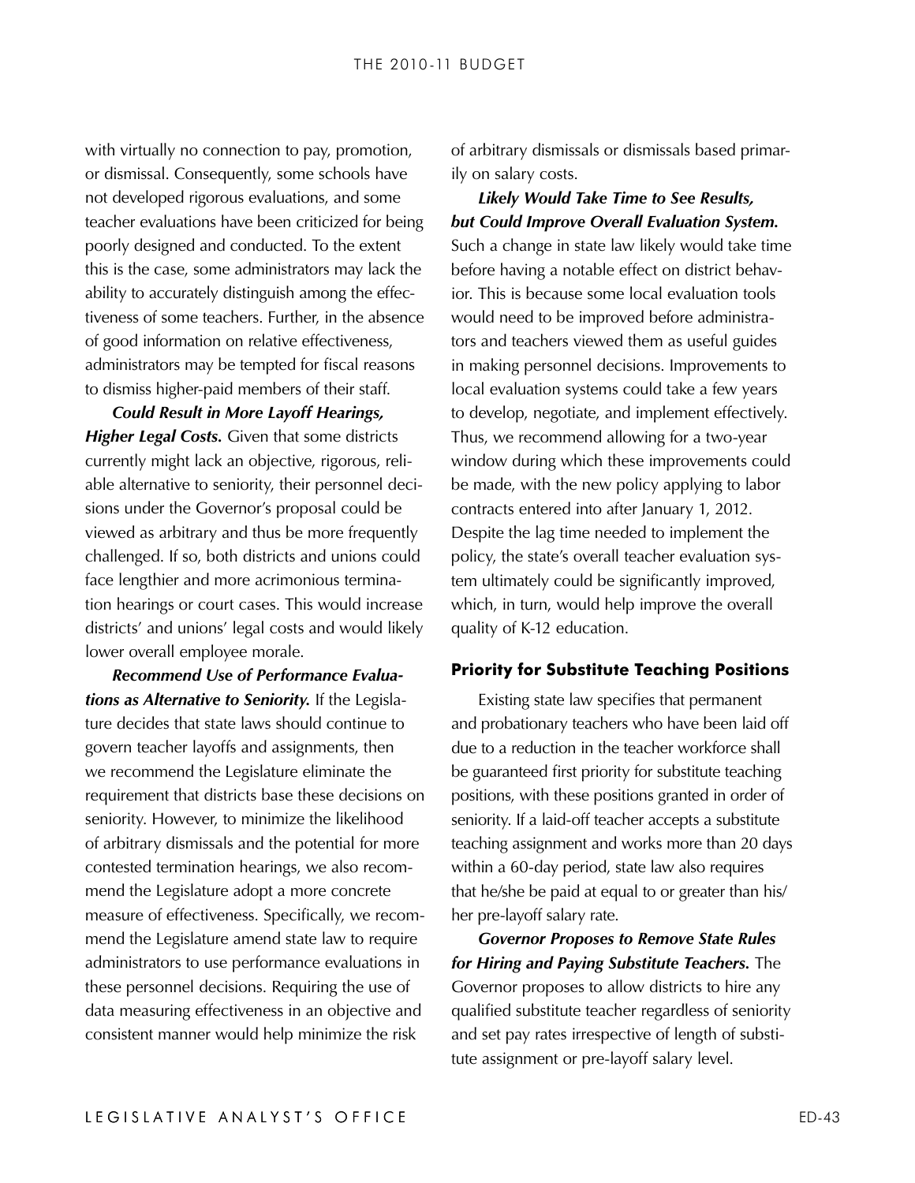with virtually no connection to pay, promotion, or dismissal. Consequently, some schools have not developed rigorous evaluations, and some teacher evaluations have been criticized for being poorly designed and conducted. To the extent this is the case, some administrators may lack the ability to accurately distinguish among the effectiveness of some teachers. Further, in the absence of good information on relative effectiveness, administrators may be tempted for fiscal reasons to dismiss higher-paid members of their staff.

***Could Result in More Layoff Hearings, Higher Legal Costs.*** Given that some districts currently might lack an objective, rigorous, reliable alternative to seniority, their personnel decisions under the Governor's proposal could be viewed as arbitrary and thus be more frequently challenged. If so, both districts and unions could face lengthier and more acrimonious termination hearings or court cases. This would increase districts' and unions' legal costs and would likely lower overall employee morale.

***Recommend Use of Performance Evaluations as Alternative to Seniority.*** If the Legislature decides that state laws should continue to govern teacher layoffs and assignments, then we recommend the Legislature eliminate the requirement that districts base these decisions on seniority. However, to minimize the likelihood of arbitrary dismissals and the potential for more contested termination hearings, we also recommend the Legislature adopt a more concrete measure of effectiveness. Specifically, we recommend the Legislature amend state law to require administrators to use performance evaluations in these personnel decisions. Requiring the use of data measuring effectiveness in an objective and consistent manner would help minimize the risk of arbitrary dismissals or dismissals based primarily on salary costs.

***Likely Would Take Time to See Results, but Could Improve Overall Evaluation System.*** Such a change in state law likely would take time before having a notable effect on district behavior. This is because some local evaluation tools would need to be improved before administrators and teachers viewed them as useful guides in making personnel decisions. Improvements to local evaluation systems could take a few years to develop, negotiate, and implement effectively. Thus, we recommend allowing for a two-year window during which these improvements could be made, with the new policy applying to labor contracts entered into after January 1, 2012. Despite the lag time needed to implement the policy, the state's overall teacher evaluation system ultimately could be significantly improved, which, in turn, would help improve the overall quality of K-12 education.

### Priority for Substitute Teaching Positions

Existing state law specifies that permanent and probationary teachers who have been laid off due to a reduction in the teacher workforce shall be guaranteed first priority for substitute teaching positions, with these positions granted in order of seniority. If a laid-off teacher accepts a substitute teaching assignment and works more than 20 days within a 60-day period, state law also requires that he/she be paid at equal to or greater than his/her pre-layoff salary rate.

***Governor Proposes to Remove State Rules for Hiring and Paying Substitute Teachers.*** The Governor proposes to allow districts to hire any qualified substitute teacher regardless of seniority and set pay rates irrespective of length of substitute assignment or pre-layoff salary level.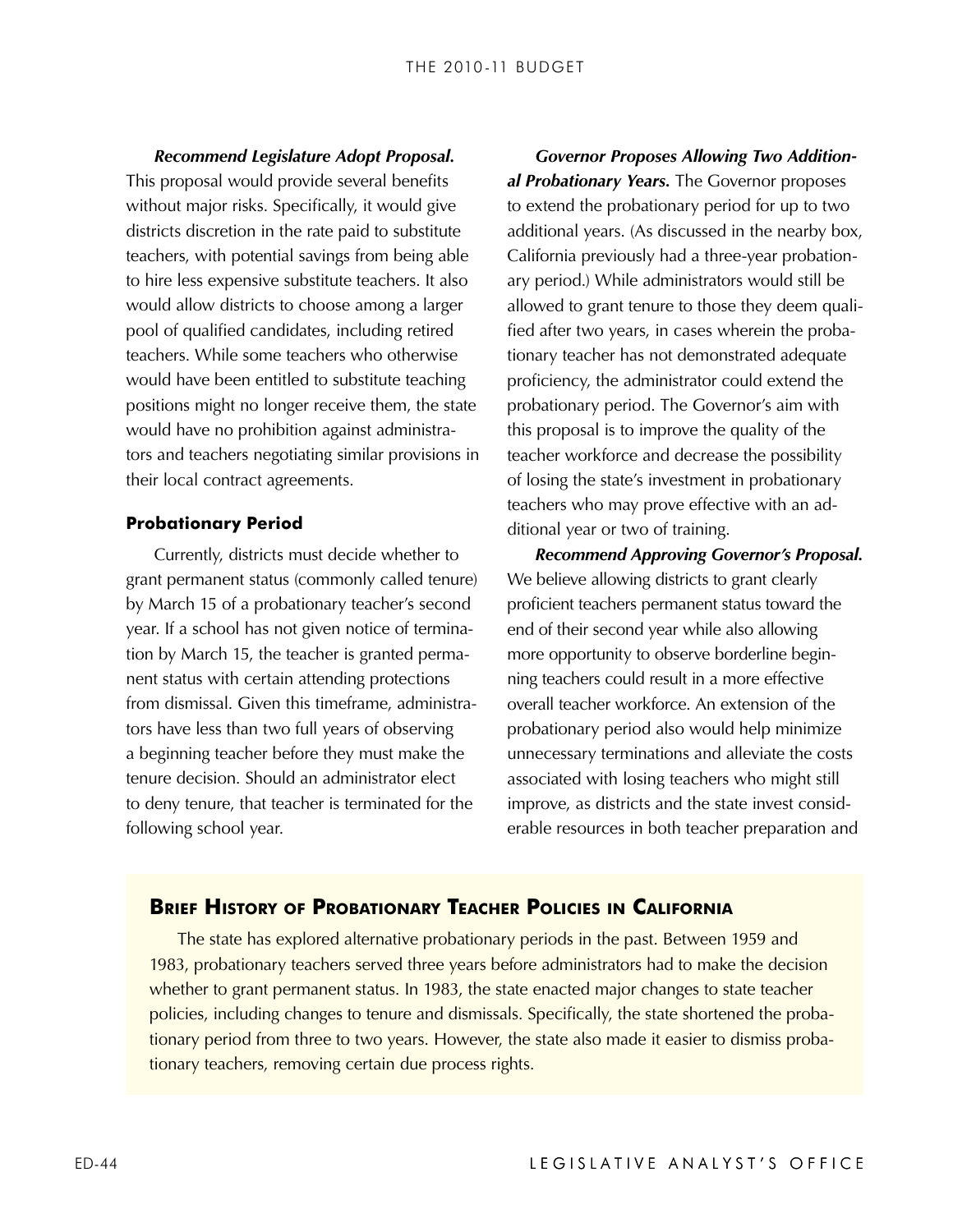***Recommend Legislature Adopt Proposal.*** This proposal would provide several benefits without major risks. Specifically, it would give districts discretion in the rate paid to substitute teachers, with potential savings from being able to hire less expensive substitute teachers. It also would allow districts to choose among a larger pool of qualified candidates, including retired teachers. While some teachers who otherwise would have been entitled to substitute teaching positions might no longer receive them, the state would have no prohibition against administrators and teachers negotiating similar provisions in their local contract agreements.

### Probationary Period

Currently, districts must decide whether to grant permanent status (commonly called tenure) by March 15 of a probationary teacher's second year. If a school has not given notice of termination by March 15, the teacher is granted permanent status with certain attending protections from dismissal. Given this timeframe, administrators have less than two full years of observing a beginning teacher before they must make the tenure decision. Should an administrator elect to deny tenure, that teacher is terminated for the following school year.

***Governor Proposes Allowing Two Additional Probationary Years.*** The Governor proposes to extend the probationary period for up to two additional years. (As discussed in the nearby box, California previously had a three-year probationary period.) While administrators would still be allowed to grant tenure to those they deem qualified after two years, in cases wherein the probationary teacher has not demonstrated adequate proficiency, the administrator could extend the probationary period. The Governor's aim with this proposal is to improve the quality of the teacher workforce and decrease the possibility of losing the state's investment in probationary teachers who may prove effective with an additional year or two of training.

***Recommend Approving Governor's Proposal.*** We believe allowing districts to grant clearly proficient teachers permanent status toward the end of their second year while also allowing more opportunity to observe borderline beginning teachers could result in a more effective overall teacher workforce. An extension of the probationary period also would help minimize unnecessary terminations and alleviate the costs associated with losing teachers who might still improve, as districts and the state invest considerable resources in both teacher preparation and

### Brief History of Probationary Teacher Policies in California

The state has explored alternative probationary periods in the past. Between 1959 and 1983, probationary teachers served three years before administrators had to make the decision whether to grant permanent status. In 1983, the state enacted major changes to state teacher policies, including changes to tenure and dismissals. Specifically, the state shortened the probationary period from three to two years. However, the state also made it easier to dismiss probationary teachers, removing certain due process rights.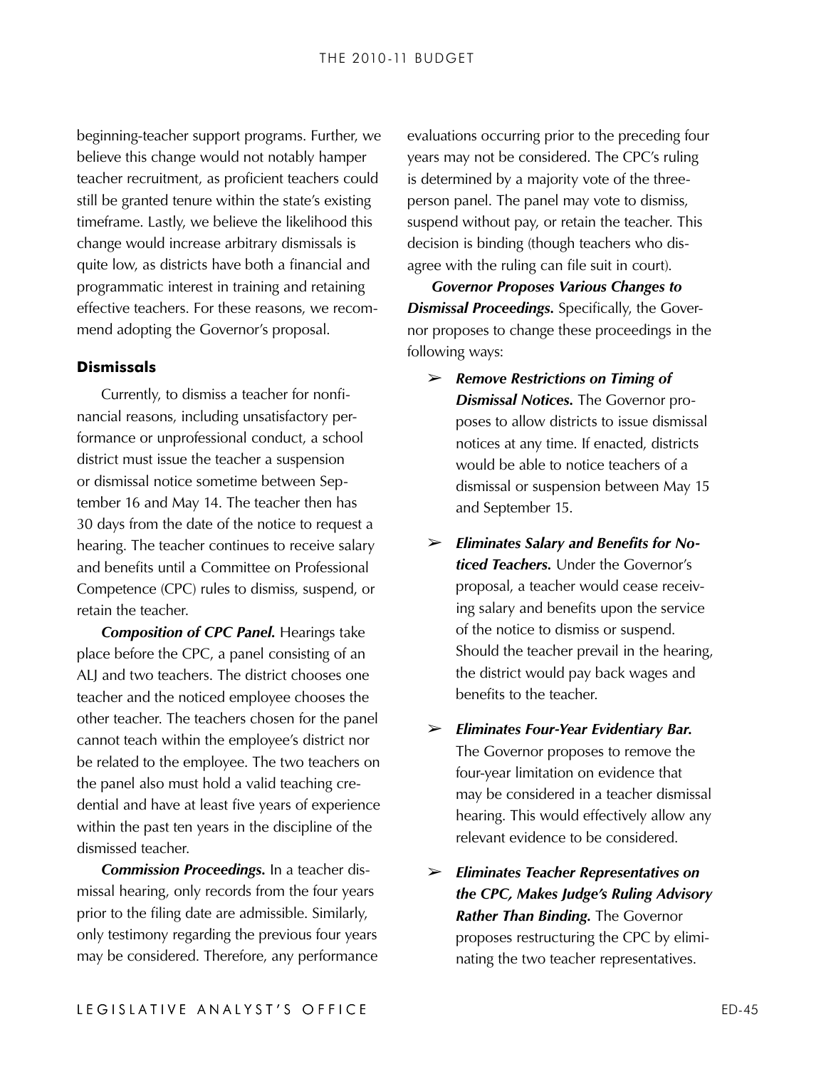beginning-teacher support programs. Further, we believe this change would not notably hamper teacher recruitment, as proficient teachers could still be granted tenure within the state's existing timeframe. Lastly, we believe the likelihood this change would increase arbitrary dismissals is quite low, as districts have both a financial and programmatic interest in training and retaining effective teachers. For these reasons, we recommend adopting the Governor's proposal.

### Dismissals

Currently, to dismiss a teacher for nonfinancial reasons, including unsatisfactory performance or unprofessional conduct, a school district must issue the teacher a suspension or dismissal notice sometime between September 16 and May 14. The teacher then has 30 days from the date of the notice to request a hearing. The teacher continues to receive salary and benefits until a Committee on Professional Competence (CPC) rules to dismiss, suspend, or retain the teacher.

***Composition of CPC Panel.*** Hearings take place before the CPC, a panel consisting of an ALJ and two teachers. The district chooses one teacher and the noticed employee chooses the other teacher. The teachers chosen for the panel cannot teach within the employee's district nor be related to the employee. The two teachers on the panel also must hold a valid teaching credential and have at least five years of experience within the past ten years in the discipline of the dismissed teacher.

***Commission Proceedings.*** In a teacher dismissal hearing, only records from the four years prior to the filing date are admissible. Similarly, only testimony regarding the previous four years may be considered. Therefore, any performance evaluations occurring prior to the preceding four years may not be considered. The CPC's ruling is determined by a majority vote of the three-person panel. The panel may vote to dismiss, suspend without pay, or retain the teacher. This decision is binding (though teachers who disagree with the ruling can file suit in court).

***Governor Proposes Various Changes to Dismissal Proceedings.*** Specifically, the Governor proposes to change these proceedings in the following ways:

- ***Remove Restrictions on Timing of Dismissal Notices.*** The Governor proposes to allow districts to issue dismissal notices at any time. If enacted, districts would be able to notice teachers of a dismissal or suspension between May 15 and September 15.

- ***Eliminates Salary and Benefits for Noticed Teachers.*** Under the Governor's proposal, a teacher would cease receiving salary and benefits upon the service of the notice to dismiss or suspend. Should the teacher prevail in the hearing, the district would pay back wages and benefits to the teacher.

- ***Eliminates Four-Year Evidentiary Bar.*** The Governor proposes to remove the four-year limitation on evidence that may be considered in a teacher dismissal hearing. This would effectively allow any relevant evidence to be considered.

- ***Eliminates Teacher Representatives on the CPC, Makes Judge's Ruling Advisory Rather Than Binding.*** The Governor proposes restructuring the CPC by eliminating the two teacher representatives.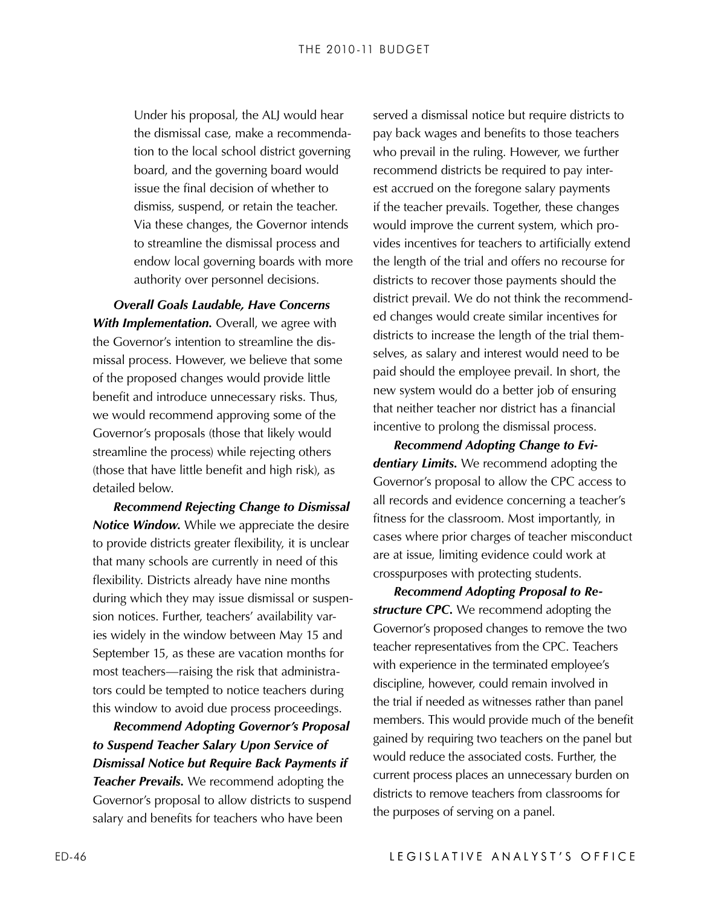Under his proposal, the ALJ would hear the dismissal case, make a recommendation to the local school district governing board, and the governing board would issue the final decision of whether to dismiss, suspend, or retain the teacher. Via these changes, the Governor intends to streamline the dismissal process and endow local governing boards with more authority over personnel decisions.

***Overall Goals Laudable, Have Concerns With Implementation.*** Overall, we agree with the Governor's intention to streamline the dismissal process. However, we believe that some of the proposed changes would provide little benefit and introduce unnecessary risks. Thus, we would recommend approving some of the Governor's proposals (those that likely would streamline the process) while rejecting others (those that have little benefit and high risk), as detailed below.

***Recommend Rejecting Change to Dismissal Notice Window.*** While we appreciate the desire to provide districts greater flexibility, it is unclear that many schools are currently in need of this flexibility. Districts already have nine months during which they may issue dismissal or suspension notices. Further, teachers' availability varies widely in the window between May 15 and September 15, as these are vacation months for most teachers—raising the risk that administrators could be tempted to notice teachers during this window to avoid due process proceedings.

***Recommend Adopting Governor's Proposal to Suspend Teacher Salary Upon Service of Dismissal Notice but Require Back Payments if Teacher Prevails.*** We recommend adopting the Governor's proposal to allow districts to suspend salary and benefits for teachers who have been served a dismissal notice but require districts to pay back wages and benefits to those teachers who prevail in the ruling. However, we further recommend districts be required to pay interest accrued on the foregone salary payments if the teacher prevails. Together, these changes would improve the current system, which provides incentives for teachers to artificially extend the length of the trial and offers no recourse for districts to recover those payments should the district prevail. We do not think the recommended changes would create similar incentives for districts to increase the length of the trial themselves, as salary and interest would need to be paid should the employee prevail. In short, the new system would do a better job of ensuring that neither teacher nor district has a financial incentive to prolong the dismissal process.

***Recommend Adopting Change to Evidentiary Limits.*** We recommend adopting the Governor's proposal to allow the CPC access to all records and evidence concerning a teacher's fitness for the classroom. Most importantly, in cases where prior charges of teacher misconduct are at issue, limiting evidence could work at crosspurposes with protecting students.

***Recommend Adopting Proposal to Restructure CPC.*** We recommend adopting the Governor's proposed changes to remove the two teacher representatives from the CPC. Teachers with experience in the terminated employee's discipline, however, could remain involved in the trial if needed as witnesses rather than panel members. This would provide much of the benefit gained by requiring two teachers on the panel but would reduce the associated costs. Further, the current process places an unnecessary burden on districts to remove teachers from classrooms for the purposes of serving on a panel.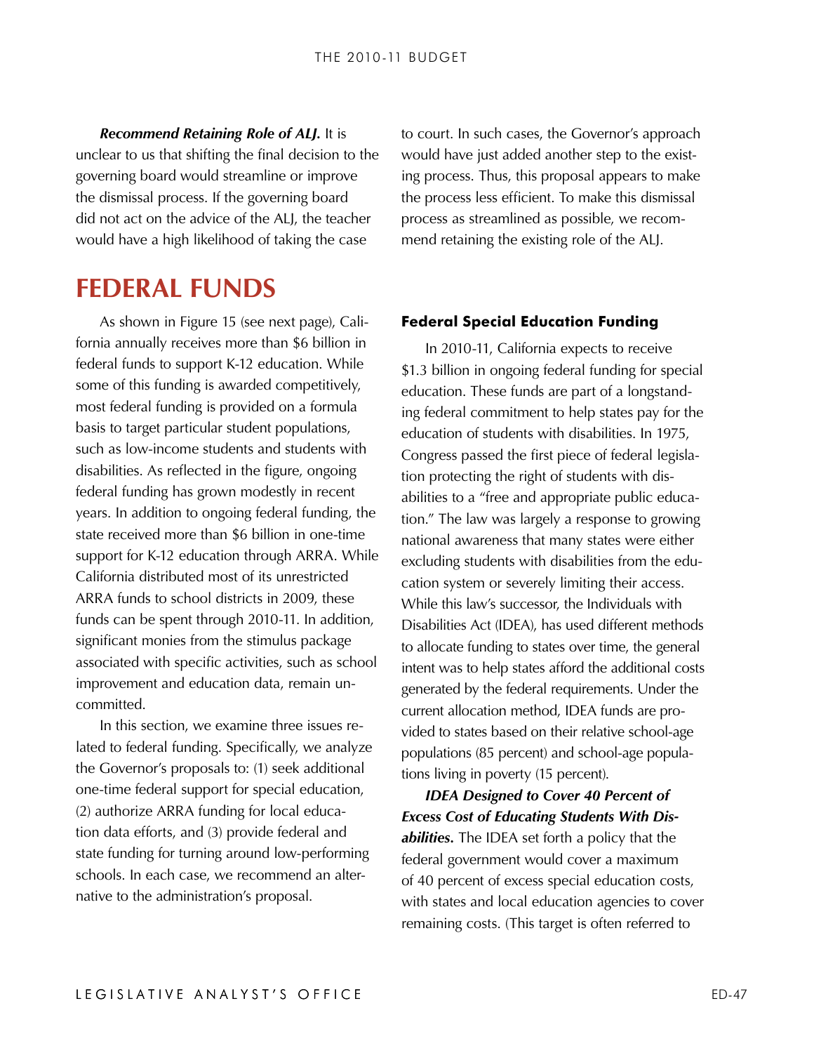***Recommend Retaining Role of ALJ.*** It is unclear to us that shifting the final decision to the governing board would streamline or improve the dismissal process. If the governing board did not act on the advice of the ALJ, the teacher would have a high likelihood of taking the case to court. In such cases, the Governor's approach would have just added another step to the existing process. Thus, this proposal appears to make the process less efficient. To make this dismissal process as streamlined as possible, we recommend retaining the existing role of the ALJ.

# FEDERAL FUNDS

As shown in Figure 15 (see next page), California annually receives more than $6 billion in federal funds to support K-12 education. While some of this funding is awarded competitively, most federal funding is provided on a formula basis to target particular student populations, such as low-income students and students with disabilities. As reflected in the figure, ongoing federal funding has grown modestly in recent years. In addition to ongoing federal funding, the state received more than $6 billion in one-time support for K-12 education through ARRA. While California distributed most of its unrestricted ARRA funds to school districts in 2009, these funds can be spent through 2010-11. In addition, significant monies from the stimulus package associated with specific activities, such as school improvement and education data, remain uncommitted.

In this section, we examine three issues related to federal funding. Specifically, we analyze the Governor's proposals to: (1) seek additional one-time federal support for special education, (2) authorize ARRA funding for local education data efforts, and (3) provide federal and state funding for turning around low-performing schools. In each case, we recommend an alternative to the administration's proposal.

## Federal Special Education Funding

In 2010-11, California expects to receive $1.3 billion in ongoing federal funding for special education. These funds are part of a longstanding federal commitment to help states pay for the education of students with disabilities. In 1975, Congress passed the first piece of federal legislation protecting the right of students with disabilities to a "free and appropriate public education." The law was largely a response to growing national awareness that many states were either excluding students with disabilities from the education system or severely limiting their access. While this law's successor, the Individuals with Disabilities Act (IDEA), has used different methods to allocate funding to states over time, the general intent was to help states afford the additional costs generated by the federal requirements. Under the current allocation method, IDEA funds are provided to states based on their relative school-age populations (85 percent) and school-age populations living in poverty (15 percent).

***IDEA Designed to Cover 40 Percent of Excess Cost of Educating Students With Disabilities.*** The IDEA set forth a policy that the federal government would cover a maximum of 40 percent of excess special education costs, with states and local education agencies to cover remaining costs. (This target is often referred to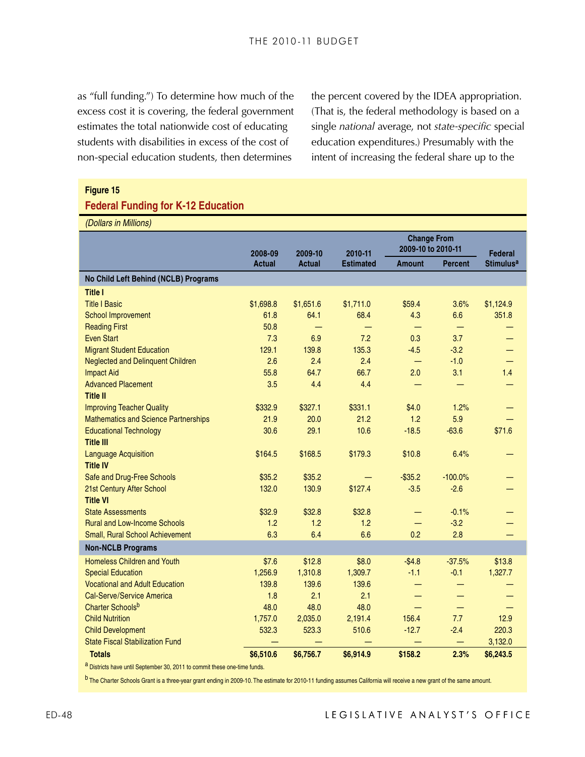as "full funding.") To determine how much of the excess cost it is covering, the federal government estimates the total nationwide cost of educating students with disabilities in excess of the cost of non-special education students, then determines the percent covered by the IDEA appropriation. (That is, the federal methodology is based on a single *national* average, not *state-specific* special education expenditures.) Presumably with the intent of increasing the federal share up to the

**Figure 15**

**Federal Funding for K-12 Education**

*(Dollars in Millions)*

| | 2008-09 Actual | 2009-10 Actual | 2010-11 Estimated | Change From 2009-10 to 2010-11 | | Federal Stimulus[a] |
|---|---|---|---|---|---|---|
| | | | | Amount | Percent | |
| **No Child Left Behind (NCLB) Programs** | | | | | | |
| **Title I** | | | | | | |
| Title I Basic | $1,698.8 | $1,651.6 | $1,711.0 | $59.4 | 3.6% | $1,124.9 |
| School Improvement | 61.8 | 64.1 | 68.4 | 4.3 | 6.6 | 351.8 |
| Reading First | 50.8 | — | — | — | — | — |
| Even Start | 7.3 | 6.9 | 7.2 | 0.3 | 3.7 | — |
| Migrant Student Education | 129.1 | 139.8 | 135.3 | -4.5 | -3.2 | — |
| Neglected and Delinquent Children | 2.6 | 2.4 | 2.4 | — | -1.0 | — |
| Impact Aid | 55.8 | 64.7 | 66.7 | 2.0 | 3.1 | 1.4 |
| Advanced Placement | 3.5 | 4.4 | 4.4 | — | — | — |
| **Title II** | | | | | | |
| Improving Teacher Quality | $332.9 | $327.1 | $331.1 | $4.0 | 1.2% | — |
| Mathematics and Science Partnerships | 21.9 | 20.0 | 21.2 | 1.2 | 5.9 | — |
| Educational Technology | 30.6 | 29.1 | 10.6 | -18.5 | -63.6 | $71.6 |
| **Title III** | | | | | | |
| Language Acquisition | $164.5 | $168.5 | $179.3 | $10.8 | 6.4% | — |
| **Title IV** | | | | | | |
| Safe and Drug-Free Schools | $35.2 | $35.2 | — | -$35.2 | -100.0% | — |
| 21st Century After School | 132.0 | 130.9 | $127.4 | -3.5 | -2.6 | — |
| **Title VI** | | | | | | |
| State Assessments | $32.9 | $32.8 | $32.8 | — | -0.1% | — |
| Rural and Low-Income Schools | 1.2 | 1.2 | 1.2 | — | -3.2 | — |
| Small, Rural School Achievement | 6.3 | 6.4 | 6.6 | 0.2 | 2.8 | — |
| **Non-NCLB Programs** | | | | | | |
| Homeless Children and Youth | $7.6 | $12.8 | $8.0 | -$4.8 | -37.5% | $13.8 |
| Special Education | 1,256.9 | 1,310.8 | 1,309.7 | -1.1 | -0.1 | 1,327.7 |
| Vocational and Adult Education | 139.8 | 139.6 | 139.6 | — | — | — |
| Cal-Serve/Service America | 1.8 | 2.1 | 2.1 | — | — | — |
| Charter Schools[b] | 48.0 | 48.0 | 48.0 | — | — | — |
| Child Nutrition | 1,757.0 | 2,035.0 | 2,191.4 | 156.4 | 7.7 | 12.9 |
| Child Development | 532.3 | 523.3 | 510.6 | -12.7 | -2.4 | 220.3 |
| State Fiscal Stabilization Fund | — | — | — | — | — | 3,132.0 |
| **Totals** | **$6,510.6** | **$6,756.7** | **$6,914.9** | **$158.2** | **2.3%** | **$6,243.5** |

[a] Districts have until September 30, 2011 to commit these one-time funds.

[b] The Charter Schools Grant is a three-year grant ending in 2009-10. The estimate for 2010-11 funding assumes California will receive a new grant of the same amount.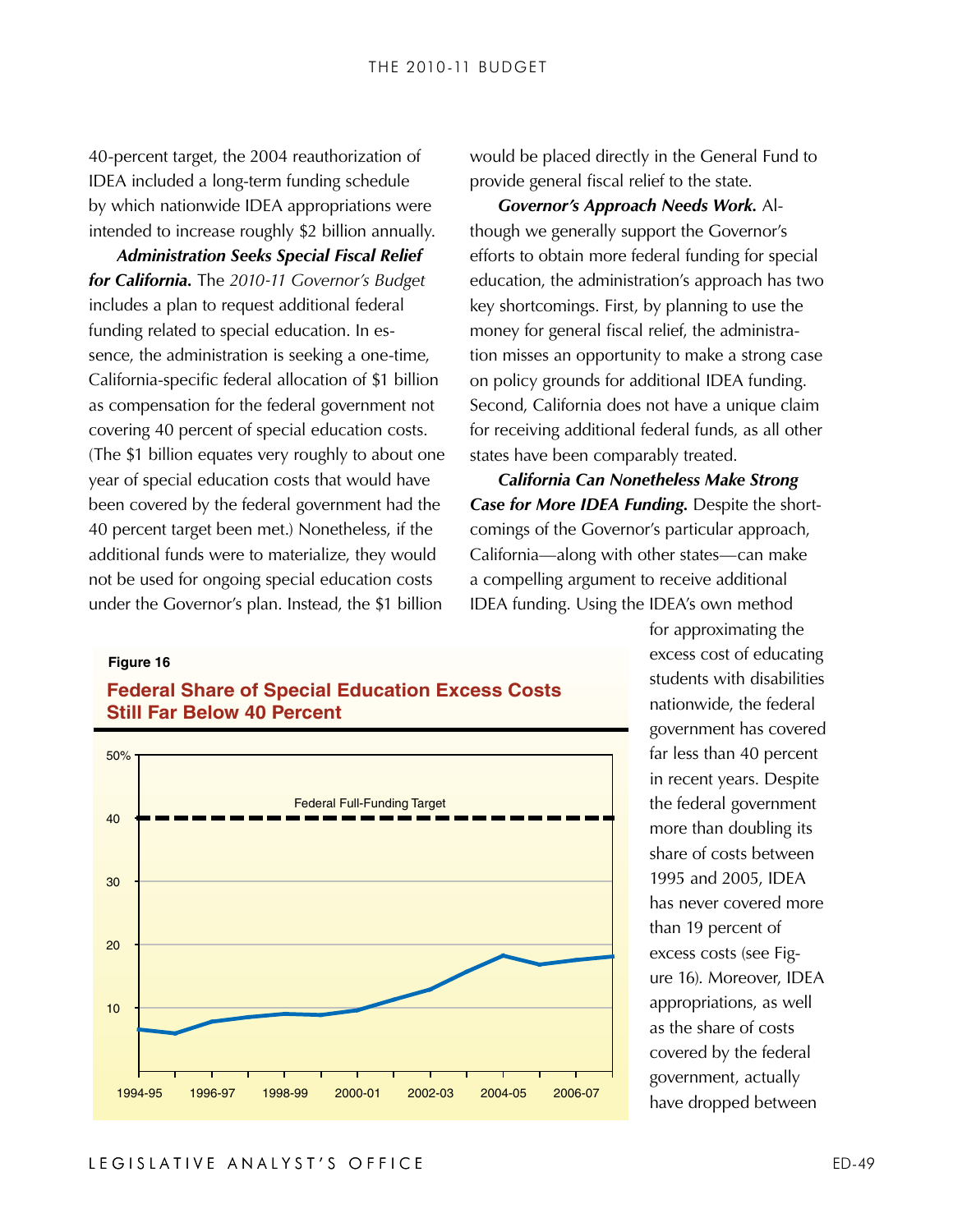40-percent target, the 2004 reauthorization of IDEA included a long-term funding schedule by which nationwide IDEA appropriations were intended to increase roughly $2 billion annually.

***Administration Seeks Special Fiscal Relief for California.*** The *2010-11 Governor's Budget* includes a plan to request additional federal funding related to special education. In essence, the administration is seeking a one-time, California-specific federal allocation of $1 billion as compensation for the federal government not covering 40 percent of special education costs. (The $1 billion equates very roughly to about one year of special education costs that would have been covered by the federal government had the 40 percent target been met.) Nonetheless, if the additional funds were to materialize, they would not be used for ongoing special education costs under the Governor's plan. Instead, the $1 billion would be placed directly in the General Fund to provide general fiscal relief to the state.

***Governor's Approach Needs Work.*** Although we generally support the Governor's efforts to obtain more federal funding for special education, the administration's approach has two key shortcomings. First, by planning to use the money for general fiscal relief, the administration misses an opportunity to make a strong case on policy grounds for additional IDEA funding. Second, California does not have a unique claim for receiving additional federal funds, as all other states have been comparably treated.

***California Can Nonetheless Make Strong Case for More IDEA Funding.*** Despite the shortcomings of the Governor's particular approach, California—along with other states—can make a compelling argument to receive additional IDEA funding. Using the IDEA's own method for approximating the excess cost of educating students with disabilities nationwide, the federal government has covered far less than 40 percent in recent years. Despite the federal government more than doubling its share of costs between 1995 and 2005, IDEA has never covered more than 19 percent of excess costs (see Figure 16). Moreover, IDEA appropriations, as well as the share of costs covered by the federal government, actually have dropped between

**Figure 16**

**Federal Share of Special Education Excess Costs Still Far Below 40 Percent**

[Line chart: federal share of excess costs, 1994-95 to 2007-08, rising from about 7 percent to about 18 percent, with a dashed "Federal Full-Funding Target" line at 40 percent. Y-axis: 10 to 50%. X-axis: 1994-95, 1996-97, 1998-99, 2000-01, 2002-03, 2004-05, 2006-07.]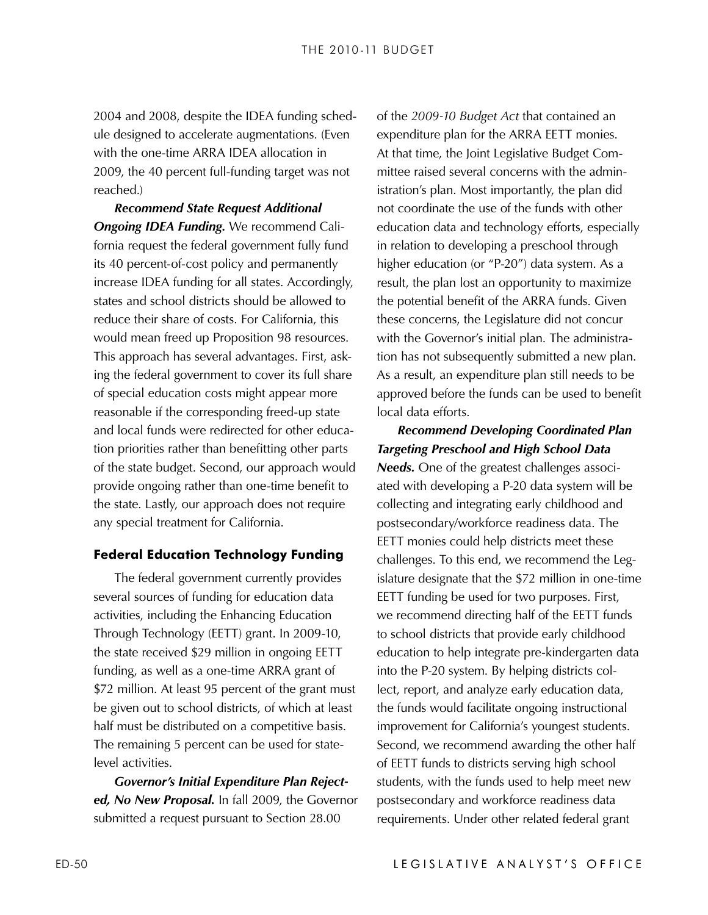2004 and 2008, despite the IDEA funding schedule designed to accelerate augmentations. (Even with the one-time ARRA IDEA allocation in 2009, the 40 percent full-funding target was not reached.)

***Recommend State Request Additional Ongoing IDEA Funding.*** We recommend California request the federal government fully fund its 40 percent-of-cost policy and permanently increase IDEA funding for all states. Accordingly, states and school districts should be allowed to reduce their share of costs. For California, this would mean freed up Proposition 98 resources. This approach has several advantages. First, asking the federal government to cover its full share of special education costs might appear more reasonable if the corresponding freed-up state and local funds were redirected for other education priorities rather than benefitting other parts of the state budget. Second, our approach would provide ongoing rather than one-time benefit to the state. Lastly, our approach does not require any special treatment for California.

### Federal Education Technology Funding

The federal government currently provides several sources of funding for education data activities, including the Enhancing Education Through Technology (EETT) grant. In 2009-10, the state received $29 million in ongoing EETT funding, as well as a one-time ARRA grant of $72 million. At least 95 percent of the grant must be given out to school districts, of which at least half must be distributed on a competitive basis. The remaining 5 percent can be used for state-level activities.

***Governor's Initial Expenditure Plan Rejected, No New Proposal.*** In fall 2009, the Governor submitted a request pursuant to Section 28.00 of the *2009-10 Budget Act* that contained an expenditure plan for the ARRA EETT monies. At that time, the Joint Legislative Budget Committee raised several concerns with the administration's plan. Most importantly, the plan did not coordinate the use of the funds with other education data and technology efforts, especially in relation to developing a preschool through higher education (or "P-20") data system. As a result, the plan lost an opportunity to maximize the potential benefit of the ARRA funds. Given these concerns, the Legislature did not concur with the Governor's initial plan. The administration has not subsequently submitted a new plan. As a result, an expenditure plan still needs to be approved before the funds can be used to benefit local data efforts.

***Recommend Developing Coordinated Plan Targeting Preschool and High School Data Needs.*** One of the greatest challenges associated with developing a P-20 data system will be collecting and integrating early childhood and postsecondary/workforce readiness data. The EETT monies could help districts meet these challenges. To this end, we recommend the Legislature designate that the $72 million in one-time EETT funding be used for two purposes. First, we recommend directing half of the EETT funds to school districts that provide early childhood education to help integrate pre-kindergarten data into the P-20 system. By helping districts collect, report, and analyze early education data, the funds would facilitate ongoing instructional improvement for California's youngest students. Second, we recommend awarding the other half of EETT funds to districts serving high school students, with the funds used to help meet new postsecondary and workforce readiness data requirements. Under other related federal grant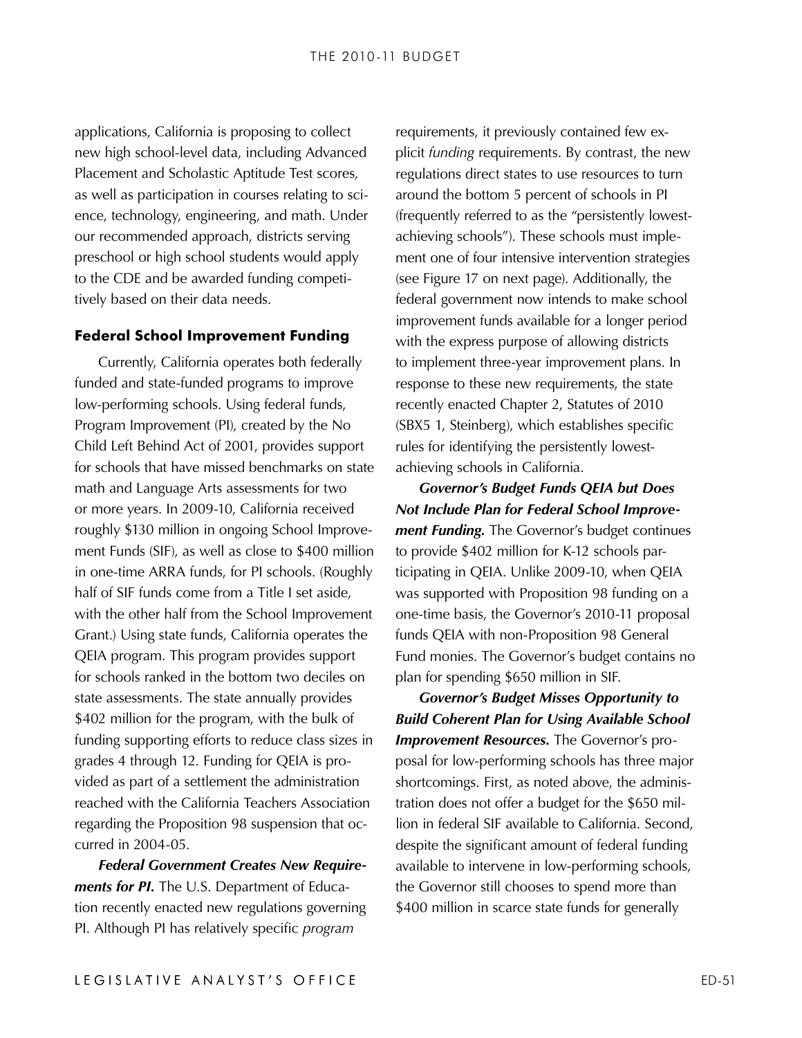applications, California is proposing to collect new high school-level data, including Advanced Placement and Scholastic Aptitude Test scores, as well as participation in courses relating to science, technology, engineering, and math. Under our recommended approach, districts serving preschool or high school students would apply to the CDE and be awarded funding competitively based on their data needs.

### Federal School Improvement Funding

Currently, California operates both federally funded and state-funded programs to improve low-performing schools. Using federal funds, Program Improvement (PI), created by the No Child Left Behind Act of 2001, provides support for schools that have missed benchmarks on state math and Language Arts assessments for two or more years. In 2009-10, California received roughly $130 million in ongoing School Improvement Funds (SIF), as well as close to $400 million in one-time ARRA funds, for PI schools. (Roughly half of SIF funds come from a Title I set aside, with the other half from the School Improvement Grant.) Using state funds, California operates the QEIA program. This program provides support for schools ranked in the bottom two deciles on state assessments. The state annually provides $402 million for the program, with the bulk of funding supporting efforts to reduce class sizes in grades 4 through 12. Funding for QEIA is provided as part of a settlement the administration reached with the California Teachers Association regarding the Proposition 98 suspension that occurred in 2004-05.

***Federal Government Creates New Requirements for PI.*** The U.S. Department of Education recently enacted new regulations governing PI. Although PI has relatively specific *program* requirements, it previously contained few explicit *funding* requirements. By contrast, the new regulations direct states to use resources to turn around the bottom 5 percent of schools in PI (frequently referred to as the "persistently lowest-achieving schools"). These schools must implement one of four intensive intervention strategies (see Figure 17 on next page). Additionally, the federal government now intends to make school improvement funds available for a longer period with the express purpose of allowing districts to implement three-year improvement plans. In response to these new requirements, the state recently enacted Chapter 2, Statutes of 2010 (SBX5 1, Steinberg), which establishes specific rules for identifying the persistently lowest-achieving schools in California.

***Governor's Budget Funds QEIA but Does Not Include Plan for Federal School Improvement Funding.*** The Governor's budget continues to provide $402 million for K-12 schools participating in QEIA. Unlike 2009-10, when QEIA was supported with Proposition 98 funding on a one-time basis, the Governor's 2010-11 proposal funds QEIA with non-Proposition 98 General Fund monies. The Governor's budget contains no plan for spending $650 million in SIF.

***Governor's Budget Misses Opportunity to Build Coherent Plan for Using Available School Improvement Resources.*** The Governor's proposal for low-performing schools has three major shortcomings. First, as noted above, the administration does not offer a budget for the $650 million in federal SIF available to California. Second, despite the significant amount of federal funding available to intervene in low-performing schools, the Governor still chooses to spend more than $400 million in scarce state funds for generally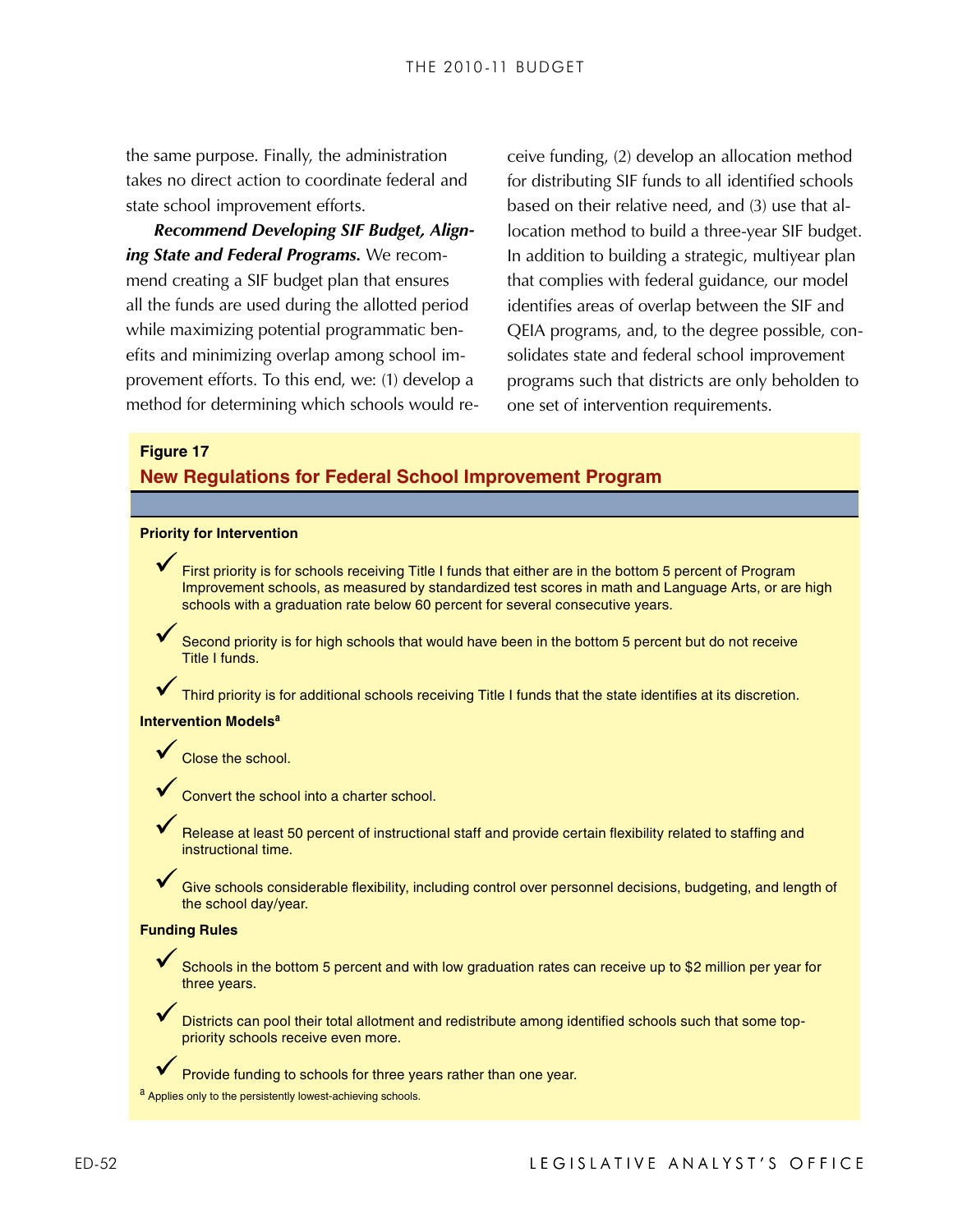the same purpose. Finally, the administration takes no direct action to coordinate federal and state school improvement efforts.

***Recommend Developing SIF Budget, Aligning State and Federal Programs.*** We recommend creating a SIF budget plan that ensures all the funds are used during the allotted period while maximizing potential programmatic benefits and minimizing overlap among school improvement efforts. To this end, we: (1) develop a method for determining which schools would receive funding, (2) develop an allocation method for distributing SIF funds to all identified schools based on their relative need, and (3) use that allocation method to build a three-year SIF budget. In addition to building a strategic, multiyear plan that complies with federal guidance, our model identifies areas of overlap between the SIF and QEIA programs, and, to the degree possible, consolidates state and federal school improvement programs such that districts are only beholden to one set of intervention requirements.

**Figure 17**

**New Regulations for Federal School Improvement Program**

**Priority for Intervention**

- ✓ First priority is for schools receiving Title I funds that either are in the bottom 5 percent of Program Improvement schools, as measured by standardized test scores in math and Language Arts, or are high schools with a graduation rate below 60 percent for several consecutive years.
- ✓ Second priority is for high schools that would have been in the bottom 5 percent but do not receive Title I funds.
- ✓ Third priority is for additional schools receiving Title I funds that the state identifies at its discretion.

**Intervention Models**[a]

- ✓ Close the school.
- ✓ Convert the school into a charter school.
- ✓ Release at least 50 percent of instructional staff and provide certain flexibility related to staffing and instructional time.
- ✓ Give schools considerable flexibility, including control over personnel decisions, budgeting, and length of the school day/year.

**Funding Rules**

- ✓ Schools in the bottom 5 percent and with low graduation rates can receive up to $2 million per year for three years.
- ✓ Districts can pool their total allotment and redistribute among identified schools such that some top-priority schools receive even more.
- ✓ Provide funding to schools for three years rather than one year.

[a] Applies only to the persistently lowest-achieving schools.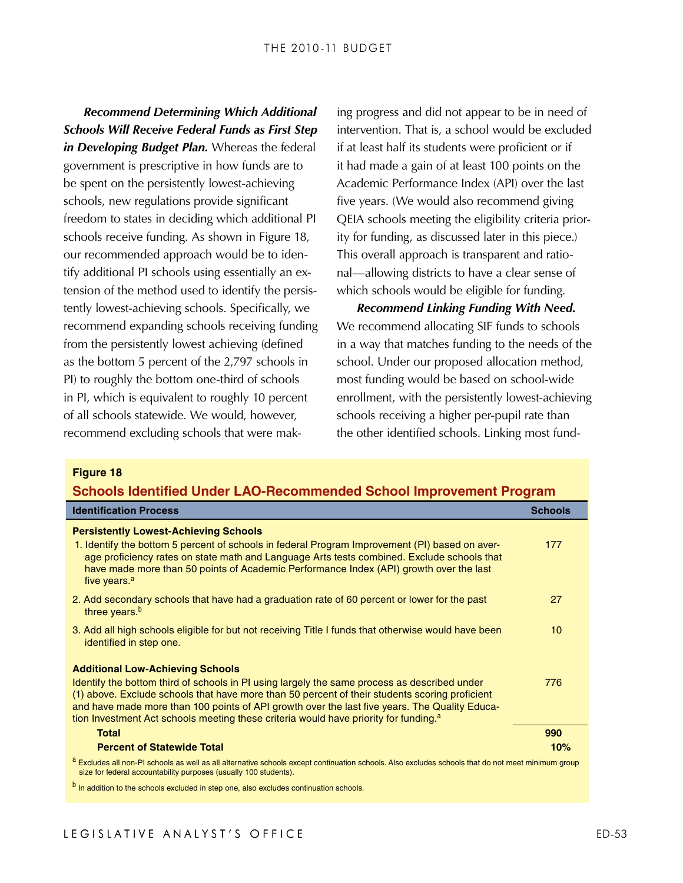***Recommend Determining Which Additional Schools Will Receive Federal Funds as First Step in Developing Budget Plan.*** Whereas the federal government is prescriptive in how funds are to be spent on the persistently lowest-achieving schools, new regulations provide significant freedom to states in deciding which additional PI schools receive funding. As shown in Figure 18, our recommended approach would be to identify additional PI schools using essentially an extension of the method used to identify the persistently lowest-achieving schools. Specifically, we recommend expanding schools receiving funding from the persistently lowest achieving (defined as the bottom 5 percent of the 2,797 schools in PI) to roughly the bottom one-third of schools in PI, which is equivalent to roughly 10 percent of all schools statewide. We would, however, recommend excluding schools that were making progress and did not appear to be in need of intervention. That is, a school would be excluded if at least half its students were proficient or if it had made a gain of at least 100 points on the Academic Performance Index (API) over the last five years. (We would also recommend giving QEIA schools meeting the eligibility criteria priority for funding, as discussed later in this piece.) This overall approach is transparent and rational—allowing districts to have a clear sense of which schools would be eligible for funding.

***Recommend Linking Funding With Need.*** We recommend allocating SIF funds to schools in a way that matches funding to the needs of the school. Under our proposed allocation method, most funding would be based on school-wide enrollment, with the persistently lowest-achieving schools receiving a higher per-pupil rate than the other identified schools. Linking most fund-

**Figure 18**

**Schools Identified Under LAO-Recommended School Improvement Program**

| Identification Process | Schools |
|---|---|
| **Persistently Lowest-Achieving Schools** | |
| 1. Identify the bottom 5 percent of schools in federal Program Improvement (PI) based on average proficiency rates on state math and Language Arts tests combined. Exclude schools that have made more than 50 points of Academic Performance Index (API) growth over the last five years.[a] | 177 |
| 2. Add secondary schools that have had a graduation rate of 60 percent or lower for the past three years.[b] | 27 |
| 3. Add all high schools eligible for but not receiving Title I funds that otherwise would have been identified in step one. | 10 |
| **Additional Low-Achieving Schools** | |
| Identify the bottom third of schools in PI using largely the same process as described under (1) above. Exclude schools that have more than 50 percent of their students scoring proficient and have made more than 100 points of API growth over the last five years. The Quality Education Investment Act schools meeting these criteria would have priority for funding.[a] | 776 |
| **Total** | **990** |
| **Percent of Statewide Total** | **10%** |

[a] Excludes all non-PI schools as well as all alternative schools except continuation schools. Also excludes schools that do not meet minimum group size for federal accountability purposes (usually 100 students).

[b] In addition to the schools excluded in step one, also excludes continuation schools.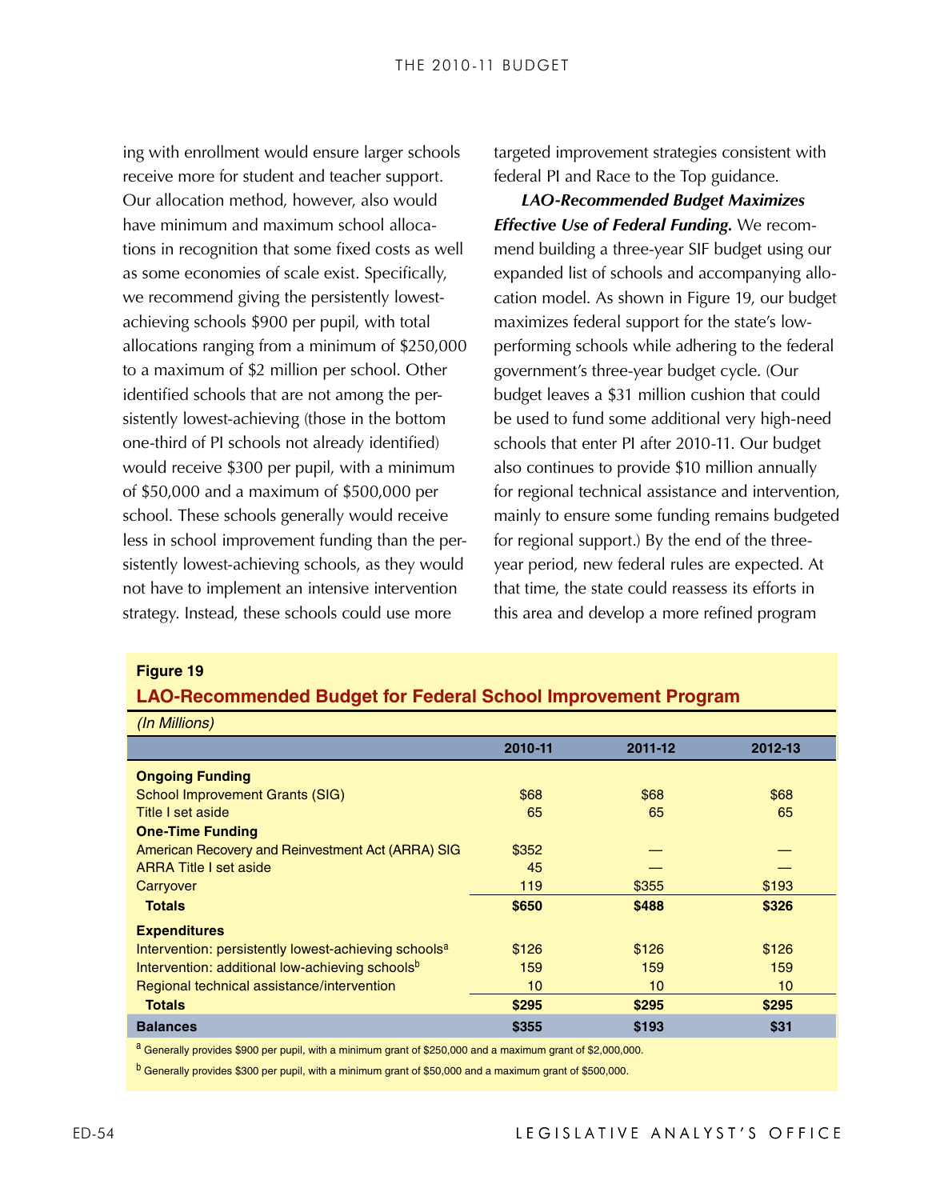ing with enrollment would ensure larger schools receive more for student and teacher support. Our allocation method, however, also would have minimum and maximum school allocations in recognition that some fixed costs as well as some economies of scale exist. Specifically, we recommend giving the persistently lowest-achieving schools $900 per pupil, with total allocations ranging from a minimum of $250,000 to a maximum of $2 million per school. Other identified schools that are not among the persistently lowest-achieving (those in the bottom one-third of PI schools not already identified) would receive $300 per pupil, with a minimum of $50,000 and a maximum of $500,000 per school. These schools generally would receive less in school improvement funding than the persistently lowest-achieving schools, as they would not have to implement an intensive intervention strategy. Instead, these schools could use more targeted improvement strategies consistent with federal PI and Race to the Top guidance.

***LAO-Recommended Budget Maximizes Effective Use of Federal Funding.*** We recommend building a three-year SIF budget using our expanded list of schools and accompanying allocation model. As shown in Figure 19, our budget maximizes federal support for the state's low-performing schools while adhering to the federal government's three-year budget cycle. (Our budget leaves a $31 million cushion that could be used to fund some additional very high-need schools that enter PI after 2010-11. Our budget also continues to provide $10 million annually for regional technical assistance and intervention, mainly to ensure some funding remains budgeted for regional support.) By the end of the three-year period, new federal rules are expected. At that time, the state could reassess its efforts in this area and develop a more refined program

**Figure 19**

**LAO-Recommended Budget for Federal School Improvement Program**

*(In Millions)*

| | 2010-11 | 2011-12 | 2012-13 |
|---|---|---|---|
| **Ongoing Funding** | | | |
| School Improvement Grants (SIG) | $68 | $68 | $68 |
| Title I set aside | 65 | 65 | 65 |
| **One-Time Funding** | | | |
| American Recovery and Reinvestment Act (ARRA) SIG | $352 | — | — |
| ARRA Title I set aside | 45 | — | — |
| Carryover | 119 | $355 | $193 |
| **Totals** | **$650** | **$488** | **$326** |
| **Expenditures** | | | |
| Intervention: persistently lowest-achieving schools[a] | $126 | $126 | $126 |
| Intervention: additional low-achieving schools[b] | 159 | 159 | 159 |
| Regional technical assistance/intervention | 10 | 10 | 10 |
| **Totals** | **$295** | **$295** | **$295** |
| **Balances** | **$355** | **$193** | **$31** |

[a] Generally provides $900 per pupil, with a minimum grant of $250,000 and a maximum grant of $2,000,000.

[b] Generally provides $300 per pupil, with a minimum grant of $50,000 and a maximum grant of $500,000.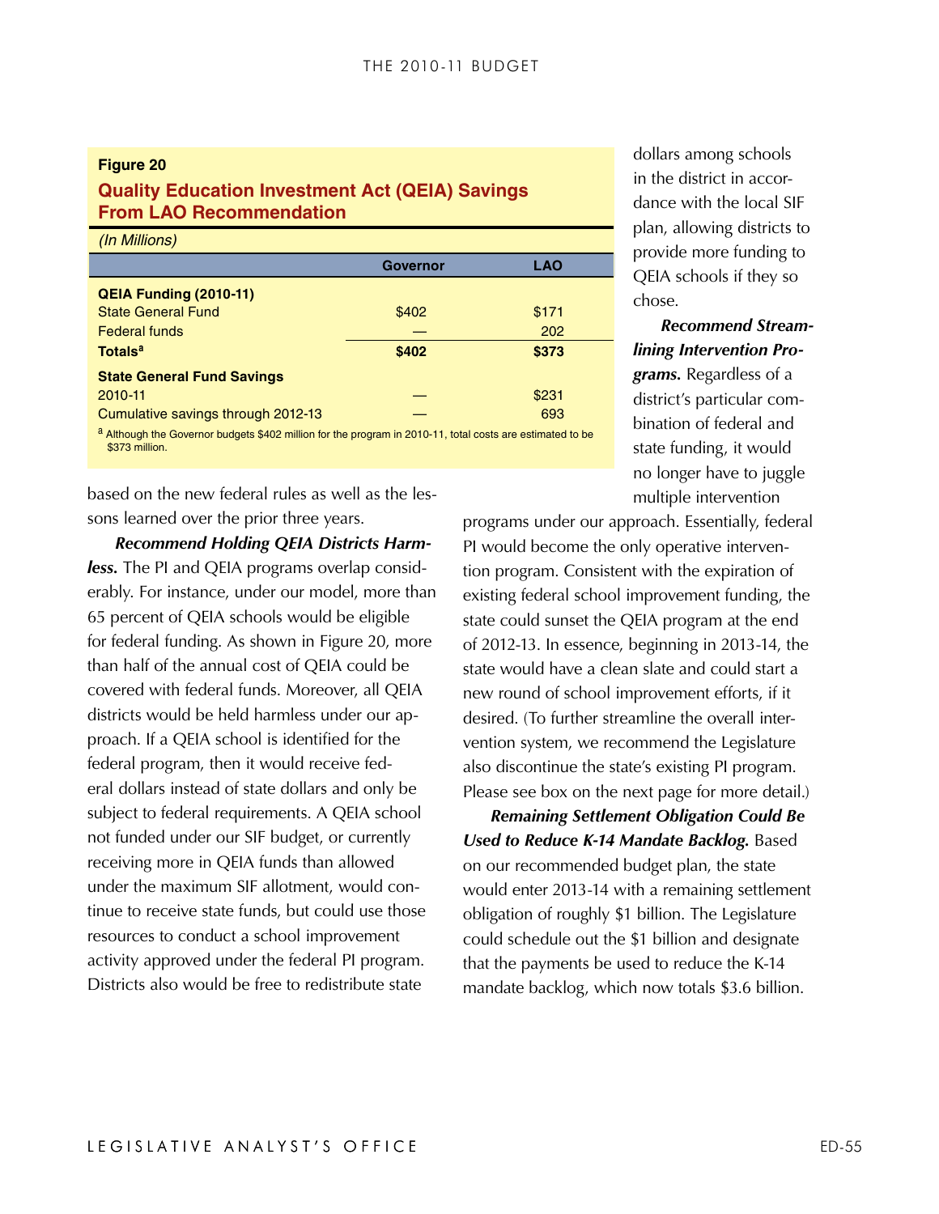**Figure 20**

**Quality Education Investment Act (QEIA) Savings From LAO Recommendation**

*(In Millions)*

| | Governor | LAO |
|---|---|---|
| **QEIA Funding (2010-11)** | | |
| State General Fund | $402 | $171 |
| Federal funds | — | 202 |
| **Totals[a]** | **$402** | **$373** |
| **State General Fund Savings** | | |
| 2010-11 | — | $231 |
| Cumulative savings through 2012-13 | — | 693 |

[a] Although the Governor budgets $402 million for the program in 2010-11, total costs are estimated to be $373 million.

based on the new federal rules as well as the lessons learned over the prior three years.

***Recommend Holding QEIA Districts Harmless.*** The PI and QEIA programs overlap considerably. For instance, under our model, more than 65 percent of QEIA schools would be eligible for federal funding. As shown in Figure 20, more than half of the annual cost of QEIA could be covered with federal funds. Moreover, all QEIA districts would be held harmless under our approach. If a QEIA school is identified for the federal program, then it would receive federal dollars instead of state dollars and only be subject to federal requirements. A QEIA school not funded under our SIF budget, or currently receiving more in QEIA funds than allowed under the maximum SIF allotment, would continue to receive state funds, but could use those resources to conduct a school improvement activity approved under the federal PI program. Districts also would be free to redistribute state dollars among schools in the district in accordance with the local SIF plan, allowing districts to provide more funding to QEIA schools if they so chose.

***Recommend Streamlining Intervention Programs.*** Regardless of a district's particular combination of federal and state funding, it would no longer have to juggle multiple intervention programs under our approach. Essentially, federal PI would become the only operative intervention program. Consistent with the expiration of existing federal school improvement funding, the state could sunset the QEIA program at the end of 2012-13. In essence, beginning in 2013-14, the state would have a clean slate and could start a new round of school improvement efforts, if it desired. (To further streamline the overall intervention system, we recommend the Legislature also discontinue the state's existing PI program. Please see box on the next page for more detail.)

***Remaining Settlement Obligation Could Be Used to Reduce K-14 Mandate Backlog.*** Based on our recommended budget plan, the state would enter 2013-14 with a remaining settlement obligation of roughly $1 billion. The Legislature could schedule out the $1 billion and designate that the payments be used to reduce the K-14 mandate backlog, which now totals $3.6 billion.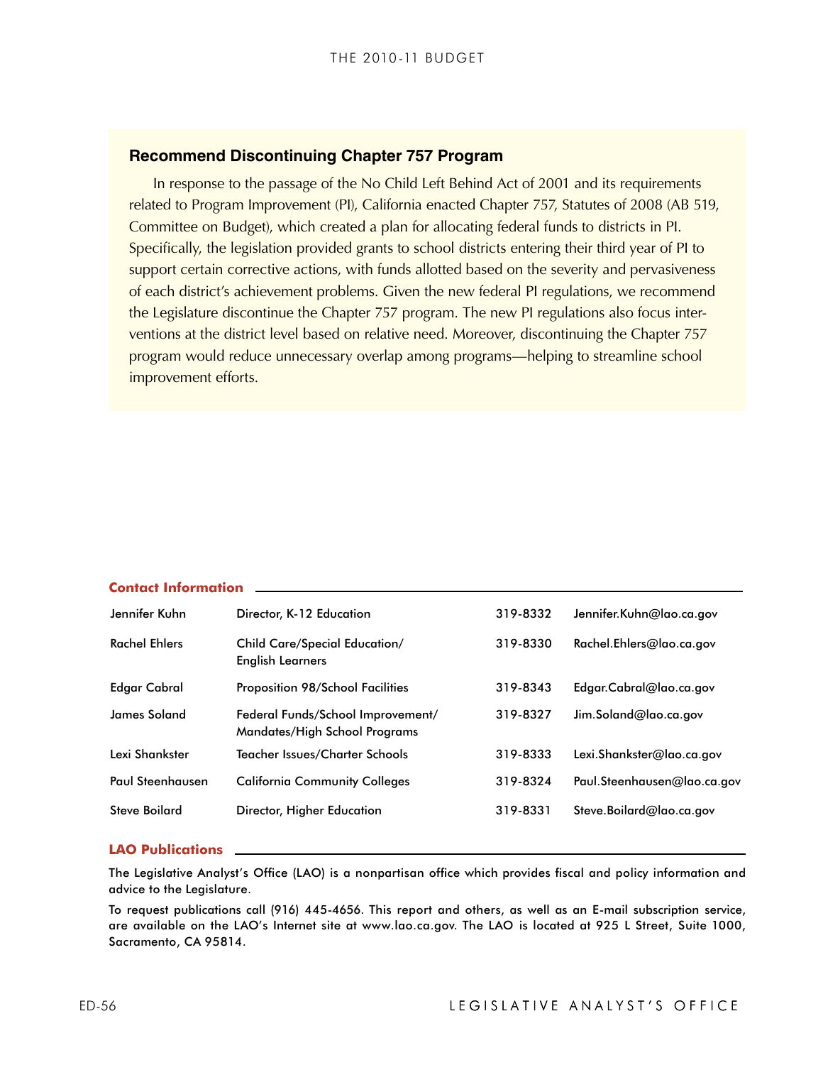### Recommend Discontinuing Chapter 757 Program

In response to the passage of the No Child Left Behind Act of 2001 and its requirements related to Program Improvement (PI), California enacted Chapter 757, Statutes of 2008 (AB 519, Committee on Budget), which created a plan for allocating federal funds to districts in PI. Specifically, the legislation provided grants to school districts entering their third year of PI to support certain corrective actions, with funds allotted based on the severity and pervasiveness of each district's achievement problems. Given the new federal PI regulations, we recommend the Legislature discontinue the Chapter 757 program. The new PI regulations also focus interventions at the district level based on relative need. Moreover, discontinuing the Chapter 757 program would reduce unnecessary overlap among programs—helping to streamline school improvement efforts.

#### Contact Information

| | | | |
|---|---|---|---|
| Jennifer Kuhn | Director, K-12 Education | 319-8332 | Jennifer.Kuhn@lao.ca.gov |
| Rachel Ehlers | Child Care/Special Education/ English Learners | 319-8330 | Rachel.Ehlers@lao.ca.gov |
| Edgar Cabral | Proposition 98/School Facilities | 319-8343 | Edgar.Cabral@lao.ca.gov |
| James Soland | Federal Funds/School Improvement/ Mandates/High School Programs | 319-8327 | Jim.Soland@lao.ca.gov |
| Lexi Shankster | Teacher Issues/Charter Schools | 319-8333 | Lexi.Shankster@lao.ca.gov |
| Paul Steenhausen | California Community Colleges | 319-8324 | Paul.Steenhausen@lao.ca.gov |
| Steve Boilard | Director, Higher Education | 319-8331 | Steve.Boilard@lao.ca.gov |

#### LAO Publications

The Legislative Analyst's Office (LAO) is a nonpartisan office which provides fiscal and policy information and advice to the Legislature.

To request publications call (916) 445-4656. This report and others, as well as an E-mail subscription service, are available on the LAO's Internet site at www.lao.ca.gov. The LAO is located at 925 L Street, Suite 1000, Sacramento, CA 95814.